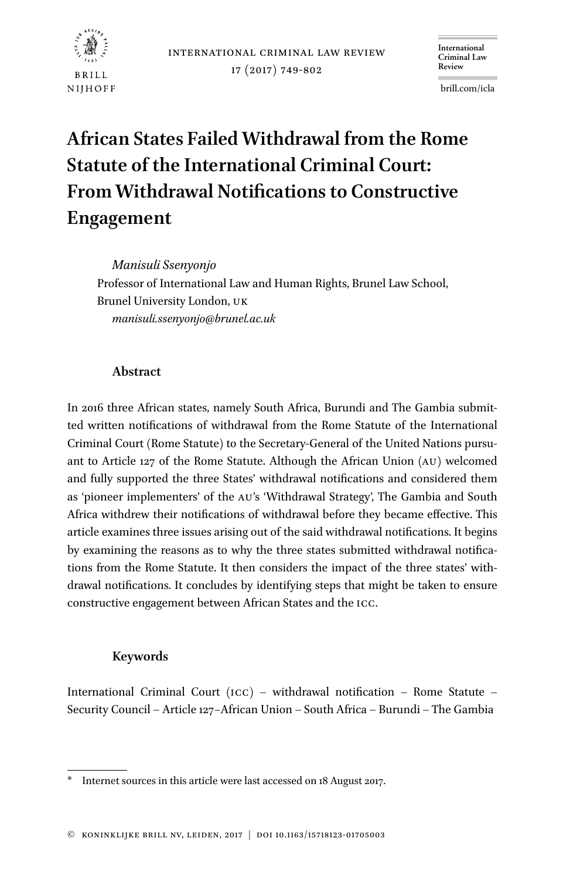# African States Failed Withdrawal from the Rome Statute of the International Criminal Court: From Withdrawal Notifications to Constructive Engagement

*Manisuli Ssenyonjo*
Professor of International Law and Human Rights, Brunel Law School, Brunel University London, UK
*manisuli.ssenyonjo@brunel.ac.uk*

## Abstract

In 2016 three African states, namely South Africa, Burundi and The Gambia submitted written notifications of withdrawal from the Rome Statute of the International Criminal Court (Rome Statute) to the Secretary-General of the United Nations pursuant to Article 127 of the Rome Statute. Although the African Union (AU) welcomed and fully supported the three States' withdrawal notifications and considered them as 'pioneer implementers' of the AU's 'Withdrawal Strategy', The Gambia and South Africa withdrew their notifications of withdrawal before they became effective. This article examines three issues arising out of the said withdrawal notifications. It begins by examining the reasons as to why the three states submitted withdrawal notifications from the Rome Statute. It then considers the impact of the three states' withdrawal notifications. It concludes by identifying steps that might be taken to ensure constructive engagement between African States and the ICC.

## Keywords

International Criminal Court (ICC) – withdrawal notification – Rome Statute – Security Council – Article 127–African Union – South Africa – Burundi – The Gambia

---

\* Internet sources in this article were last accessed on 18 August 2017.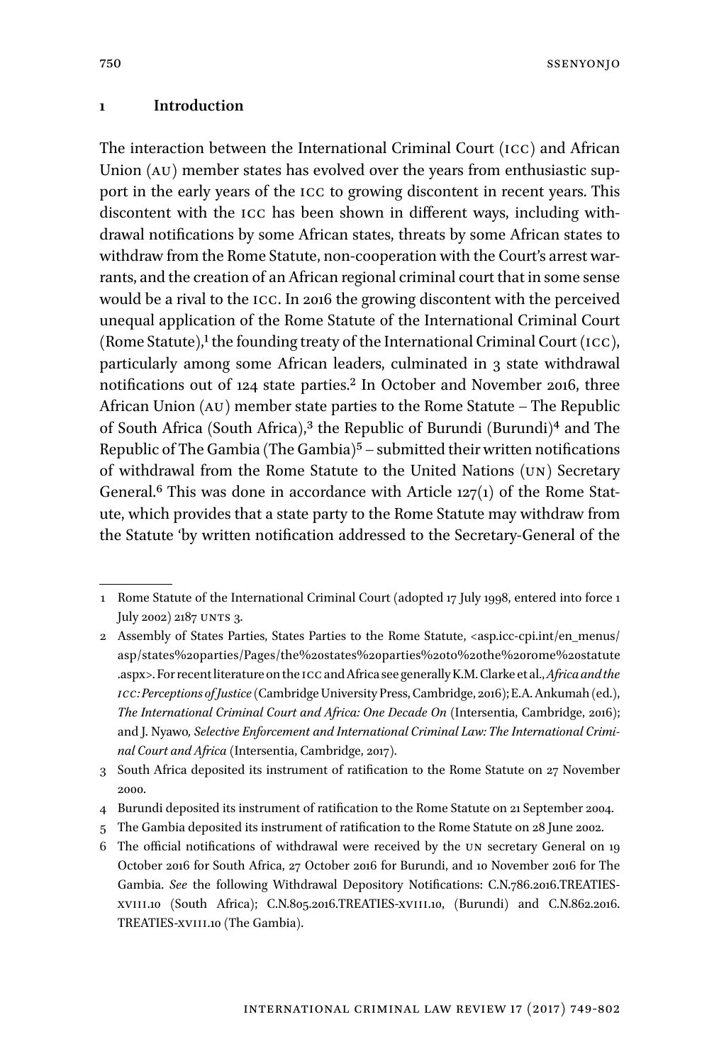## 1 Introduction

The interaction between the International Criminal Court (ICC) and African Union (AU) member states has evolved over the years from enthusiastic support in the early years of the ICC to growing discontent in recent years. This discontent with the ICC has been shown in different ways, including withdrawal notifications by some African states, threats by some African states to withdraw from the Rome Statute, non-cooperation with the Court's arrest warrants, and the creation of an African regional criminal court that in some sense would be a rival to the ICC. In 2016 the growing discontent with the perceived unequal application of the Rome Statute of the International Criminal Court (Rome Statute),[1] the founding treaty of the International Criminal Court (ICC), particularly among some African leaders, culminated in 3 state withdrawal notifications out of 124 state parties.[2] In October and November 2016, three African Union (AU) member state parties to the Rome Statute – The Republic of South Africa (South Africa),[3] the Republic of Burundi (Burundi)[4] and The Republic of The Gambia (The Gambia)[5] – submitted their written notifications of withdrawal from the Rome Statute to the United Nations (UN) Secretary General.[6] This was done in accordance with Article 127(1) of the Rome Statute, which provides that a state party to the Rome Statute may withdraw from the Statute 'by written notification addressed to the Secretary-General of the

---

1 Rome Statute of the International Criminal Court (adopted 17 July 1998, entered into force 1 July 2002) 2187 UNTS 3.

2 Assembly of States Parties, States Parties to the Rome Statute, <asp.icc-cpi.int/en_menus/asp/states%20parties/Pages/the%20states%20parties%20to%20the%20rome%20statute.aspx>. For recent literature on the ICC and Africa see generally K.M. Clarke et al., *Africa and the ICC: Perceptions of Justice* (Cambridge University Press, Cambridge, 2016); E.A. Ankumah (ed.), *The International Criminal Court and Africa: One Decade On* (Intersentia, Cambridge, 2016); and J. Nyawo*, Selective Enforcement and International Criminal Law: The International Criminal Court and Africa* (Intersentia, Cambridge, 2017).

3 South Africa deposited its instrument of ratification to the Rome Statute on 27 November 2000.

4 Burundi deposited its instrument of ratification to the Rome Statute on 21 September 2004.

5 The Gambia deposited its instrument of ratification to the Rome Statute on 28 June 2002.

6 The official notifications of withdrawal were received by the UN secretary General on 19 October 2016 for South Africa, 27 October 2016 for Burundi, and 10 November 2016 for The Gambia. *See* the following Withdrawal Depository Notifications: C.N.786.2016.TREATIES-XVIII.10 (South Africa); C.N.805.2016.TREATIES-XVIII.10, (Burundi) and C.N.862.2016.TREATIES-XVIII.10 (The Gambia).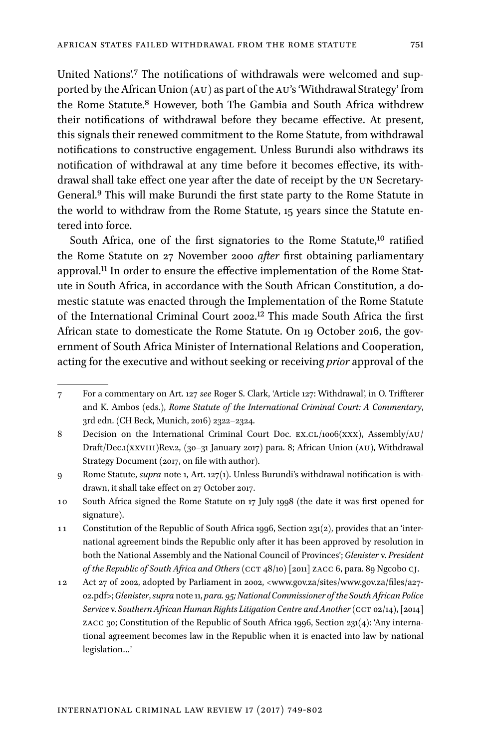United Nations'.[7] The notifications of withdrawals were welcomed and supported by the African Union (AU) as part of the AU's 'Withdrawal Strategy' from the Rome Statute.[8] However, both The Gambia and South Africa withdrew their notifications of withdrawal before they became effective. At present, this signals their renewed commitment to the Rome Statute, from withdrawal notifications to constructive engagement. Unless Burundi also withdraws its notification of withdrawal at any time before it becomes effective, its withdrawal shall take effect one year after the date of receipt by the UN Secretary-General.[9] This will make Burundi the first state party to the Rome Statute in the world to withdraw from the Rome Statute, 15 years since the Statute entered into force.

South Africa, one of the first signatories to the Rome Statute,[10] ratified the Rome Statute on 27 November 2000 *after* first obtaining parliamentary approval.[11] In order to ensure the effective implementation of the Rome Statute in South Africa, in accordance with the South African Constitution, a domestic statute was enacted through the Implementation of the Rome Statute of the International Criminal Court 2002.[12] This made South Africa the first African state to domesticate the Rome Statute. On 19 October 2016, the government of South Africa Minister of International Relations and Cooperation, acting for the executive and without seeking or receiving *prior* approval of the

---

7 For a commentary on Art. 127 *see* Roger S. Clark, 'Article 127: Withdrawal', in O. Triffterer and K. Ambos (eds.), *Rome Statute of the International Criminal Court: A Commentary*, 3rd edn. (CH Beck, Munich, 2016) 2322–2324.

8 Decision on the International Criminal Court Doc. EX.CL/1006(XXX), Assembly/AU/Draft/Dec.1(XXVIII)Rev.2, (30–31 January 2017) para. 8; African Union (AU), Withdrawal Strategy Document (2017, on file with author).

9 Rome Statute, *supra* note 1, Art. 127(1). Unless Burundi's withdrawal notification is withdrawn, it shall take effect on 27 October 2017.

10 South Africa signed the Rome Statute on 17 July 1998 (the date it was first opened for signature).

11 Constitution of the Republic of South Africa 1996, Section 231(2), provides that an 'international agreement binds the Republic only after it has been approved by resolution in both the National Assembly and the National Council of Provinces'; *Glenister* v. *President of the Republic of South Africa and Others* (CCT 48/10) [2011] ZACC 6, para. 89 Ngcobo CJ.

12 Act 27 of 2002, adopted by Parliament in 2002, <www.gov.za/sites/www.gov.za/files/a27-02.pdf>; *Glenister*, *supra* note 11, *para. 95; National Commissioner of the South African Police Service* v. *Southern African Human Rights Litigation Centre and Another* (CCT 02/14), [2014] ZACC 30; Constitution of the Republic of South Africa 1996, Section 231(4): 'Any international agreement becomes law in the Republic when it is enacted into law by national legislation…'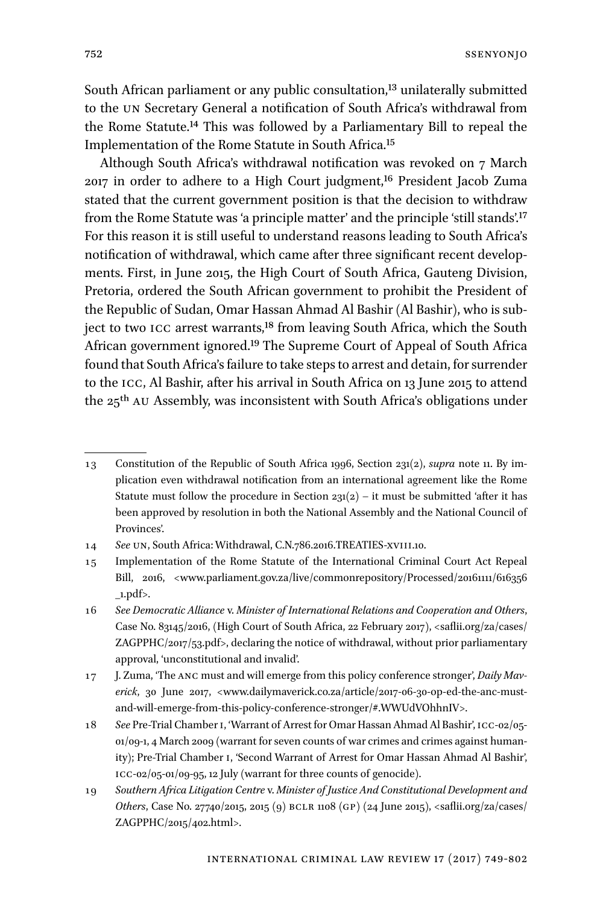South African parliament or any public consultation,[13] unilaterally submitted to the UN Secretary General a notification of South Africa's withdrawal from the Rome Statute.[14] This was followed by a Parliamentary Bill to repeal the Implementation of the Rome Statute in South Africa.[15]

Although South Africa's withdrawal notification was revoked on 7 March 2017 in order to adhere to a High Court judgment,[16] President Jacob Zuma stated that the current government position is that the decision to withdraw from the Rome Statute was 'a principle matter' and the principle 'still stands'.[17] For this reason it is still useful to understand reasons leading to South Africa's notification of withdrawal, which came after three significant recent developments. First, in June 2015, the High Court of South Africa, Gauteng Division, Pretoria, ordered the South African government to prohibit the President of the Republic of Sudan, Omar Hassan Ahmad Al Bashir (Al Bashir), who is subject to two ICC arrest warrants,[18] from leaving South Africa, which the South African government ignored.[19] The Supreme Court of Appeal of South Africa found that South Africa's failure to take steps to arrest and detain, for surrender to the ICC, Al Bashir, after his arrival in South Africa on 13 June 2015 to attend the 25th AU Assembly, was inconsistent with South Africa's obligations under

---

13 Constitution of the Republic of South Africa 1996, Section 231(2), *supra* note 11. By implication even withdrawal notification from an international agreement like the Rome Statute must follow the procedure in Section 231(2) – it must be submitted 'after it has been approved by resolution in both the National Assembly and the National Council of Provinces'.

14 *See* UN, South Africa: Withdrawal, C.N.786.2016.TREATIES-XVIII.10.

15 Implementation of the Rome Statute of the International Criminal Court Act Repeal Bill, 2016, <www.parliament.gov.za/live/commonrepository/Processed/20161111/616356_1.pdf>.

16 *See Democratic Alliance* v. *Minister of International Relations and Cooperation and Others*, Case No. 83145/2016, (High Court of South Africa, 22 February 2017), <saflii.org/za/cases/ZAGPPHC/2017/53.pdf>, declaring the notice of withdrawal, without prior parliamentary approval, 'unconstitutional and invalid'.

17 J. Zuma, 'The ANC must and will emerge from this policy conference stronger', *Daily Maverick*, 30 June 2017, <www.dailymaverick.co.za/article/2017-06-30-op-ed-the-anc-must-and-will-emerge-from-this-policy-conference-stronger/#.WWUdVOhhnIV>.

18 *See* Pre-Trial Chamber I, 'Warrant of Arrest for Omar Hassan Ahmad Al Bashir', ICC-02/05-01/09-1, 4 March 2009 (warrant for seven counts of war crimes and crimes against humanity); Pre-Trial Chamber I, 'Second Warrant of Arrest for Omar Hassan Ahmad Al Bashir', ICC-02/05-01/09-95, 12 July (warrant for three counts of genocide).

19 *Southern Africa Litigation Centre* v. *Minister of Justice And Constitutional Development and Others*, Case No. 27740/2015, 2015 (9) BCLR 1108 (GP) (24 June 2015), <saflii.org/za/cases/ZAGPPHC/2015/402.html>.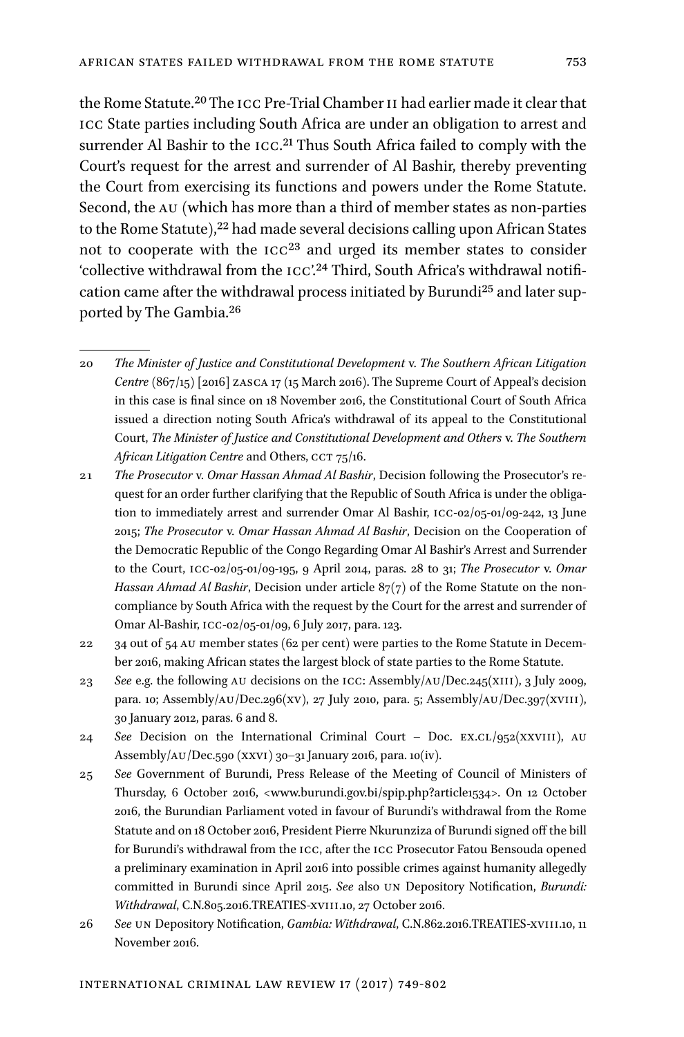the Rome Statute.[20] The ICC Pre-Trial Chamber II had earlier made it clear that ICC State parties including South Africa are under an obligation to arrest and surrender Al Bashir to the ICC.[21] Thus South Africa failed to comply with the Court's request for the arrest and surrender of Al Bashir, thereby preventing the Court from exercising its functions and powers under the Rome Statute. Second, the AU (which has more than a third of member states as non-parties to the Rome Statute),[22] had made several decisions calling upon African States not to cooperate with the ICC[23] and urged its member states to consider 'collective withdrawal from the ICC'.[24] Third, South Africa's withdrawal notification came after the withdrawal process initiated by Burundi[25] and later supported by The Gambia.[26]

---

20 *The Minister of Justice and Constitutional Development* v. *The Southern African Litigation Centre* (867/15) [2016] ZASCA 17 (15 March 2016). The Supreme Court of Appeal's decision in this case is final since on 18 November 2016, the Constitutional Court of South Africa issued a direction noting South Africa's withdrawal of its appeal to the Constitutional Court, *The Minister of Justice and Constitutional Development and Others* v. *The Southern African Litigation Centre* and Others, CCT 75/16.

21 *The Prosecutor* v. *Omar Hassan Ahmad Al Bashir*, Decision following the Prosecutor's request for an order further clarifying that the Republic of South Africa is under the obligation to immediately arrest and surrender Omar Al Bashir, ICC-02/05-01/09-242, 13 June 2015; *The Prosecutor* v. *Omar Hassan Ahmad Al Bashir*, Decision on the Cooperation of the Democratic Republic of the Congo Regarding Omar Al Bashir's Arrest and Surrender to the Court, ICC-02/05-01/09-195, 9 April 2014, paras. 28 to 31; *The Prosecutor* v. *Omar Hassan Ahmad Al Bashir*, Decision under article 87(7) of the Rome Statute on the non-compliance by South Africa with the request by the Court for the arrest and surrender of Omar Al-Bashir, ICC-02/05-01/09, 6 July 2017, para. 123.

22 34 out of 54 AU member states (62 per cent) were parties to the Rome Statute in December 2016, making African states the largest block of state parties to the Rome Statute.

23 *See* e.g. the following AU decisions on the ICC: Assembly/AU/Dec.245(XIII), 3 July 2009, para. 10; Assembly/AU/Dec.296(XV), 27 July 2010, para. 5; Assembly/AU/Dec.397(XVIII), 30 January 2012, paras. 6 and 8.

24 *See* Decision on the International Criminal Court – Doc. EX.CL/952(XXVIII), AU Assembly/AU/Dec.590 (XXVI) 30–31 January 2016, para. 10(iv).

25 *See* Government of Burundi, Press Release of the Meeting of Council of Ministers of Thursday, 6 October 2016, <www.burundi.gov.bi/spip.php?article1534>. On 12 October 2016, the Burundian Parliament voted in favour of Burundi's withdrawal from the Rome Statute and on 18 October 2016, President Pierre Nkurunziza of Burundi signed off the bill for Burundi's withdrawal from the ICC, after the ICC Prosecutor Fatou Bensouda opened a preliminary examination in April 2016 into possible crimes against humanity allegedly committed in Burundi since April 2015. *See* also UN Depository Notification, *Burundi: Withdrawal*, C.N.805.2016.TREATIES-XVIII.10, 27 October 2016.

26 *See* UN Depository Notification, *Gambia: Withdrawal*, C.N.862.2016.TREATIES-XVIII.10, 11 November 2016.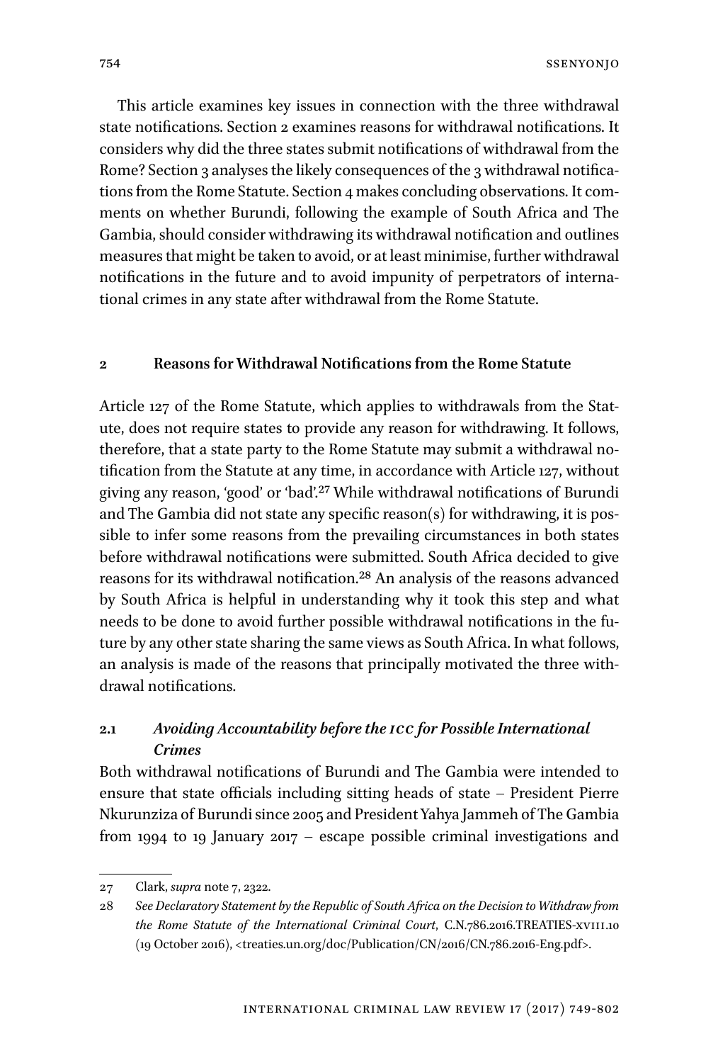This article examines key issues in connection with the three withdrawal state notifications. Section 2 examines reasons for withdrawal notifications. It considers why did the three states submit notifications of withdrawal from the Rome? Section 3 analyses the likely consequences of the 3 withdrawal notifications from the Rome Statute. Section 4 makes concluding observations. It comments on whether Burundi, following the example of South Africa and The Gambia, should consider withdrawing its withdrawal notification and outlines measures that might be taken to avoid, or at least minimise, further withdrawal notifications in the future and to avoid impunity of perpetrators of international crimes in any state after withdrawal from the Rome Statute.

## 2 Reasons for Withdrawal Notifications from the Rome Statute

Article 127 of the Rome Statute, which applies to withdrawals from the Statute, does not require states to provide any reason for withdrawing. It follows, therefore, that a state party to the Rome Statute may submit a withdrawal notification from the Statute at any time, in accordance with Article 127, without giving any reason, 'good' or 'bad'.[27] While withdrawal notifications of Burundi and The Gambia did not state any specific reason(s) for withdrawing, it is possible to infer some reasons from the prevailing circumstances in both states before withdrawal notifications were submitted. South Africa decided to give reasons for its withdrawal notification.[28] An analysis of the reasons advanced by South Africa is helpful in understanding why it took this step and what needs to be done to avoid further possible withdrawal notifications in the future by any other state sharing the same views as South Africa. In what follows, an analysis is made of the reasons that principally motivated the three withdrawal notifications.

### 2.1 *Avoiding Accountability before the ICC for Possible International Crimes*

Both withdrawal notifications of Burundi and The Gambia were intended to ensure that state officials including sitting heads of state – President Pierre Nkurunziza of Burundi since 2005 and President Yahya Jammeh of The Gambia from 1994 to 19 January 2017 – escape possible criminal investigations and

---

27 Clark, *supra* note 7, 2322.

28 *See Declaratory Statement by the Republic of South Africa on the Decision to Withdraw from the Rome Statute of the International Criminal Court*, C.N.786.2016.TREATIES-XVIII.10 (19 October 2016), <treaties.un.org/doc/Publication/CN/2016/CN.786.2016-Eng.pdf>.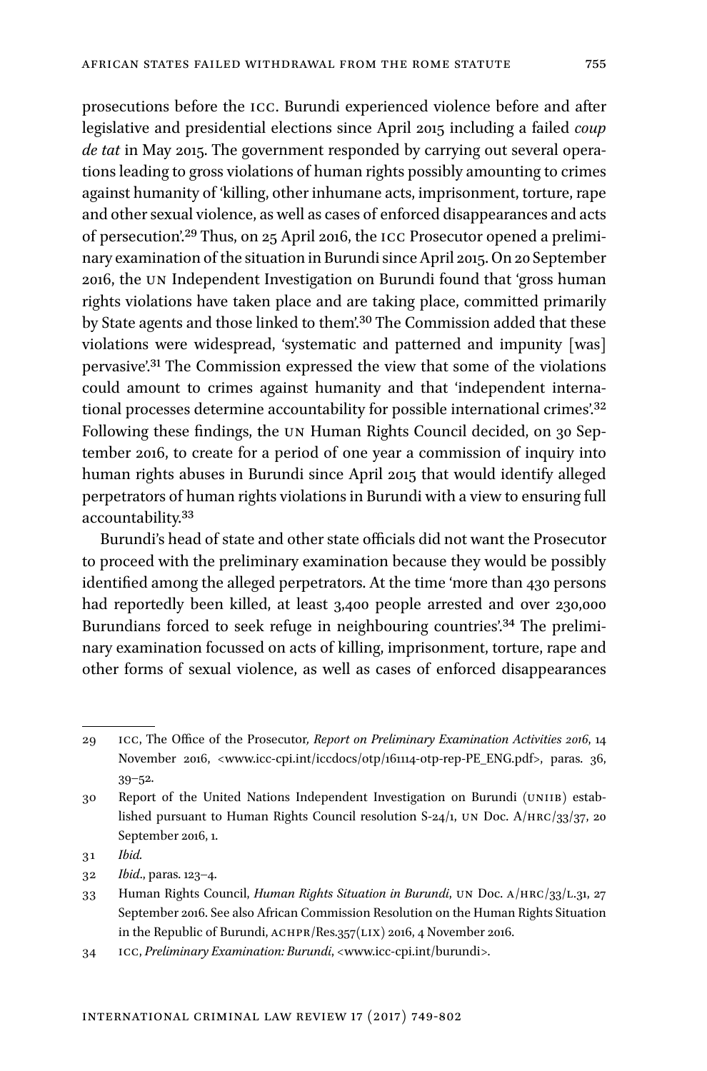prosecutions before the ICC. Burundi experienced violence before and after legislative and presidential elections since April 2015 including a failed *coup de tat* in May 2015. The government responded by carrying out several operations leading to gross violations of human rights possibly amounting to crimes against humanity of 'killing, other inhumane acts, imprisonment, torture, rape and other sexual violence, as well as cases of enforced disappearances and acts of persecution'.[29] Thus, on 25 April 2016, the ICC Prosecutor opened a preliminary examination of the situation in Burundi since April 2015. On 20 September 2016, the UN Independent Investigation on Burundi found that 'gross human rights violations have taken place and are taking place, committed primarily by State agents and those linked to them'.[30] The Commission added that these violations were widespread, 'systematic and patterned and impunity [was] pervasive'.[31] The Commission expressed the view that some of the violations could amount to crimes against humanity and that 'independent international processes determine accountability for possible international crimes'.[32] Following these findings, the UN Human Rights Council decided, on 30 September 2016, to create for a period of one year a commission of inquiry into human rights abuses in Burundi since April 2015 that would identify alleged perpetrators of human rights violations in Burundi with a view to ensuring full accountability.[33]

Burundi's head of state and other state officials did not want the Prosecutor to proceed with the preliminary examination because they would be possibly identified among the alleged perpetrators. At the time 'more than 430 persons had reportedly been killed, at least 3,400 people arrested and over 230,000 Burundians forced to seek refuge in neighbouring countries'.[34] The preliminary examination focussed on acts of killing, imprisonment, torture, rape and other forms of sexual violence, as well as cases of enforced disappearances

---

29 ICC, The Office of the Prosecutor, *Report on Preliminary Examination Activities 2016*, 14 November 2016, <www.icc-cpi.int/iccdocs/otp/161114-otp-rep-PE_ENG.pdf>, paras. 36, 39–52.

30 Report of the United Nations Independent Investigation on Burundi (UNIIB) established pursuant to Human Rights Council resolution S-24/1, UN Doc. A/HRC/33/37, 20 September 2016, 1.

31 *Ibid.*

32 *Ibid.*, paras. 123–4.

33 Human Rights Council, *Human Rights Situation in Burundi*, UN Doc. A/HRC/33/L.31, 27 September 2016. See also African Commission Resolution on the Human Rights Situation in the Republic of Burundi, ACHPR/Res.357(LIX) 2016, 4 November 2016.

34 ICC, *Preliminary Examination: Burundi*, <www.icc-cpi.int/burundi>.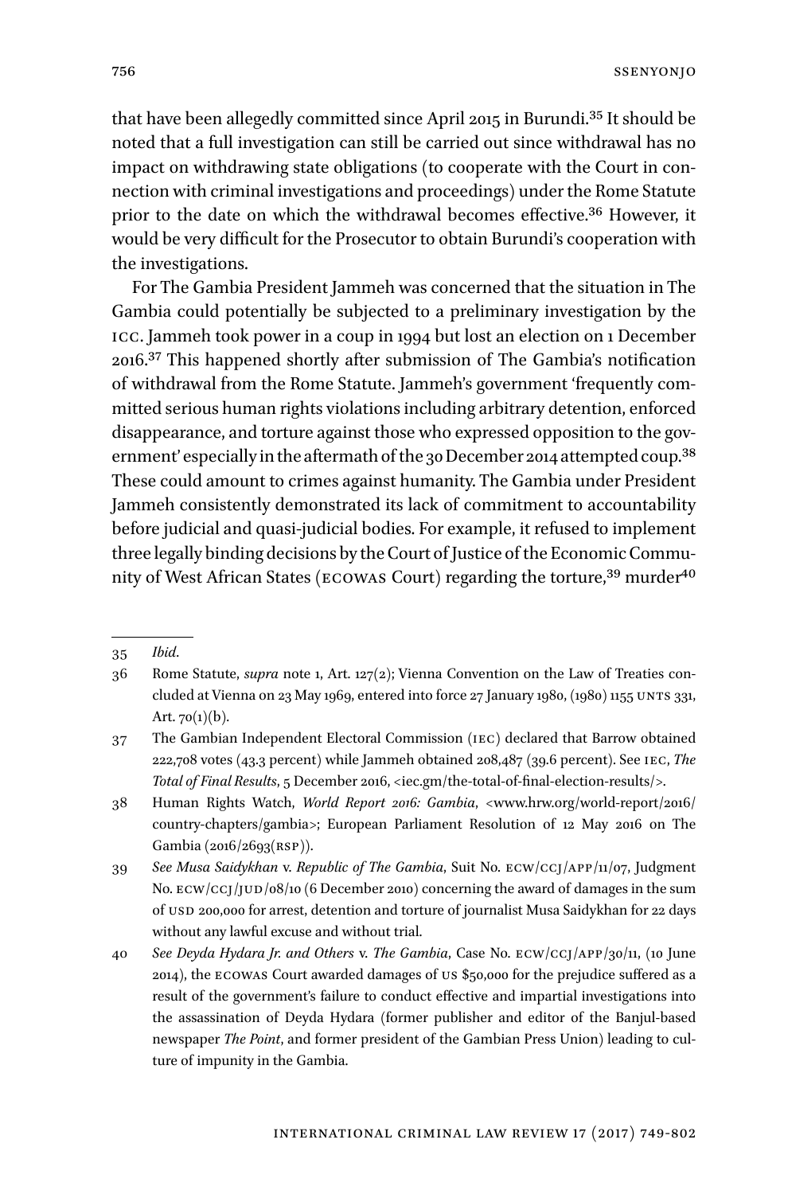that have been allegedly committed since April 2015 in Burundi.[35] It should be noted that a full investigation can still be carried out since withdrawal has no impact on withdrawing state obligations (to cooperate with the Court in connection with criminal investigations and proceedings) under the Rome Statute prior to the date on which the withdrawal becomes effective.[36] However, it would be very difficult for the Prosecutor to obtain Burundi's cooperation with the investigations.

For The Gambia President Jammeh was concerned that the situation in The Gambia could potentially be subjected to a preliminary investigation by the ICC. Jammeh took power in a coup in 1994 but lost an election on 1 December 2016.[37] This happened shortly after submission of The Gambia's notification of withdrawal from the Rome Statute. Jammeh's government 'frequently committed serious human rights violations including arbitrary detention, enforced disappearance, and torture against those who expressed opposition to the government' especially in the aftermath of the 30 December 2014 attempted coup.[38] These could amount to crimes against humanity. The Gambia under President Jammeh consistently demonstrated its lack of commitment to accountability before judicial and quasi-judicial bodies. For example, it refused to implement three legally binding decisions by the Court of Justice of the Economic Community of West African States (ECOWAS Court) regarding the torture,[39] murder[40]

---

35 *Ibid*.

36 Rome Statute, *supra* note 1, Art. 127(2); Vienna Convention on the Law of Treaties concluded at Vienna on 23 May 1969, entered into force 27 January 1980, (1980) 1155 UNTS 331, Art. 70(1)(b).

37 The Gambian Independent Electoral Commission (IEC) declared that Barrow obtained 222,708 votes (43.3 percent) while Jammeh obtained 208,487 (39.6 percent). See IEC, *The Total of Final Results*, 5 December 2016, <iec.gm/the-total-of-final-election-results/>.

38 Human Rights Watch, *World Report 2016: Gambia*, <www.hrw.org/world-report/2016/country-chapters/gambia>; European Parliament Resolution of 12 May 2016 on The Gambia (2016/2693(RSP)).

39 *See Musa Saidykhan* v. *Republic of The Gambia*, Suit No. ECW/CCJ/APP/11/07, Judgment No. ECW/CCJ/JUD/08/10 (6 December 2010) concerning the award of damages in the sum of USD 200,000 for arrest, detention and torture of journalist Musa Saidykhan for 22 days without any lawful excuse and without trial.

40 *See Deyda Hydara Jr. and Others* v. *The Gambia*, Case No. ECW/CCJ/APP/30/11, (10 June 2014), the ECOWAS Court awarded damages of US $50,000 for the prejudice suffered as a result of the government's failure to conduct effective and impartial investigations into the assassination of Deyda Hydara (former publisher and editor of the Banjul-based newspaper *The Point*, and former president of the Gambian Press Union) leading to culture of impunity in the Gambia.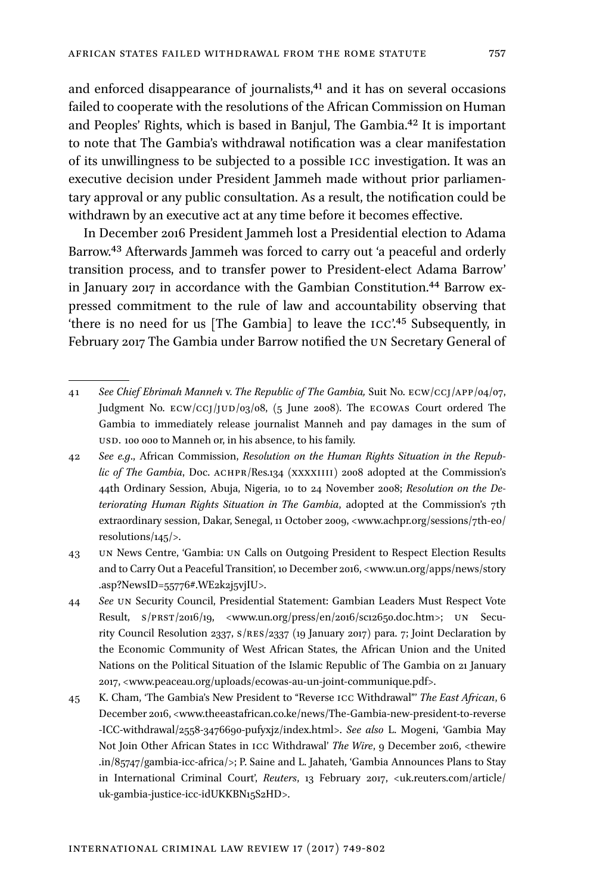and enforced disappearance of journalists,[41] and it has on several occasions failed to cooperate with the resolutions of the African Commission on Human and Peoples' Rights, which is based in Banjul, The Gambia.[42] It is important to note that The Gambia's withdrawal notification was a clear manifestation of its unwillingness to be subjected to a possible ICC investigation. It was an executive decision under President Jammeh made without prior parliamentary approval or any public consultation. As a result, the notification could be withdrawn by an executive act at any time before it becomes effective.

In December 2016 President Jammeh lost a Presidential election to Adama Barrow.[43] Afterwards Jammeh was forced to carry out 'a peaceful and orderly transition process, and to transfer power to President-elect Adama Barrow' in January 2017 in accordance with the Gambian Constitution.[44] Barrow expressed commitment to the rule of law and accountability observing that 'there is no need for us [The Gambia] to leave the ICC'.[45] Subsequently, in February 2017 The Gambia under Barrow notified the UN Secretary General of

---

41 *See Chief Ebrimah Manneh* v. *The Republic of The Gambia,* Suit No. ECW/CCJ/APP/04/07, Judgment No. ECW/CCJ/JUD/03/08, (5 June 2008). The ECOWAS Court ordered The Gambia to immediately release journalist Manneh and pay damages in the sum of USD. 100 000 to Manneh or, in his absence, to his family.

42 *See e.g.*, African Commission, *Resolution on the Human Rights Situation in the Republic of The Gambia*, Doc. ACHPR/Res.134 (XXXXIIII) 2008 adopted at the Commission's 44th Ordinary Session, Abuja, Nigeria, 10 to 24 November 2008; *Resolution on the Deteriorating Human Rights Situation in The Gambia*, adopted at the Commission's 7th extraordinary session, Dakar, Senegal, 11 October 2009, <www.achpr.org/sessions/7th-eo/resolutions/145/>.

43 UN News Centre, 'Gambia: UN Calls on Outgoing President to Respect Election Results and to Carry Out a Peaceful Transition', 10 December 2016, <www.un.org/apps/news/story.asp?NewsID=55776#.WE2k2j5vjIU>.

44 *See* UN Security Council, Presidential Statement: Gambian Leaders Must Respect Vote Result, S/PRST/2016/19, <www.un.org/press/en/2016/sc12650.doc.htm>; UN Security Council Resolution 2337, S/RES/2337 (19 January 2017) para. 7; Joint Declaration by the Economic Community of West African States, the African Union and the United Nations on the Political Situation of the Islamic Republic of The Gambia on 21 January 2017, <www.peaceau.org/uploads/ecowas-au-un-joint-communique.pdf>.

45 K. Cham, 'The Gambia's New President to "Reverse ICC Withdrawal"' *The East African*, 6 December 2016, <www.theeastafrican.co.ke/news/The-Gambia-new-president-to-reverse-ICC-withdrawal/2558-3476690-pufyxjz/index.html>. *See also* L. Mogeni, 'Gambia May Not Join Other African States in ICC Withdrawal' *The Wire*, 9 December 2016, <thewire.in/85747/gambia-icc-africa/>; P. Saine and L. Jahateh, 'Gambia Announces Plans to Stay in International Criminal Court', *Reuters*, 13 February 2017, <uk.reuters.com/article/uk-gambia-justice-icc-idUKKBN15S2HD>.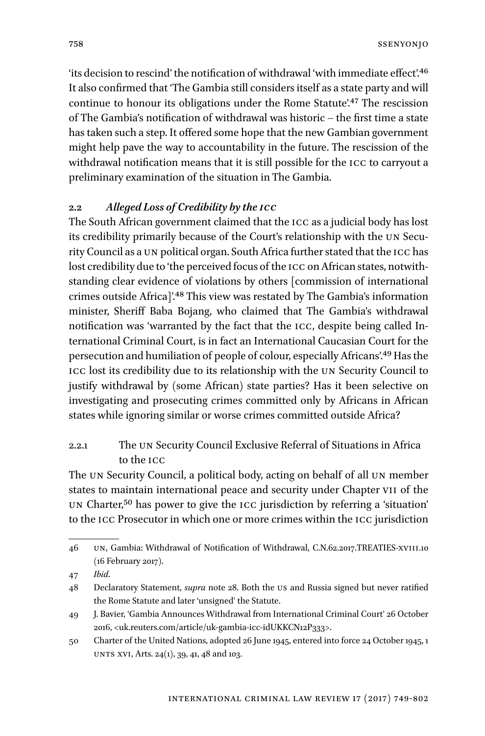'its decision to rescind' the notification of withdrawal 'with immediate effect'.[46] It also confirmed that 'The Gambia still considers itself as a state party and will continue to honour its obligations under the Rome Statute'.[47] The rescission of The Gambia's notification of withdrawal was historic – the first time a state has taken such a step. It offered some hope that the new Gambian government might help pave the way to accountability in the future. The rescission of the withdrawal notification means that it is still possible for the ICC to carryout a preliminary examination of the situation in The Gambia.

### 2.2 *Alleged Loss of Credibility by the ICC*

The South African government claimed that the ICC as a judicial body has lost its credibility primarily because of the Court's relationship with the UN Security Council as a UN political organ. South Africa further stated that the ICC has lost credibility due to 'the perceived focus of the ICC on African states, notwithstanding clear evidence of violations by others [commission of international crimes outside Africa]'.[48] This view was restated by The Gambia's information minister, Sheriff Baba Bojang, who claimed that The Gambia's withdrawal notification was 'warranted by the fact that the ICC, despite being called International Criminal Court, is in fact an International Caucasian Court for the persecution and humiliation of people of colour, especially Africans'.[49] Has the ICC lost its credibility due to its relationship with the UN Security Council to justify withdrawal by (some African) state parties? Has it been selective on investigating and prosecuting crimes committed only by Africans in African states while ignoring similar or worse crimes committed outside Africa?

#### 2.2.1 The UN Security Council Exclusive Referral of Situations in Africa to the ICC

The UN Security Council, a political body, acting on behalf of all UN member states to maintain international peace and security under Chapter VII of the UN Charter,[50] has power to give the ICC jurisdiction by referring a 'situation' to the ICC Prosecutor in which one or more crimes within the ICC jurisdiction

---

46 UN, Gambia: Withdrawal of Notification of Withdrawal, C.N.62.2017.TREATIES-XVIII.10 (16 February 2017).

47 *Ibid*.

48 Declaratory Statement, *supra* note 28. Both the US and Russia signed but never ratified the Rome Statute and later 'unsigned' the Statute.

49 J. Bavier, 'Gambia Announces Withdrawal from International Criminal Court' 26 October 2016, <uk.reuters.com/article/uk-gambia-icc-idUKKCN12P333>.

50 Charter of the United Nations, adopted 26 June 1945, entered into force 24 October 1945, 1 UNTS XVI, Arts. 24(1), 39, 41, 48 and 103.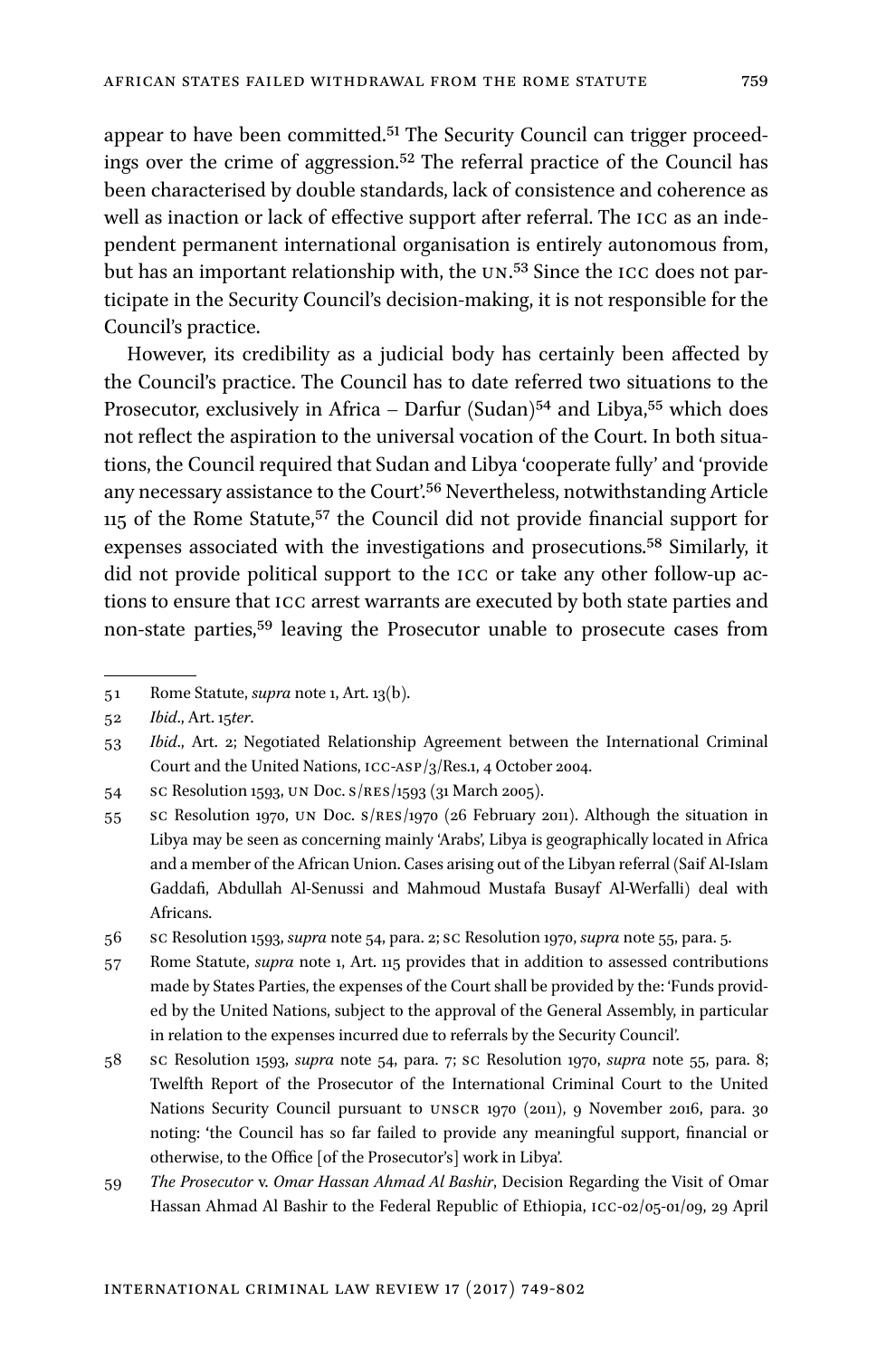appear to have been committed.[51] The Security Council can trigger proceedings over the crime of aggression.[52] The referral practice of the Council has been characterised by double standards, lack of consistence and coherence as well as inaction or lack of effective support after referral. The ICC as an independent permanent international organisation is entirely autonomous from, but has an important relationship with, the UN.[53] Since the ICC does not participate in the Security Council's decision-making, it is not responsible for the Council's practice.

However, its credibility as a judicial body has certainly been affected by the Council's practice. The Council has to date referred two situations to the Prosecutor, exclusively in Africa – Darfur (Sudan)[54] and Libya,[55] which does not reflect the aspiration to the universal vocation of the Court. In both situations, the Council required that Sudan and Libya 'cooperate fully' and 'provide any necessary assistance to the Court'.[56] Nevertheless, notwithstanding Article 115 of the Rome Statute,[57] the Council did not provide financial support for expenses associated with the investigations and prosecutions.[58] Similarly, it did not provide political support to the ICC or take any other follow-up actions to ensure that ICC arrest warrants are executed by both state parties and non-state parties,[59] leaving the Prosecutor unable to prosecute cases from

---

51 Rome Statute, *supra* note 1, Art. 13(b).

52 *Ibid*., Art. 15*ter*.

53 *Ibid*., Art. 2; Negotiated Relationship Agreement between the International Criminal Court and the United Nations, ICC-ASP/3/Res.1, 4 October 2004.

54 SC Resolution 1593, UN Doc. S/RES/1593 (31 March 2005).

55 SC Resolution 1970, UN Doc. S/RES/1970 (26 February 2011). Although the situation in Libya may be seen as concerning mainly 'Arabs', Libya is geographically located in Africa and a member of the African Union. Cases arising out of the Libyan referral (Saif Al-Islam Gaddafi, Abdullah Al-Senussi and Mahmoud Mustafa Busayf Al-Werfalli) deal with Africans.

56 SC Resolution 1593, *supra* note 54, para. 2; SC Resolution 1970, *supra* note 55, para. 5.

57 Rome Statute, *supra* note 1, Art. 115 provides that in addition to assessed contributions made by States Parties, the expenses of the Court shall be provided by the: 'Funds provided by the United Nations, subject to the approval of the General Assembly, in particular in relation to the expenses incurred due to referrals by the Security Council'.

58 SC Resolution 1593, *supra* note 54, para. 7; SC Resolution 1970, *supra* note 55, para. 8; Twelfth Report of the Prosecutor of the International Criminal Court to the United Nations Security Council pursuant to UNSCR 1970 (2011), 9 November 2016, para. 30 noting: 'the Council has so far failed to provide any meaningful support, financial or otherwise, to the Office [of the Prosecutor's] work in Libya'.

59 *The Prosecutor* v. *Omar Hassan Ahmad Al Bashir*, Decision Regarding the Visit of Omar Hassan Ahmad Al Bashir to the Federal Republic of Ethiopia, ICC-02/05-01/09, 29 April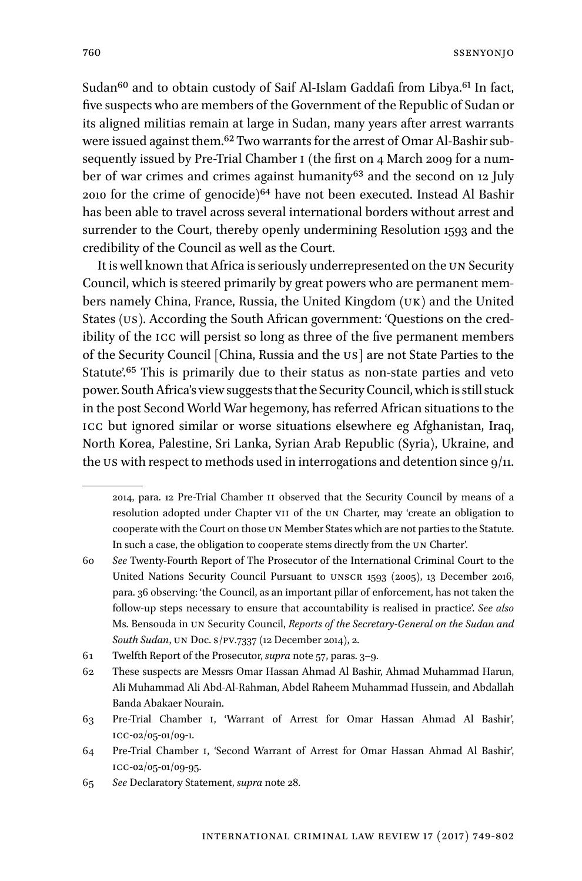Sudan[60] and to obtain custody of Saif Al-Islam Gaddafi from Libya.[61] In fact, five suspects who are members of the Government of the Republic of Sudan or its aligned militias remain at large in Sudan, many years after arrest warrants were issued against them.[62] Two warrants for the arrest of Omar Al-Bashir subsequently issued by Pre-Trial Chamber I (the first on 4 March 2009 for a number of war crimes and crimes against humanity[63] and the second on 12 July 2010 for the crime of genocide)[64] have not been executed. Instead Al Bashir has been able to travel across several international borders without arrest and surrender to the Court, thereby openly undermining Resolution 1593 and the credibility of the Council as well as the Court.

It is well known that Africa is seriously underrepresented on the UN Security Council, which is steered primarily by great powers who are permanent members namely China, France, Russia, the United Kingdom (UK) and the United States (US). According the South African government: 'Questions on the credibility of the ICC will persist so long as three of the five permanent members of the Security Council [China, Russia and the US] are not State Parties to the Statute'.[65] This is primarily due to their status as non-state parties and veto power. South Africa's view suggests that the Security Council, which is still stuck in the post Second World War hegemony, has referred African situations to the ICC but ignored similar or worse situations elsewhere eg Afghanistan, Iraq, North Korea, Palestine, Sri Lanka, Syrian Arab Republic (Syria), Ukraine, and the US with respect to methods used in interrogations and detention since 9/11.

---

2014, para. 12 Pre-Trial Chamber II observed that the Security Council by means of a resolution adopted under Chapter VII of the UN Charter, may 'create an obligation to cooperate with the Court on those UN Member States which are not parties to the Statute. In such a case, the obligation to cooperate stems directly from the UN Charter'.

60 *See* Twenty-Fourth Report of The Prosecutor of the International Criminal Court to the United Nations Security Council Pursuant to UNSCR 1593 (2005), 13 December 2016, para. 36 observing: 'the Council, as an important pillar of enforcement, has not taken the follow-up steps necessary to ensure that accountability is realised in practice'. *See also* Ms. Bensouda in UN Security Council, *Reports of the Secretary-General on the Sudan and South Sudan*, UN Doc. S/PV.7337 (12 December 2014), 2.

61 Twelfth Report of the Prosecutor, *supra* note 57, paras. 3–9.

62 These suspects are Messrs Omar Hassan Ahmad Al Bashir, Ahmad Muhammad Harun, Ali Muhammad Ali Abd-Al-Rahman, Abdel Raheem Muhammad Hussein, and Abdallah Banda Abakaer Nourain.

63 Pre-Trial Chamber I, 'Warrant of Arrest for Omar Hassan Ahmad Al Bashir', ICC-02/05-01/09-1.

64 Pre-Trial Chamber I, 'Second Warrant of Arrest for Omar Hassan Ahmad Al Bashir', ICC-02/05-01/09-95.

65 *See* Declaratory Statement, *supra* note 28.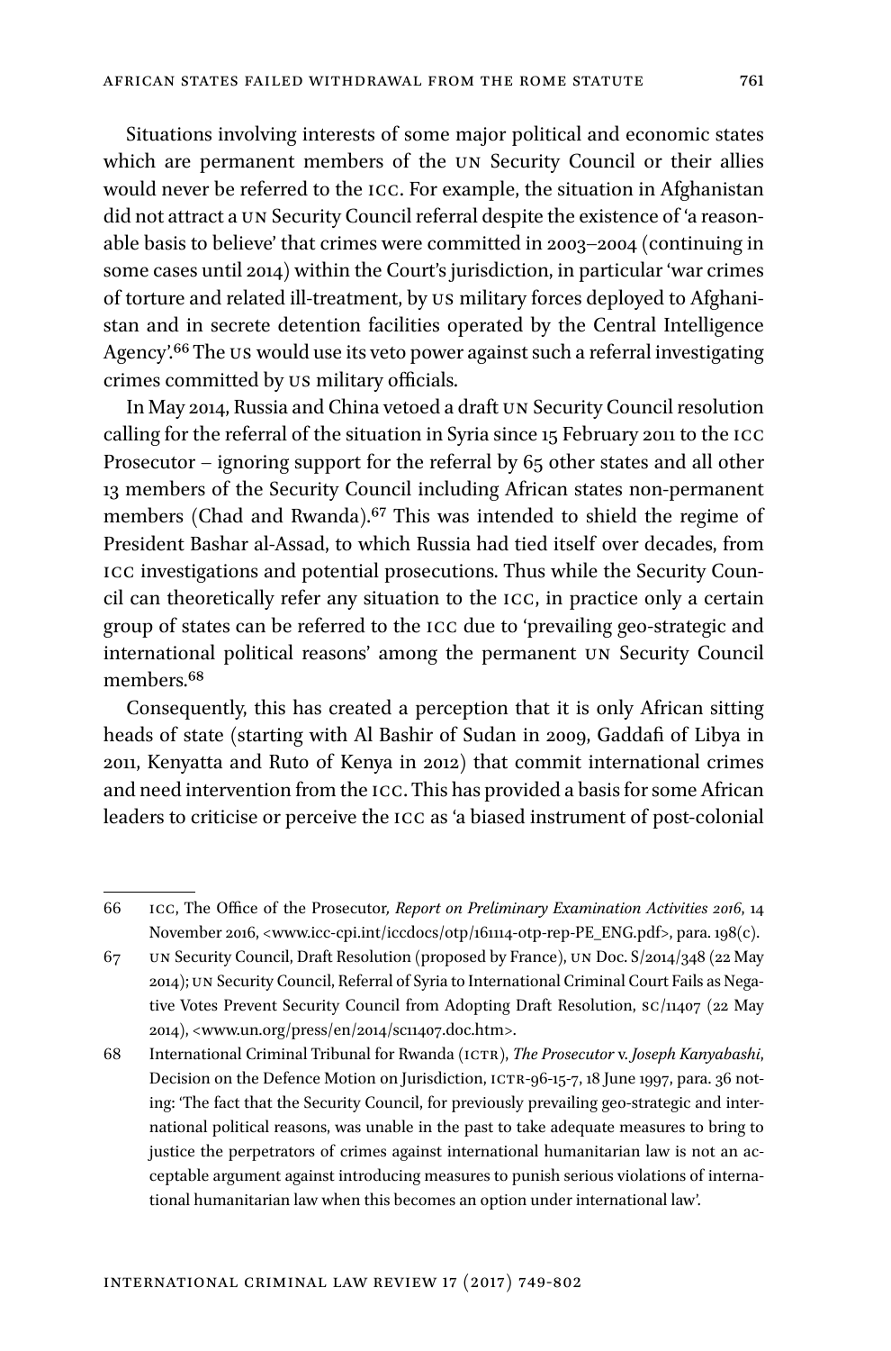Situations involving interests of some major political and economic states which are permanent members of the UN Security Council or their allies would never be referred to the ICC. For example, the situation in Afghanistan did not attract a UN Security Council referral despite the existence of 'a reasonable basis to believe' that crimes were committed in 2003–2004 (continuing in some cases until 2014) within the Court's jurisdiction, in particular 'war crimes of torture and related ill-treatment, by US military forces deployed to Afghanistan and in secrete detention facilities operated by the Central Intelligence Agency'.[66] The US would use its veto power against such a referral investigating crimes committed by US military officials.

In May 2014, Russia and China vetoed a draft UN Security Council resolution calling for the referral of the situation in Syria since 15 February 2011 to the ICC Prosecutor – ignoring support for the referral by 65 other states and all other 13 members of the Security Council including African states non-permanent members (Chad and Rwanda).[67] This was intended to shield the regime of President Bashar al-Assad, to which Russia had tied itself over decades, from ICC investigations and potential prosecutions. Thus while the Security Council can theoretically refer any situation to the ICC, in practice only a certain group of states can be referred to the ICC due to 'prevailing geo-strategic and international political reasons' among the permanent UN Security Council members.[68]

Consequently, this has created a perception that it is only African sitting heads of state (starting with Al Bashir of Sudan in 2009, Gaddafi of Libya in 2011, Kenyatta and Ruto of Kenya in 2012) that commit international crimes and need intervention from the ICC. This has provided a basis for some African leaders to criticise or perceive the ICC as 'a biased instrument of post-colonial

---

66 ICC, The Office of the Prosecutor, *Report on Preliminary Examination Activities 2016*, 14 November 2016, <www.icc-cpi.int/iccdocs/otp/161114-otp-rep-PE_ENG.pdf>, para. 198(c).

67 UN Security Council, Draft Resolution (proposed by France), UN Doc. S/2014/348 (22 May 2014); UN Security Council, Referral of Syria to International Criminal Court Fails as Negative Votes Prevent Security Council from Adopting Draft Resolution, SC/11407 (22 May 2014), <www.un.org/press/en/2014/sc11407.doc.htm>.

68 International Criminal Tribunal for Rwanda (ICTR), *The Prosecutor* v. *Joseph Kanyabashi*, Decision on the Defence Motion on Jurisdiction, ICTR-96-15-7, 18 June 1997, para. 36 noting: 'The fact that the Security Council, for previously prevailing geo-strategic and international political reasons, was unable in the past to take adequate measures to bring to justice the perpetrators of crimes against international humanitarian law is not an acceptable argument against introducing measures to punish serious violations of international humanitarian law when this becomes an option under international law'.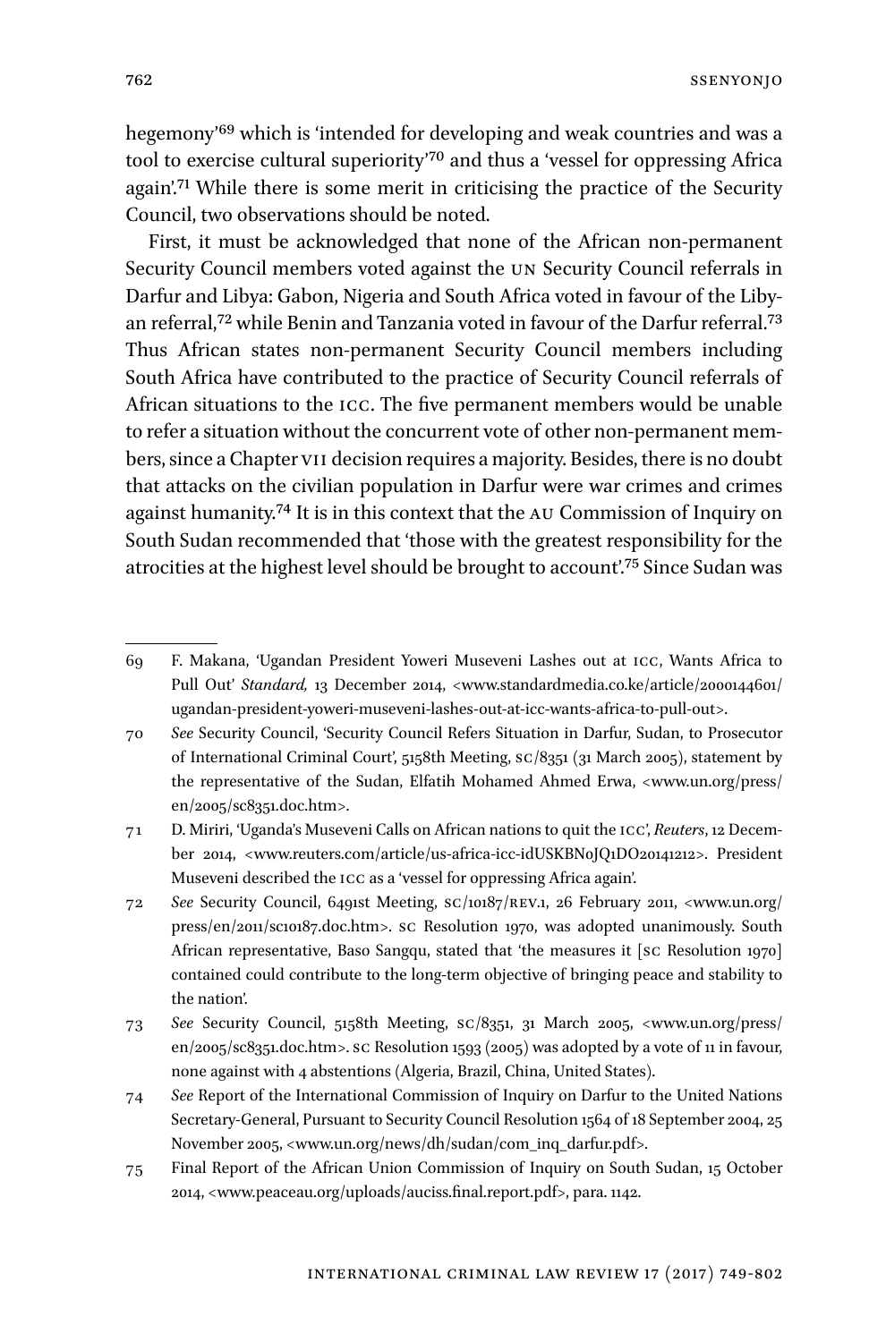hegemony'[69] which is 'intended for developing and weak countries and was a tool to exercise cultural superiority'[70] and thus a 'vessel for oppressing Africa again'.[71] While there is some merit in criticising the practice of the Security Council, two observations should be noted.

First, it must be acknowledged that none of the African non-permanent Security Council members voted against the UN Security Council referrals in Darfur and Libya: Gabon, Nigeria and South Africa voted in favour of the Libyan referral,[72] while Benin and Tanzania voted in favour of the Darfur referral.[73] Thus African states non-permanent Security Council members including South Africa have contributed to the practice of Security Council referrals of African situations to the ICC. The five permanent members would be unable to refer a situation without the concurrent vote of other non-permanent members, since a Chapter VII decision requires a majority. Besides, there is no doubt that attacks on the civilian population in Darfur were war crimes and crimes against humanity.[74] It is in this context that the AU Commission of Inquiry on South Sudan recommended that 'those with the greatest responsibility for the atrocities at the highest level should be brought to account'.[75] Since Sudan was

---

69 F. Makana, 'Ugandan President Yoweri Museveni Lashes out at ICC, Wants Africa to Pull Out' *Standard,* 13 December 2014, <www.standardmedia.co.ke/article/2000144601/ugandan-president-yoweri-museveni-lashes-out-at-icc-wants-africa-to-pull-out>.

70 *See* Security Council, 'Security Council Refers Situation in Darfur, Sudan, to Prosecutor of International Criminal Court', 5158th Meeting, SC/8351 (31 March 2005), statement by the representative of the Sudan, Elfatih Mohamed Ahmed Erwa, <www.un.org/press/en/2005/sc8351.doc.htm>.

71 D. Miriri, 'Uganda's Museveni Calls on African nations to quit the ICC', *Reuters*, 12 December 2014, <www.reuters.com/article/us-africa-icc-idUSKBN0JQ1DO20141212>. President Museveni described the ICC as a 'vessel for oppressing Africa again'.

72 *See* Security Council, 6491st Meeting, SC/10187/REV.1, 26 February 2011, <www.un.org/press/en/2011/sc10187.doc.htm>. SC Resolution 1970, was adopted unanimously. South African representative, Baso Sangqu, stated that 'the measures it [SC Resolution 1970] contained could contribute to the long-term objective of bringing peace and stability to the nation'.

73 *See* Security Council, 5158th Meeting, SC/8351, 31 March 2005, <www.un.org/press/en/2005/sc8351.doc.htm>. SC Resolution 1593 (2005) was adopted by a vote of 11 in favour, none against with 4 abstentions (Algeria, Brazil, China, United States).

74 *See* Report of the International Commission of Inquiry on Darfur to the United Nations Secretary-General, Pursuant to Security Council Resolution 1564 of 18 September 2004, 25 November 2005, <www.un.org/news/dh/sudan/com_inq_darfur.pdf>.

75 Final Report of the African Union Commission of Inquiry on South Sudan, 15 October 2014, <www.peaceau.org/uploads/auciss.final.report.pdf>, para. 1142.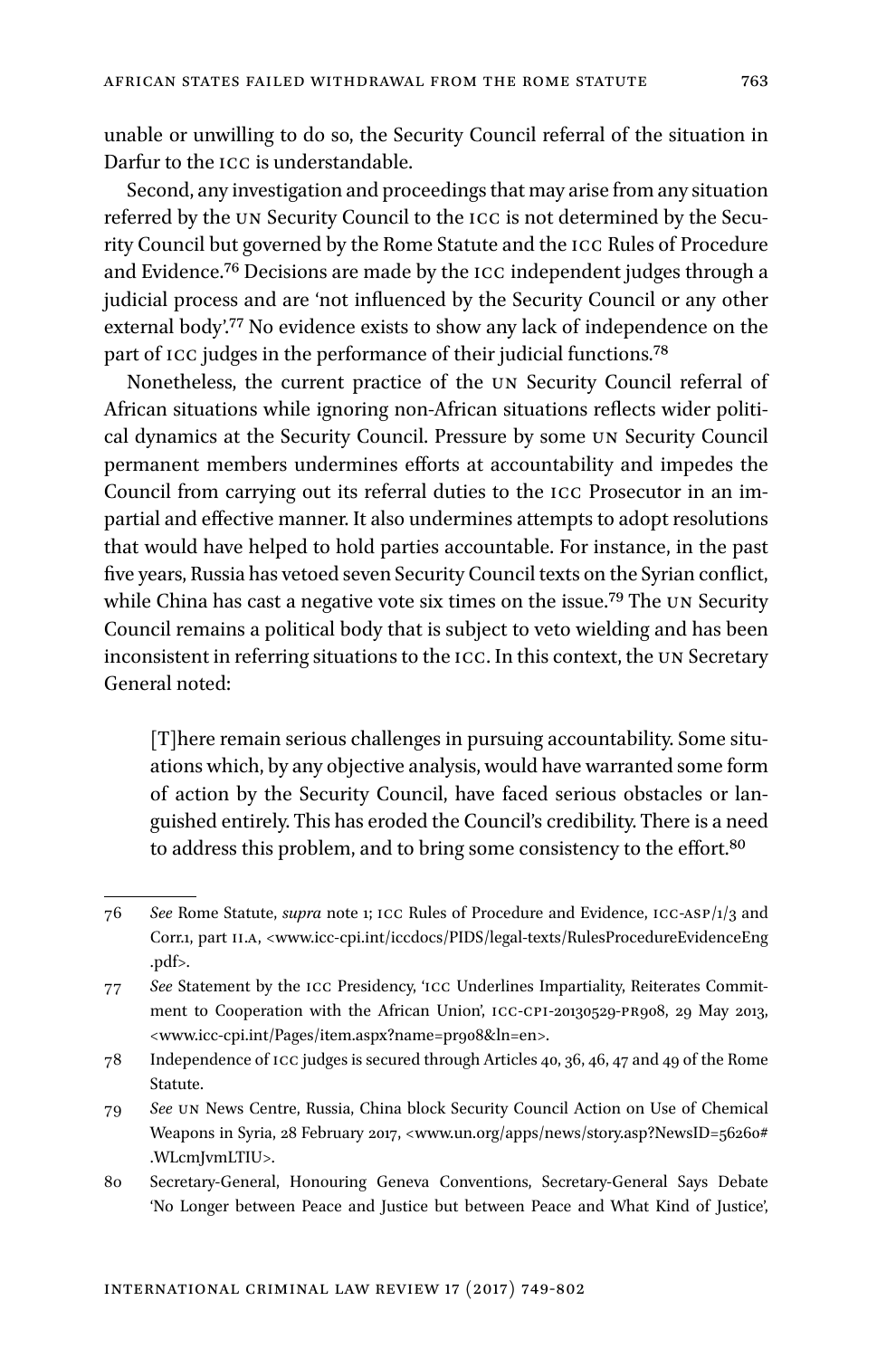unable or unwilling to do so, the Security Council referral of the situation in Darfur to the ICC is understandable.

Second, any investigation and proceedings that may arise from any situation referred by the UN Security Council to the ICC is not determined by the Security Council but governed by the Rome Statute and the ICC Rules of Procedure and Evidence.[76] Decisions are made by the ICC independent judges through a judicial process and are 'not influenced by the Security Council or any other external body'.[77] No evidence exists to show any lack of independence on the part of ICC judges in the performance of their judicial functions.[78]

Nonetheless, the current practice of the UN Security Council referral of African situations while ignoring non-African situations reflects wider political dynamics at the Security Council. Pressure by some UN Security Council permanent members undermines efforts at accountability and impedes the Council from carrying out its referral duties to the ICC Prosecutor in an impartial and effective manner. It also undermines attempts to adopt resolutions that would have helped to hold parties accountable. For instance, in the past five years, Russia has vetoed seven Security Council texts on the Syrian conflict, while China has cast a negative vote six times on the issue.[79] The UN Security Council remains a political body that is subject to veto wielding and has been inconsistent in referring situations to the ICC. In this context, the UN Secretary General noted:

> [T]here remain serious challenges in pursuing accountability. Some situations which, by any objective analysis, would have warranted some form of action by the Security Council, have faced serious obstacles or languished entirely. This has eroded the Council's credibility. There is a need to address this problem, and to bring some consistency to the effort.[80]

---

76 *See* Rome Statute, *supra* note 1; ICC Rules of Procedure and Evidence, ICC-ASP/1/3 and Corr.1, part II.A, <www.icc-cpi.int/iccdocs/PIDS/legal-texts/RulesProcedureEvidenceEng.pdf>.

77 *See* Statement by the ICC Presidency, 'ICC Underlines Impartiality, Reiterates Commitment to Cooperation with the African Union', ICC-CPI-20130529-PR908, 29 May 2013, <www.icc-cpi.int/Pages/item.aspx?name=pr908&ln=en>.

78 Independence of ICC judges is secured through Articles 40, 36, 46, 47 and 49 of the Rome Statute.

79 *See* UN News Centre, Russia, China block Security Council Action on Use of Chemical Weapons in Syria, 28 February 2017, <www.un.org/apps/news/story.asp?NewsID=56260#.WLcmJvmLTIU>.

80 Secretary-General, Honouring Geneva Conventions, Secretary-General Says Debate 'No Longer between Peace and Justice but between Peace and What Kind of Justice',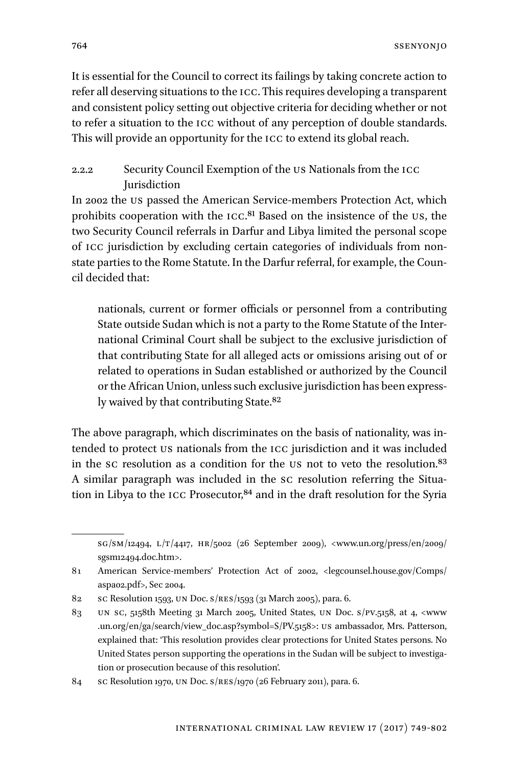It is essential for the Council to correct its failings by taking concrete action to refer all deserving situations to the ICC. This requires developing a transparent and consistent policy setting out objective criteria for deciding whether or not to refer a situation to the ICC without of any perception of double standards. This will provide an opportunity for the ICC to extend its global reach.

### 2.2.2 Security Council Exemption of the US Nationals from the ICC Jurisdiction

In 2002 the US passed the American Service-members Protection Act, which prohibits cooperation with the ICC.[81] Based on the insistence of the US, the two Security Council referrals in Darfur and Libya limited the personal scope of ICC jurisdiction by excluding certain categories of individuals from non-state parties to the Rome Statute. In the Darfur referral, for example, the Council decided that:

> nationals, current or former officials or personnel from a contributing State outside Sudan which is not a party to the Rome Statute of the International Criminal Court shall be subject to the exclusive jurisdiction of that contributing State for all alleged acts or omissions arising out of or related to operations in Sudan established or authorized by the Council or the African Union, unless such exclusive jurisdiction has been expressly waived by that contributing State.[82]

The above paragraph, which discriminates on the basis of nationality, was intended to protect US nationals from the ICC jurisdiction and it was included in the SC resolution as a condition for the US not to veto the resolution.[83] A similar paragraph was included in the SC resolution referring the Situation in Libya to the ICC Prosecutor,[84] and in the draft resolution for the Syria

---

SG/SM/12494, L/T/4417, HR/5002 (26 September 2009), <www.un.org/press/en/2009/sgsm12494.doc.htm>.

81 American Service-members' Protection Act of 2002, <legcounsel.house.gov/Comps/aspa02.pdf>, Sec 2004.

82 SC Resolution 1593, UN Doc. S/RES/1593 (31 March 2005), para. 6.

83 UN SC, 5158th Meeting 31 March 2005, United States, UN Doc. S/PV.5158, at 4, <www.un.org/en/ga/search/view_doc.asp?symbol=S/PV.5158>: US ambassador, Mrs. Patterson, explained that: 'This resolution provides clear protections for United States persons. No United States person supporting the operations in the Sudan will be subject to investigation or prosecution because of this resolution'.

84 SC Resolution 1970, UN Doc. S/RES/1970 (26 February 2011), para. 6.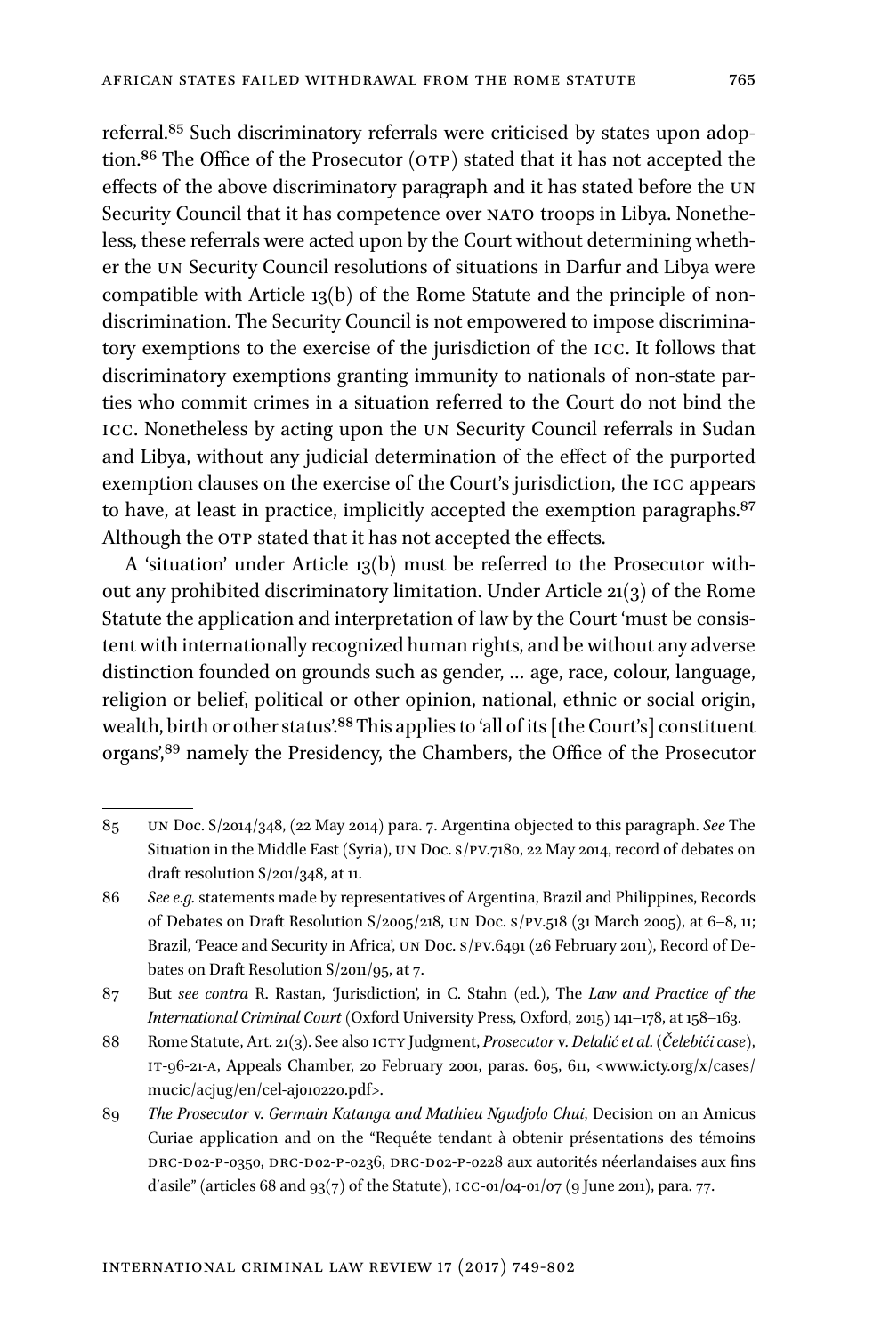referral.[85] Such discriminatory referrals were criticised by states upon adoption.[86] The Office of the Prosecutor (OTP) stated that it has not accepted the effects of the above discriminatory paragraph and it has stated before the UN Security Council that it has competence over NATO troops in Libya. Nonetheless, these referrals were acted upon by the Court without determining whether the UN Security Council resolutions of situations in Darfur and Libya were compatible with Article 13(b) of the Rome Statute and the principle of non-discrimination. The Security Council is not empowered to impose discriminatory exemptions to the exercise of the jurisdiction of the ICC. It follows that discriminatory exemptions granting immunity to nationals of non-state parties who commit crimes in a situation referred to the Court do not bind the ICC. Nonetheless by acting upon the UN Security Council referrals in Sudan and Libya, without any judicial determination of the effect of the purported exemption clauses on the exercise of the Court's jurisdiction, the ICC appears to have, at least in practice, implicitly accepted the exemption paragraphs.[87] Although the OTP stated that it has not accepted the effects.

A 'situation' under Article 13(b) must be referred to the Prosecutor without any prohibited discriminatory limitation. Under Article 21(3) of the Rome Statute the application and interpretation of law by the Court 'must be consistent with internationally recognized human rights, and be without any adverse distinction founded on grounds such as gender, ... age, race, colour, language, religion or belief, political or other opinion, national, ethnic or social origin, wealth, birth or other status'.[88] This applies to 'all of its [the Court's] constituent organs',[89] namely the Presidency, the Chambers, the Office of the Prosecutor

---

85 UN Doc. S/2014/348, (22 May 2014) para. 7. Argentina objected to this paragraph. *See* The Situation in the Middle East (Syria), UN Doc. S/PV.7180, 22 May 2014, record of debates on draft resolution S/201/348, at 11.

86 *See e.g.* statements made by representatives of Argentina, Brazil and Philippines, Records of Debates on Draft Resolution S/2005/218, UN Doc. S/PV.518 (31 March 2005), at 6–8, 11; Brazil, 'Peace and Security in Africa', UN Doc. S/PV.6491 (26 February 2011), Record of Debates on Draft Resolution S/2011/95, at 7.

87 But *see contra* R. Rastan, 'Jurisdiction', in C. Stahn (ed.), The *Law and Practice of the International Criminal Court* (Oxford University Press, Oxford, 2015) 141–178, at 158–163.

88 Rome Statute, Art. 21(3). See also ICTY Judgment, *Prosecutor* v. *Delalić et al*. (*Čelebići case*), IT-96-21-A, Appeals Chamber, 20 February 2001, paras. 605, 611, <www.icty.org/x/cases/mucic/acjug/en/cel-aj010220.pdf>.

89 *The Prosecutor* v. *Germain Katanga and Mathieu Ngudjolo Chui*, Decision on an Amicus Curiae application and on the "Requête tendant à obtenir présentations des témoins DRC-D02-P-0350, DRC-D02-P-0236, DRC-D02-P-0228 aux autorités néerlandaises aux fins d'asile" (articles 68 and 93(7) of the Statute), ICC-01/04-01/07 (9 June 2011), para. 77.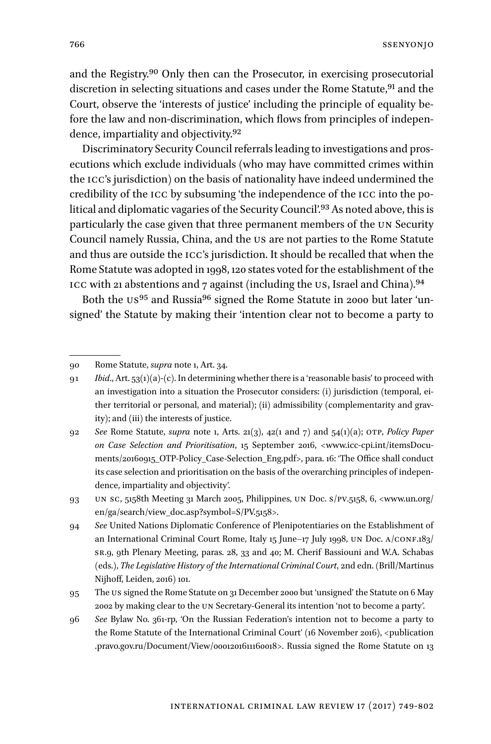and the Registry.[90] Only then can the Prosecutor, in exercising prosecutorial discretion in selecting situations and cases under the Rome Statute,[91] and the Court, observe the 'interests of justice' including the principle of equality before the law and non-discrimination, which flows from principles of independence, impartiality and objectivity.[92]

Discriminatory Security Council referrals leading to investigations and prosecutions which exclude individuals (who may have committed crimes within the ICC's jurisdiction) on the basis of nationality have indeed undermined the credibility of the ICC by subsuming 'the independence of the ICC into the political and diplomatic vagaries of the Security Council'.[93] As noted above, this is particularly the case given that three permanent members of the UN Security Council namely Russia, China, and the US are not parties to the Rome Statute and thus are outside the ICC's jurisdiction. It should be recalled that when the Rome Statute was adopted in 1998, 120 states voted for the establishment of the ICC with 21 abstentions and 7 against (including the US, Israel and China).[94]

Both the US[95] and Russia[96] signed the Rome Statute in 2000 but later 'unsigned' the Statute by making their 'intention clear not to become a party to

---

90 Rome Statute, *supra* note 1, Art. 34.

91 *Ibid*., Art. 53(1)(a)-(c). In determining whether there is a 'reasonable basis' to proceed with an investigation into a situation the Prosecutor considers: (i) jurisdiction (temporal, either territorial or personal, and material); (ii) admissibility (complementarity and gravity); and (iii) the interests of justice.

92 *See* Rome Statute, *supra* note 1, Arts. 21(3), 42(1 and 7) and 54(1)(a); OTP, *Policy Paper on Case Selection and Prioritisation*, 15 September 2016, <www.icc-cpi.int/itemsDocuments/20160915_OTP-Policy_Case-Selection_Eng.pdf>, para. 16: 'The Office shall conduct its case selection and prioritisation on the basis of the overarching principles of independence, impartiality and objectivity'.

93 UN SC, 5158th Meeting 31 March 2005, Philippines, UN Doc. S/PV.5158, 6, <www.un.org/en/ga/search/view_doc.asp?symbol=S/PV.5158>.

94 *See* United Nations Diplomatic Conference of Plenipotentiaries on the Establishment of an International Criminal Court Rome, Italy 15 June–17 July 1998, UN Doc. A/CONF.183/SR.9, 9th Plenary Meeting, paras. 28, 33 and 40; M. Cherif Bassiouni and W.A. Schabas (eds.), *The Legislative History of the International Criminal Court*, 2nd edn. (Brill/Martinus Nijhoff, Leiden, 2016) 101.

95 The US signed the Rome Statute on 31 December 2000 but 'unsigned' the Statute on 6 May 2002 by making clear to the UN Secretary-General its intention 'not to become a party'.

96 *See* Bylaw No. 361-rp, 'On the Russian Federation's intention not to become a party to the Rome Statute of the International Criminal Court' (16 November 2016), <publication.pravo.gov.ru/Document/View/0001201611160018>. Russia signed the Rome Statute on 13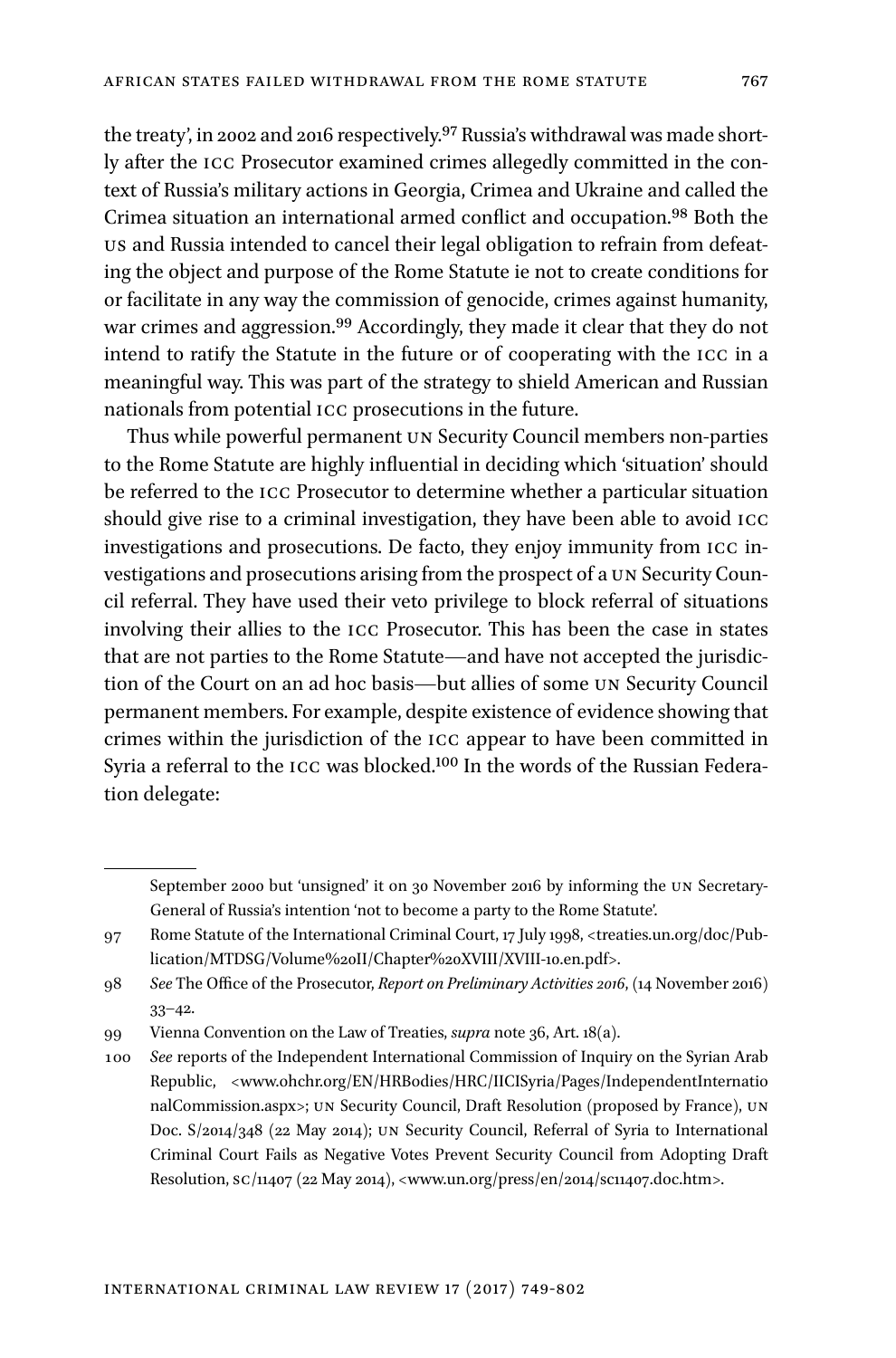the treaty', in 2002 and 2016 respectively.[97] Russia's withdrawal was made shortly after the ICC Prosecutor examined crimes allegedly committed in the context of Russia's military actions in Georgia, Crimea and Ukraine and called the Crimea situation an international armed conflict and occupation.[98] Both the US and Russia intended to cancel their legal obligation to refrain from defeating the object and purpose of the Rome Statute ie not to create conditions for or facilitate in any way the commission of genocide, crimes against humanity, war crimes and aggression.[99] Accordingly, they made it clear that they do not intend to ratify the Statute in the future or of cooperating with the ICC in a meaningful way. This was part of the strategy to shield American and Russian nationals from potential ICC prosecutions in the future.

Thus while powerful permanent UN Security Council members non-parties to the Rome Statute are highly influential in deciding which 'situation' should be referred to the ICC Prosecutor to determine whether a particular situation should give rise to a criminal investigation, they have been able to avoid ICC investigations and prosecutions. De facto, they enjoy immunity from ICC investigations and prosecutions arising from the prospect of a UN Security Council referral. They have used their veto privilege to block referral of situations involving their allies to the ICC Prosecutor. This has been the case in states that are not parties to the Rome Statute—and have not accepted the jurisdiction of the Court on an ad hoc basis—but allies of some UN Security Council permanent members. For example, despite existence of evidence showing that crimes within the jurisdiction of the ICC appear to have been committed in Syria a referral to the ICC was blocked.[100] In the words of the Russian Federation delegate:

---

September 2000 but 'unsigned' it on 30 November 2016 by informing the UN Secretary-General of Russia's intention 'not to become a party to the Rome Statute'.

97 Rome Statute of the International Criminal Court, 17 July 1998, <treaties.un.org/doc/Publication/MTDSG/Volume%20II/Chapter%20XVIII/XVIII-10.en.pdf>.

98 *See* The Office of the Prosecutor, *Report on Preliminary Activities 2016*, (14 November 2016) 33–42.

99 Vienna Convention on the Law of Treaties, *supra* note 36, Art. 18(a).

100 *See* reports of the Independent International Commission of Inquiry on the Syrian Arab Republic, <www.ohchr.org/EN/HRBodies/HRC/IICISyria/Pages/IndependentInternationalCommission.aspx>; UN Security Council, Draft Resolution (proposed by France), UN Doc. S/2014/348 (22 May 2014); UN Security Council, Referral of Syria to International Criminal Court Fails as Negative Votes Prevent Security Council from Adopting Draft Resolution, SC/11407 (22 May 2014), <www.un.org/press/en/2014/sc11407.doc.htm>.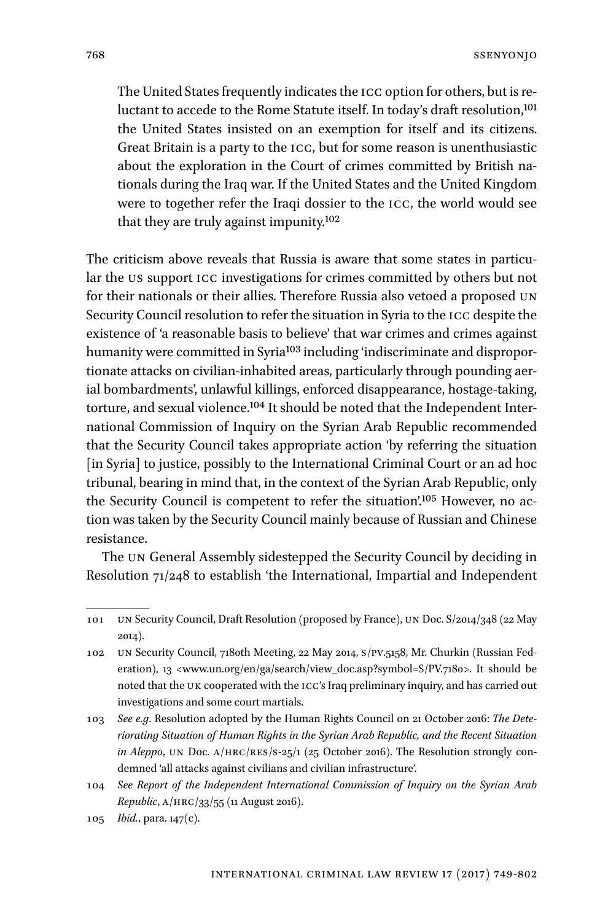> The United States frequently indicates the ICC option for others, but is reluctant to accede to the Rome Statute itself. In today's draft resolution,[101] the United States insisted on an exemption for itself and its citizens. Great Britain is a party to the ICC, but for some reason is unenthusiastic about the exploration in the Court of crimes committed by British nationals during the Iraq war. If the United States and the United Kingdom were to together refer the Iraqi dossier to the ICC, the world would see that they are truly against impunity.[102]

The criticism above reveals that Russia is aware that some states in particular the US support ICC investigations for crimes committed by others but not for their nationals or their allies. Therefore Russia also vetoed a proposed UN Security Council resolution to refer the situation in Syria to the ICC despite the existence of 'a reasonable basis to believe' that war crimes and crimes against humanity were committed in Syria[103] including 'indiscriminate and disproportionate attacks on civilian-inhabited areas, particularly through pounding aerial bombardments', unlawful killings, enforced disappearance, hostage-taking, torture, and sexual violence.[104] It should be noted that the Independent International Commission of Inquiry on the Syrian Arab Republic recommended that the Security Council takes appropriate action 'by referring the situation [in Syria] to justice, possibly to the International Criminal Court or an ad hoc tribunal, bearing in mind that, in the context of the Syrian Arab Republic, only the Security Council is competent to refer the situation'.[105] However, no action was taken by the Security Council mainly because of Russian and Chinese resistance.

The UN General Assembly sidestepped the Security Council by deciding in Resolution 71/248 to establish 'the International, Impartial and Independent

---

101 UN Security Council, Draft Resolution (proposed by France), UN Doc. S/2014/348 (22 May 2014).

102 UN Security Council, 7180th Meeting, 22 May 2014, S/PV.5158, Mr. Churkin (Russian Federation), 13 <www.un.org/en/ga/search/view_doc.asp?symbol=S/PV.7180>. It should be noted that the UK cooperated with the ICC's Iraq preliminary inquiry, and has carried out investigations and some court martials.

103 *See e.g.* Resolution adopted by the Human Rights Council on 21 October 2016: *The Deteriorating Situation of Human Rights in the Syrian Arab Republic, and the Recent Situation in Aleppo*, UN Doc. A/HRC/RES/S-25/1 (25 October 2016). The Resolution strongly condemned 'all attacks against civilians and civilian infrastructure'.

104 *See Report of the Independent International Commission of Inquiry on the Syrian Arab Republic*, A/HRC/33/55 (11 August 2016).

105 *Ibid.*, para. 147(c).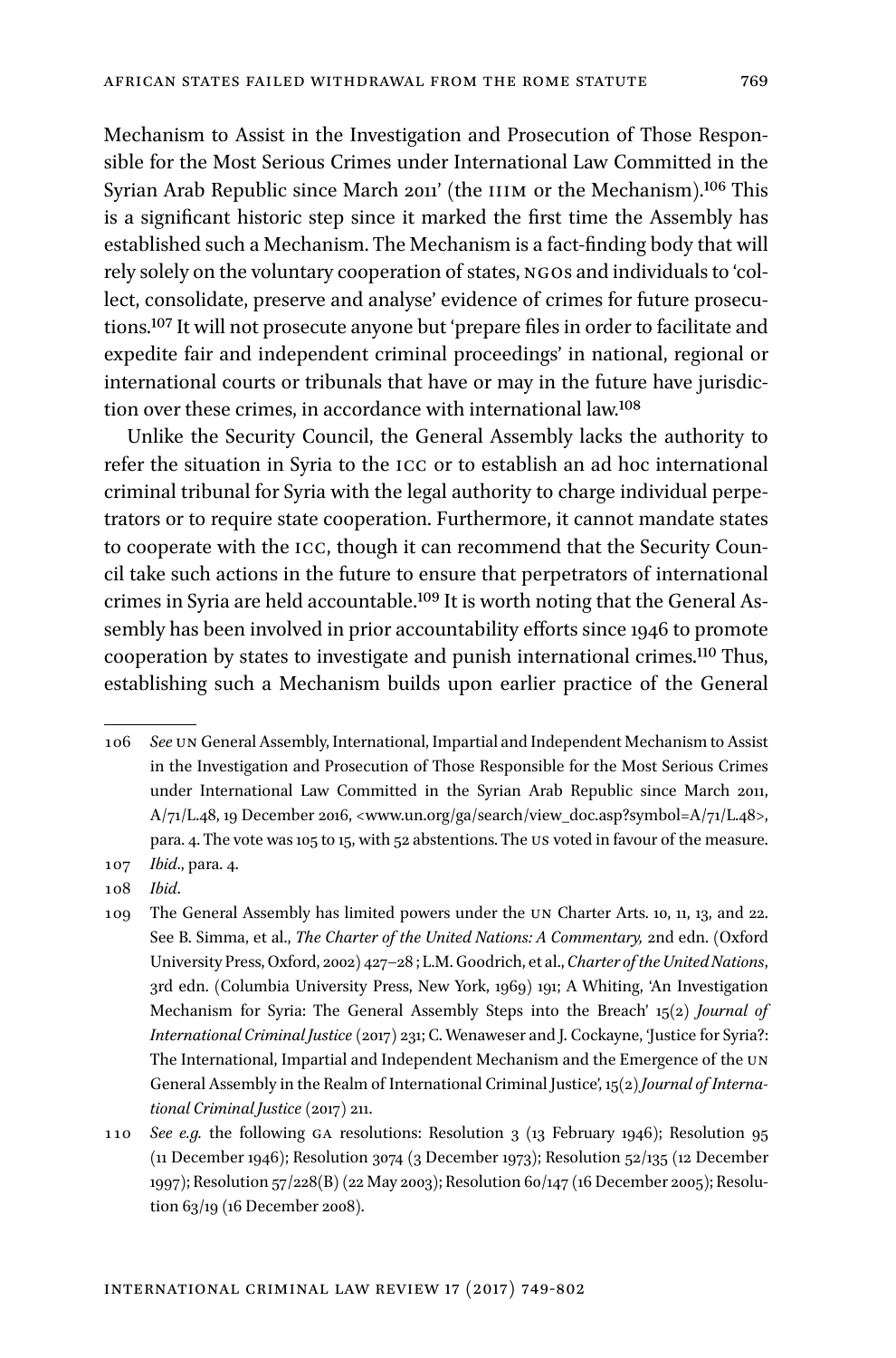Mechanism to Assist in the Investigation and Prosecution of Those Responsible for the Most Serious Crimes under International Law Committed in the Syrian Arab Republic since March 2011' (the IIIM or the Mechanism).[106] This is a significant historic step since it marked the first time the Assembly has established such a Mechanism. The Mechanism is a fact-finding body that will rely solely on the voluntary cooperation of states, NGOs and individuals to 'collect, consolidate, preserve and analyse' evidence of crimes for future prosecutions.[107] It will not prosecute anyone but 'prepare files in order to facilitate and expedite fair and independent criminal proceedings' in national, regional or international courts or tribunals that have or may in the future have jurisdiction over these crimes, in accordance with international law.[108]

Unlike the Security Council, the General Assembly lacks the authority to refer the situation in Syria to the ICC or to establish an ad hoc international criminal tribunal for Syria with the legal authority to charge individual perpetrators or to require state cooperation. Furthermore, it cannot mandate states to cooperate with the ICC, though it can recommend that the Security Council take such actions in the future to ensure that perpetrators of international crimes in Syria are held accountable.[109] It is worth noting that the General Assembly has been involved in prior accountability efforts since 1946 to promote cooperation by states to investigate and punish international crimes.[110] Thus, establishing such a Mechanism builds upon earlier practice of the General

---

106 *See* UN General Assembly, International, Impartial and Independent Mechanism to Assist in the Investigation and Prosecution of Those Responsible for the Most Serious Crimes under International Law Committed in the Syrian Arab Republic since March 2011, A/71/L.48, 19 December 2016, <www.un.org/ga/search/view_doc.asp?symbol=A/71/L.48>, para. 4. The vote was 105 to 15, with 52 abstentions. The US voted in favour of the measure.

107 *Ibid.*, para. 4.

108 *Ibid.*

109 The General Assembly has limited powers under the UN Charter Arts. 10, 11, 13, and 22. See B. Simma, et al., *The Charter of the United Nations: A Commentary,* 2nd edn. (Oxford University Press, Oxford, 2002) 427–28 ; L.M. Goodrich, et al., *Charter of the United Nations*, 3rd edn. (Columbia University Press, New York, 1969) 191; A Whiting, 'An Investigation Mechanism for Syria: The General Assembly Steps into the Breach' 15(2) *Journal of International Criminal Justice* (2017) 231; C. Wenaweser and J. Cockayne, 'Justice for Syria?: The International, Impartial and Independent Mechanism and the Emergence of the UN General Assembly in the Realm of International Criminal Justice', 15(2) *Journal of International Criminal Justice* (2017) 211.

110 *See e.g.* the following GA resolutions: Resolution 3 (13 February 1946); Resolution 95 (11 December 1946); Resolution 3074 (3 December 1973); Resolution 52/135 (12 December 1997); Resolution 57/228(B) (22 May 2003); Resolution 60/147 (16 December 2005); Resolution 63/19 (16 December 2008).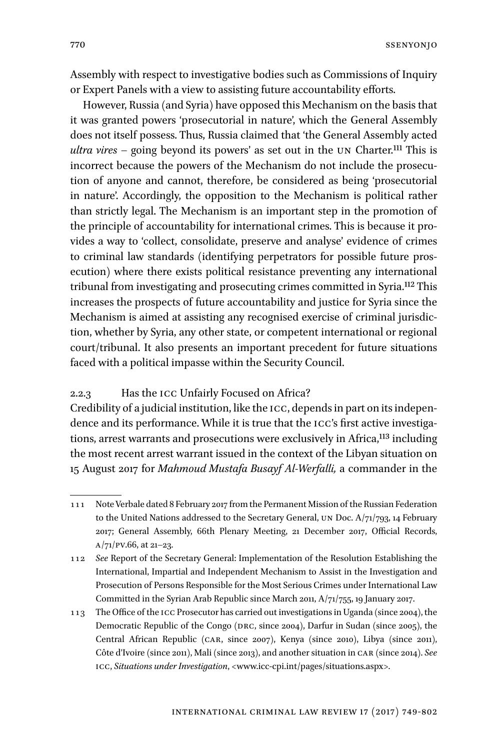Assembly with respect to investigative bodies such as Commissions of Inquiry or Expert Panels with a view to assisting future accountability efforts.

However, Russia (and Syria) have opposed this Mechanism on the basis that it was granted powers 'prosecutorial in nature', which the General Assembly does not itself possess. Thus, Russia claimed that 'the General Assembly acted *ultra vires* – going beyond its powers' as set out in the UN Charter.[111] This is incorrect because the powers of the Mechanism do not include the prosecution of anyone and cannot, therefore, be considered as being 'prosecutorial in nature'. Accordingly, the opposition to the Mechanism is political rather than strictly legal. The Mechanism is an important step in the promotion of the principle of accountability for international crimes. This is because it provides a way to 'collect, consolidate, preserve and analyse' evidence of crimes to criminal law standards (identifying perpetrators for possible future prosecution) where there exists political resistance preventing any international tribunal from investigating and prosecuting crimes committed in Syria.[112] This increases the prospects of future accountability and justice for Syria since the Mechanism is aimed at assisting any recognised exercise of criminal jurisdiction, whether by Syria, any other state, or competent international or regional court/tribunal. It also presents an important precedent for future situations faced with a political impasse within the Security Council.

### 2.2.3 Has the ICC Unfairly Focused on Africa?

Credibility of a judicial institution, like the ICC, depends in part on its independence and its performance. While it is true that the ICC's first active investigations, arrest warrants and prosecutions were exclusively in Africa,[113] including the most recent arrest warrant issued in the context of the Libyan situation on 15 August 2017 for *Mahmoud Mustafa Busayf Al-Werfalli,* a commander in the

---

111 Note Verbale dated 8 February 2017 from the Permanent Mission of the Russian Federation to the United Nations addressed to the Secretary General, UN Doc. A/71/793, 14 February 2017; General Assembly, 66th Plenary Meeting, 21 December 2017, Official Records, A/71/PV.66, at 21–23.

112 *See* Report of the Secretary General: Implementation of the Resolution Establishing the International, Impartial and Independent Mechanism to Assist in the Investigation and Prosecution of Persons Responsible for the Most Serious Crimes under International Law Committed in the Syrian Arab Republic since March 2011, A/71/755, 19 January 2017.

113 The Office of the ICC Prosecutor has carried out investigations in Uganda (since 2004), the Democratic Republic of the Congo (DRC, since 2004), Darfur in Sudan (since 2005), the Central African Republic (CAR, since 2007), Kenya (since 2010), Libya (since 2011), Côte d'Ivoire (since 2011), Mali (since 2013), and another situation in CAR (since 2014). *See* ICC, *Situations under Investigation*, <www.icc-cpi.int/pages/situations.aspx>.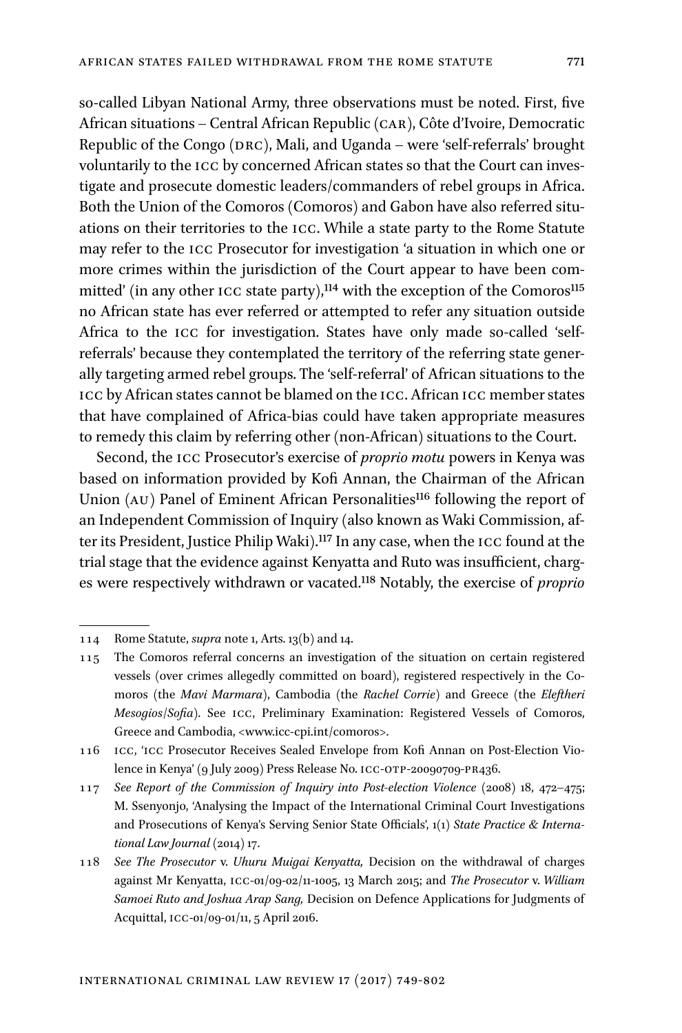so-called Libyan National Army, three observations must be noted. First, five African situations – Central African Republic (CAR), Côte d'Ivoire, Democratic Republic of the Congo (DRC), Mali, and Uganda – were 'self-referrals' brought voluntarily to the ICC by concerned African states so that the Court can investigate and prosecute domestic leaders/commanders of rebel groups in Africa. Both the Union of the Comoros (Comoros) and Gabon have also referred situations on their territories to the ICC. While a state party to the Rome Statute may refer to the ICC Prosecutor for investigation 'a situation in which one or more crimes within the jurisdiction of the Court appear to have been committed' (in any other ICC state party),[114] with the exception of the Comoros[115] no African state has ever referred or attempted to refer any situation outside Africa to the ICC for investigation. States have only made so-called 'self-referrals' because they contemplated the territory of the referring state generally targeting armed rebel groups. The 'self-referral' of African situations to the ICC by African states cannot be blamed on the ICC. African ICC member states that have complained of Africa-bias could have taken appropriate measures to remedy this claim by referring other (non-African) situations to the Court.

Second, the ICC Prosecutor's exercise of *proprio motu* powers in Kenya was based on information provided by Kofi Annan, the Chairman of the African Union (AU) Panel of Eminent African Personalities[116] following the report of an Independent Commission of Inquiry (also known as Waki Commission, after its President, Justice Philip Waki).[117] In any case, when the ICC found at the trial stage that the evidence against Kenyatta and Ruto was insufficient, charges were respectively withdrawn or vacated.[118] Notably, the exercise of *proprio*

---

114 Rome Statute, *supra* note 1, Arts. 13(b) and 14.

115 The Comoros referral concerns an investigation of the situation on certain registered vessels (over crimes allegedly committed on board), registered respectively in the Comoros (the *Mavi Marmara*), Cambodia (the *Rachel Corrie*) and Greece (the *Eleftheri Mesogios/Sofia*). See ICC, Preliminary Examination: Registered Vessels of Comoros, Greece and Cambodia, <www.icc-cpi.int/comoros>.

116 ICC, 'ICC Prosecutor Receives Sealed Envelope from Kofi Annan on Post-Election Violence in Kenya' (9 July 2009) Press Release No. ICC-OTP-20090709-PR436.

117 *See Report of the Commission of Inquiry into Post-election Violence* (2008) 18, 472–475; M. Ssenyonjo, 'Analysing the Impact of the International Criminal Court Investigations and Prosecutions of Kenya's Serving Senior State Officials', 1(1) *State Practice & International Law Journal* (2014) 17.

118 *See The Prosecutor* v. *Uhuru Muigai Kenyatta,* Decision on the withdrawal of charges against Mr Kenyatta, ICC-01/09-02/11-1005, 13 March 2015; and *The Prosecutor* v. *William Samoei Ruto and Joshua Arap Sang,* Decision on Defence Applications for Judgments of Acquittal, ICC-01/09-01/11, 5 April 2016.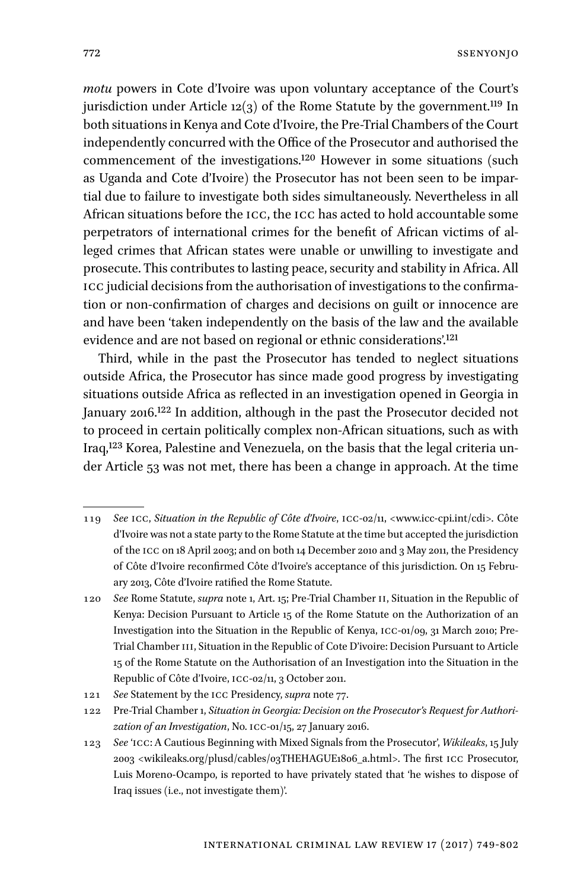*motu* powers in Cote d'Ivoire was upon voluntary acceptance of the Court's jurisdiction under Article 12(3) of the Rome Statute by the government.[119] In both situations in Kenya and Cote d'Ivoire, the Pre-Trial Chambers of the Court independently concurred with the Office of the Prosecutor and authorised the commencement of the investigations.[120] However in some situations (such as Uganda and Cote d'Ivoire) the Prosecutor has not been seen to be impartial due to failure to investigate both sides simultaneously. Nevertheless in all African situations before the ICC, the ICC has acted to hold accountable some perpetrators of international crimes for the benefit of African victims of alleged crimes that African states were unable or unwilling to investigate and prosecute. This contributes to lasting peace, security and stability in Africa. All ICC judicial decisions from the authorisation of investigations to the confirmation or non-confirmation of charges and decisions on guilt or innocence are and have been 'taken independently on the basis of the law and the available evidence and are not based on regional or ethnic considerations'.[121]

Third, while in the past the Prosecutor has tended to neglect situations outside Africa, the Prosecutor has since made good progress by investigating situations outside Africa as reflected in an investigation opened in Georgia in January 2016.[122] In addition, although in the past the Prosecutor decided not to proceed in certain politically complex non-African situations, such as with Iraq,[123] Korea, Palestine and Venezuela, on the basis that the legal criteria under Article 53 was not met, there has been a change in approach. At the time

---

119 *See* ICC, *Situation in the Republic of Côte d'Ivoire*, ICC-02/11, <www.icc-cpi.int/cdi>. Côte d'Ivoire was not a state party to the Rome Statute at the time but accepted the jurisdiction of the ICC on 18 April 2003; and on both 14 December 2010 and 3 May 2011, the Presidency of Côte d'Ivoire reconfirmed Côte d'Ivoire's acceptance of this jurisdiction. On 15 February 2013, Côte d'Ivoire ratified the Rome Statute.

120 *See* Rome Statute, *supra* note 1, Art. 15; Pre-Trial Chamber II, Situation in the Republic of Kenya: Decision Pursuant to Article 15 of the Rome Statute on the Authorization of an Investigation into the Situation in the Republic of Kenya, ICC-01/09, 31 March 2010; Pre-Trial Chamber III, Situation in the Republic of Cote D'ivoire: Decision Pursuant to Article 15 of the Rome Statute on the Authorisation of an Investigation into the Situation in the Republic of Côte d'Ivoire, ICC-02/11, 3 October 2011.

121 *See* Statement by the ICC Presidency, *supra* note 77.

122 Pre-Trial Chamber I, *Situation in Georgia: Decision on the Prosecutor's Request for Authorization of an Investigation*, No. ICC-01/15, 27 January 2016.

123 *See* 'ICC: A Cautious Beginning with Mixed Signals from the Prosecutor', *Wikileaks*, 15 July 2003 <wikileaks.org/plusd/cables/03THEHAGUE1806_a.html>. The first ICC Prosecutor, Luis Moreno-Ocampo, is reported to have privately stated that 'he wishes to dispose of Iraq issues (i.e., not investigate them)'.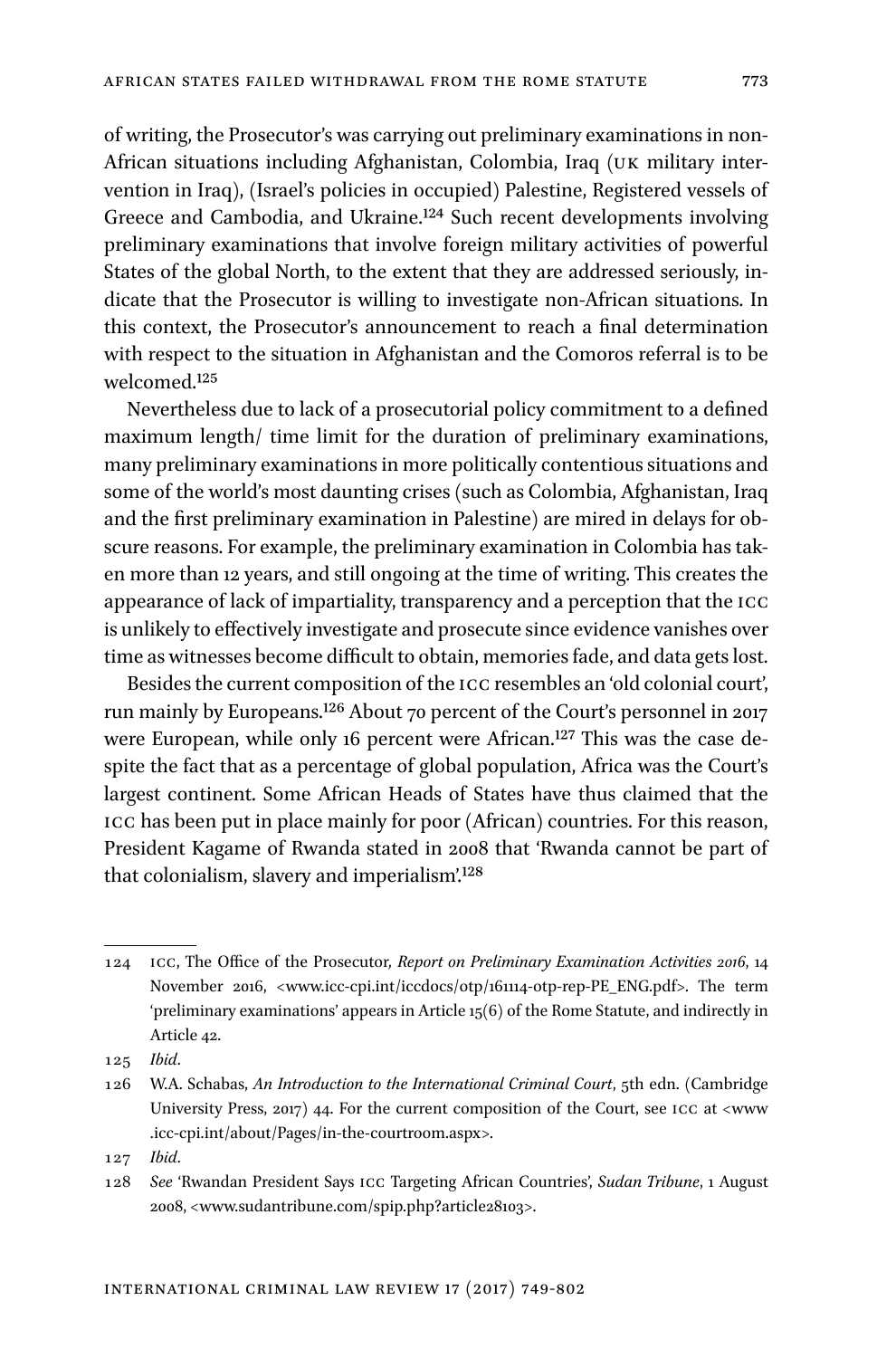of writing, the Prosecutor's was carrying out preliminary examinations in non-African situations including Afghanistan, Colombia, Iraq (UK military intervention in Iraq), (Israel's policies in occupied) Palestine, Registered vessels of Greece and Cambodia, and Ukraine.[124] Such recent developments involving preliminary examinations that involve foreign military activities of powerful States of the global North, to the extent that they are addressed seriously, indicate that the Prosecutor is willing to investigate non-African situations. In this context, the Prosecutor's announcement to reach a final determination with respect to the situation in Afghanistan and the Comoros referral is to be welcomed.[125]

Nevertheless due to lack of a prosecutorial policy commitment to a defined maximum length/ time limit for the duration of preliminary examinations, many preliminary examinations in more politically contentious situations and some of the world's most daunting crises (such as Colombia, Afghanistan, Iraq and the first preliminary examination in Palestine) are mired in delays for obscure reasons. For example, the preliminary examination in Colombia has taken more than 12 years, and still ongoing at the time of writing. This creates the appearance of lack of impartiality, transparency and a perception that the ICC is unlikely to effectively investigate and prosecute since evidence vanishes over time as witnesses become difficult to obtain, memories fade, and data gets lost.

Besides the current composition of the ICC resembles an 'old colonial court', run mainly by Europeans.[126] About 70 percent of the Court's personnel in 2017 were European, while only 16 percent were African.[127] This was the case despite the fact that as a percentage of global population, Africa was the Court's largest continent. Some African Heads of States have thus claimed that the ICC has been put in place mainly for poor (African) countries. For this reason, President Kagame of Rwanda stated in 2008 that 'Rwanda cannot be part of that colonialism, slavery and imperialism'.[128]

---

124 ICC, The Office of the Prosecutor, *Report on Preliminary Examination Activities 2016*, 14 November 2016, <www.icc-cpi.int/iccdocs/otp/161114-otp-rep-PE_ENG.pdf>. The term 'preliminary examinations' appears in Article 15(6) of the Rome Statute, and indirectly in Article 42.

125 *Ibid.*

126 W.A. Schabas, *An Introduction to the International Criminal Court*, 5th edn. (Cambridge University Press, 2017) 44. For the current composition of the Court, see ICC at <www.icc-cpi.int/about/Pages/in-the-courtroom.aspx>.

127 *Ibid.*

128 *See* 'Rwandan President Says ICC Targeting African Countries', *Sudan Tribune*, 1 August 2008, <www.sudantribune.com/spip.php?article28103>.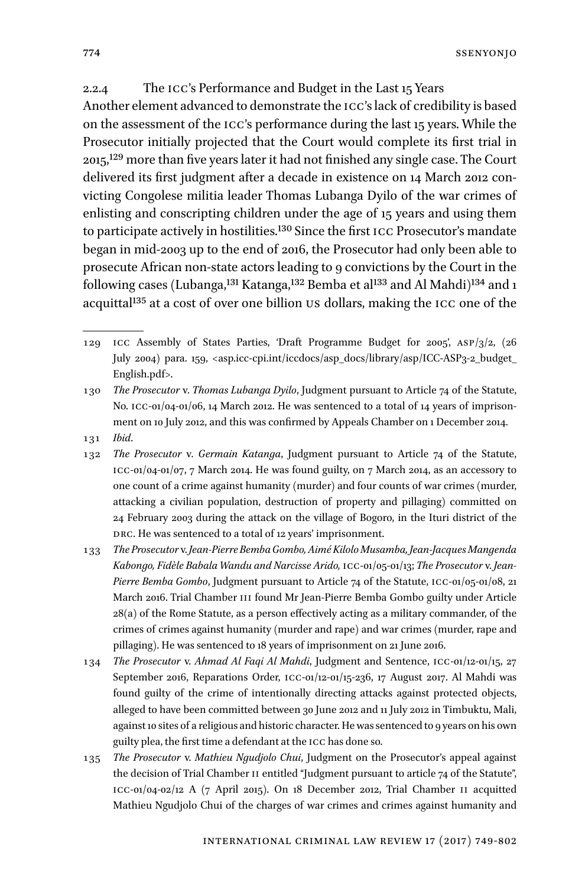### 2.2.4 The ICC's Performance and Budget in the Last 15 Years

Another element advanced to demonstrate the ICC's lack of credibility is based on the assessment of the ICC's performance during the last 15 years. While the Prosecutor initially projected that the Court would complete its first trial in 2015,[129] more than five years later it had not finished any single case. The Court delivered its first judgment after a decade in existence on 14 March 2012 convicting Congolese militia leader Thomas Lubanga Dyilo of the war crimes of enlisting and conscripting children under the age of 15 years and using them to participate actively in hostilities.[130] Since the first ICC Prosecutor's mandate began in mid-2003 up to the end of 2016, the Prosecutor had only been able to prosecute African non-state actors leading to 9 convictions by the Court in the following cases (Lubanga,[131] Katanga,[132] Bemba et al[133] and Al Mahdi)[134] and 1 acquittal[135] at a cost of over one billion US dollars, making the ICC one of the

---

129 ICC Assembly of States Parties, 'Draft Programme Budget for 2005', ASP/3/2, (26 July 2004) para. 159, <asp.icc-cpi.int/iccdocs/asp_docs/library/asp/ICC-ASP3-2_budget_English.pdf>.

130 *The Prosecutor* v. *Thomas Lubanga Dyilo*, Judgment pursuant to Article 74 of the Statute, No. ICC-01/04-01/06, 14 March 2012. He was sentenced to a total of 14 years of imprisonment on 10 July 2012, and this was confirmed by Appeals Chamber on 1 December 2014.

131 *Ibid.*

132 *The Prosecutor* v. *Germain Katanga*, Judgment pursuant to Article 74 of the Statute, ICC-01/04-01/07, 7 March 2014. He was found guilty, on 7 March 2014, as an accessory to one count of a crime against humanity (murder) and four counts of war crimes (murder, attacking a civilian population, destruction of property and pillaging) committed on 24 February 2003 during the attack on the village of Bogoro, in the Ituri district of the DRC. He was sentenced to a total of 12 years' imprisonment.

133 *The Prosecutor* v. *Jean-Pierre Bemba Gombo, Aimé Kilolo Musamba, Jean-Jacques Mangenda Kabongo, Fidèle Babala Wandu and Narcisse Arido,* ICC-01/05-01/13; *The Prosecutor* v. *Jean-Pierre Bemba Gombo*, Judgment pursuant to Article 74 of the Statute, ICC-01/05-01/08, 21 March 2016. Trial Chamber III found Mr Jean-Pierre Bemba Gombo guilty under Article 28(a) of the Rome Statute, as a person effectively acting as a military commander, of the crimes of crimes against humanity (murder and rape) and war crimes (murder, rape and pillaging). He was sentenced to 18 years of imprisonment on 21 June 2016.

134 *The Prosecutor* v. *Ahmad Al Faqi Al Mahdi*, Judgment and Sentence, ICC-01/12-01/15, 27 September 2016, Reparations Order, ICC-01/12-01/15-236, 17 August 2017. Al Mahdi was found guilty of the crime of intentionally directing attacks against protected objects, alleged to have been committed between 30 June 2012 and 11 July 2012 in Timbuktu, Mali, against 10 sites of a religious and historic character. He was sentenced to 9 years on his own guilty plea, the first time a defendant at the ICC has done so.

135 *The Prosecutor* v. *Mathieu Ngudjolo Chui*, Judgment on the Prosecutor's appeal against the decision of Trial Chamber II entitled "Judgment pursuant to article 74 of the Statute", ICC-01/04-02/12 A (7 April 2015). On 18 December 2012, Trial Chamber II acquitted Mathieu Ngudjolo Chui of the charges of war crimes and crimes against humanity and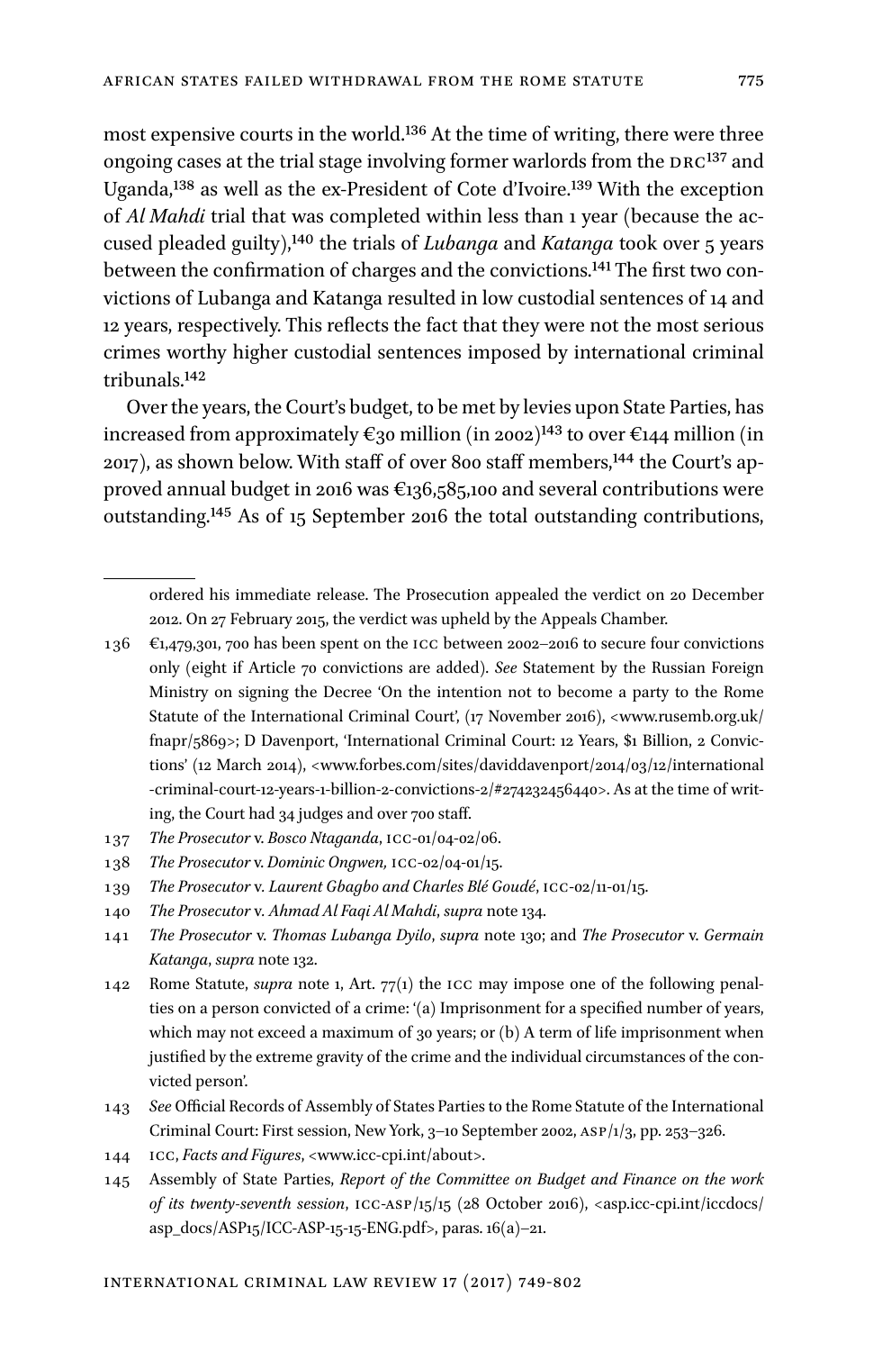most expensive courts in the world.[136] At the time of writing, there were three ongoing cases at the trial stage involving former warlords from the DRC[137] and Uganda,[138] as well as the ex-President of Cote d'Ivoire.[139] With the exception of *Al Mahdi* trial that was completed within less than 1 year (because the accused pleaded guilty),[140] the trials of *Lubanga* and *Katanga* took over 5 years between the confirmation of charges and the convictions.[141] The first two convictions of Lubanga and Katanga resulted in low custodial sentences of 14 and 12 years, respectively. This reflects the fact that they were not the most serious crimes worthy higher custodial sentences imposed by international criminal tribunals.[142]

Over the years, the Court's budget, to be met by levies upon State Parties, has increased from approximately €30 million (in 2002)[143] to over €144 million (in 2017), as shown below. With staff of over 800 staff members,[144] the Court's approved annual budget in 2016 was €136,585,100 and several contributions were outstanding.[145] As of 15 September 2016 the total outstanding contributions,

---

ordered his immediate release. The Prosecution appealed the verdict on 20 December 2012. On 27 February 2015, the verdict was upheld by the Appeals Chamber.

136 €1,479,301, 700 has been spent on the ICC between 2002–2016 to secure four convictions only (eight if Article 70 convictions are added). *See* Statement by the Russian Foreign Ministry on signing the Decree 'On the intention not to become a party to the Rome Statute of the International Criminal Court', (17 November 2016), <www.rusemb.org.uk/fnapr/5869>; D Davenport, 'International Criminal Court: 12 Years, $1 Billion, 2 Convictions' (12 March 2014), <www.forbes.com/sites/daviddavenport/2014/03/12/international-criminal-court-12-years-1-billion-2-convictions-2/#274232456440>. As at the time of writing, the Court had 34 judges and over 700 staff.

137 *The Prosecutor* v. *Bosco Ntaganda*, ICC-01/04-02/06.

138 *The Prosecutor* v. *Dominic Ongwen,* ICC-02/04-01/15.

139 *The Prosecutor* v. *Laurent Gbagbo and Charles Blé Goudé*, ICC-02/11-01/15.

140 *The Prosecutor* v. *Ahmad Al Faqi Al Mahdi*, *supra* note 134.

141 *The Prosecutor* v. *Thomas Lubanga Dyilo*, *supra* note 130; and *The Prosecutor* v. *Germain Katanga*, *supra* note 132.

142 Rome Statute, *supra* note 1, Art. 77(1) the ICC may impose one of the following penalties on a person convicted of a crime: '(a) Imprisonment for a specified number of years, which may not exceed a maximum of 30 years; or (b) A term of life imprisonment when justified by the extreme gravity of the crime and the individual circumstances of the convicted person'.

143 *See* Official Records of Assembly of States Parties to the Rome Statute of the International Criminal Court: First session, New York, 3–10 September 2002, ASP/1/3, pp. 253–326.

144 ICC, *Facts and Figures*, <www.icc-cpi.int/about>.

145 Assembly of State Parties, *Report of the Committee on Budget and Finance on the work of its twenty-seventh session*, ICC-ASP/15/15 (28 October 2016), <asp.icc-cpi.int/iccdocs/asp_docs/ASP15/ICC-ASP-15-15-ENG.pdf>, paras. 16(a)–21.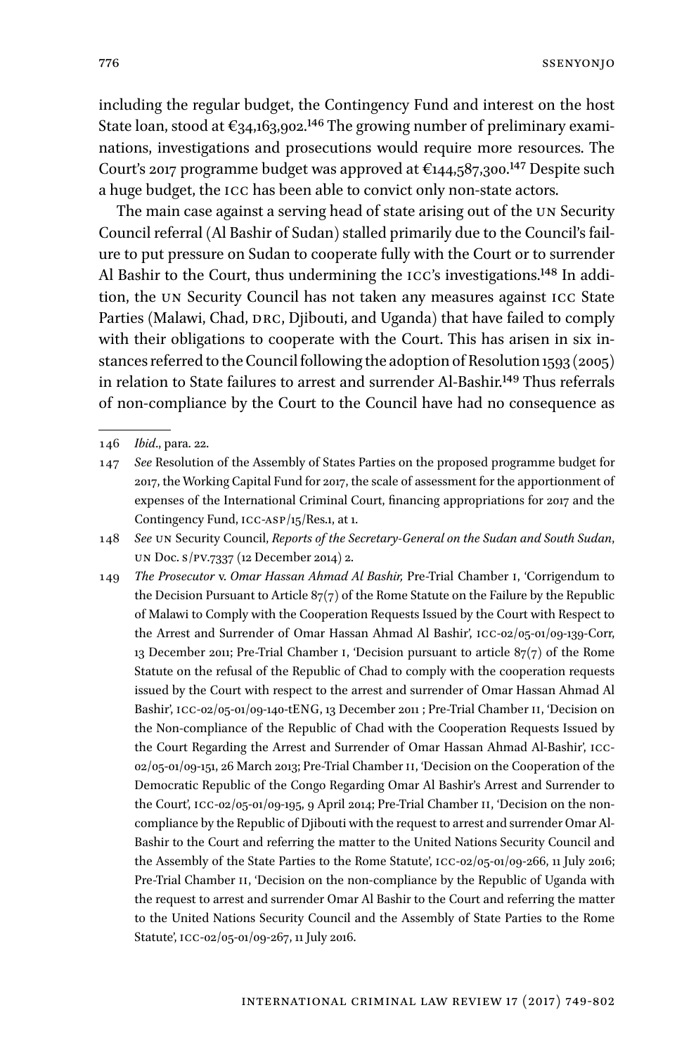including the regular budget, the Contingency Fund and interest on the host State loan, stood at €34,163,902.[146] The growing number of preliminary examinations, investigations and prosecutions would require more resources. The Court's 2017 programme budget was approved at €144,587,300.[147] Despite such a huge budget, the ICC has been able to convict only non-state actors.

The main case against a serving head of state arising out of the UN Security Council referral (Al Bashir of Sudan) stalled primarily due to the Council's failure to put pressure on Sudan to cooperate fully with the Court or to surrender Al Bashir to the Court, thus undermining the ICC's investigations.[148] In addition, the UN Security Council has not taken any measures against ICC State Parties (Malawi, Chad, DRC, Djibouti, and Uganda) that have failed to comply with their obligations to cooperate with the Court. This has arisen in six instances referred to the Council following the adoption of Resolution 1593 (2005) in relation to State failures to arrest and surrender Al-Bashir.[149] Thus referrals of non-compliance by the Court to the Council have had no consequence as

---

146 *Ibid*., para. 22.

147 *See* Resolution of the Assembly of States Parties on the proposed programme budget for 2017, the Working Capital Fund for 2017, the scale of assessment for the apportionment of expenses of the International Criminal Court, financing appropriations for 2017 and the Contingency Fund, ICC-ASP/15/Res.1, at 1.

148 *See* UN Security Council, *Reports of the Secretary-General on the Sudan and South Sudan*, UN Doc. S/PV.7337 (12 December 2014) 2.

149 *The Prosecutor* v. *Omar Hassan Ahmad Al Bashir,* Pre-Trial Chamber I, 'Corrigendum to the Decision Pursuant to Article 87(7) of the Rome Statute on the Failure by the Republic of Malawi to Comply with the Cooperation Requests Issued by the Court with Respect to the Arrest and Surrender of Omar Hassan Ahmad Al Bashir', ICC-02/05-01/09-139-Corr, 13 December 2011; Pre-Trial Chamber I, 'Decision pursuant to article 87(7) of the Rome Statute on the refusal of the Republic of Chad to comply with the cooperation requests issued by the Court with respect to the arrest and surrender of Omar Hassan Ahmad Al Bashir', ICC-02/05-01/09-140-tENG, 13 December 2011 ; Pre-Trial Chamber II, 'Decision on the Non-compliance of the Republic of Chad with the Cooperation Requests Issued by the Court Regarding the Arrest and Surrender of Omar Hassan Ahmad Al-Bashir', ICC-02/05-01/09-151, 26 March 2013; Pre-Trial Chamber II, 'Decision on the Cooperation of the Democratic Republic of the Congo Regarding Omar Al Bashir's Arrest and Surrender to the Court', ICC-02/05-01/09-195, 9 April 2014; Pre-Trial Chamber II, 'Decision on the non-compliance by the Republic of Djibouti with the request to arrest and surrender Omar Al-Bashir to the Court and referring the matter to the United Nations Security Council and the Assembly of the State Parties to the Rome Statute', ICC-02/05-01/09-266, 11 July 2016; Pre-Trial Chamber II, 'Decision on the non-compliance by the Republic of Uganda with the request to arrest and surrender Omar Al Bashir to the Court and referring the matter to the United Nations Security Council and the Assembly of State Parties to the Rome Statute', ICC-02/05-01/09-267, 11 July 2016.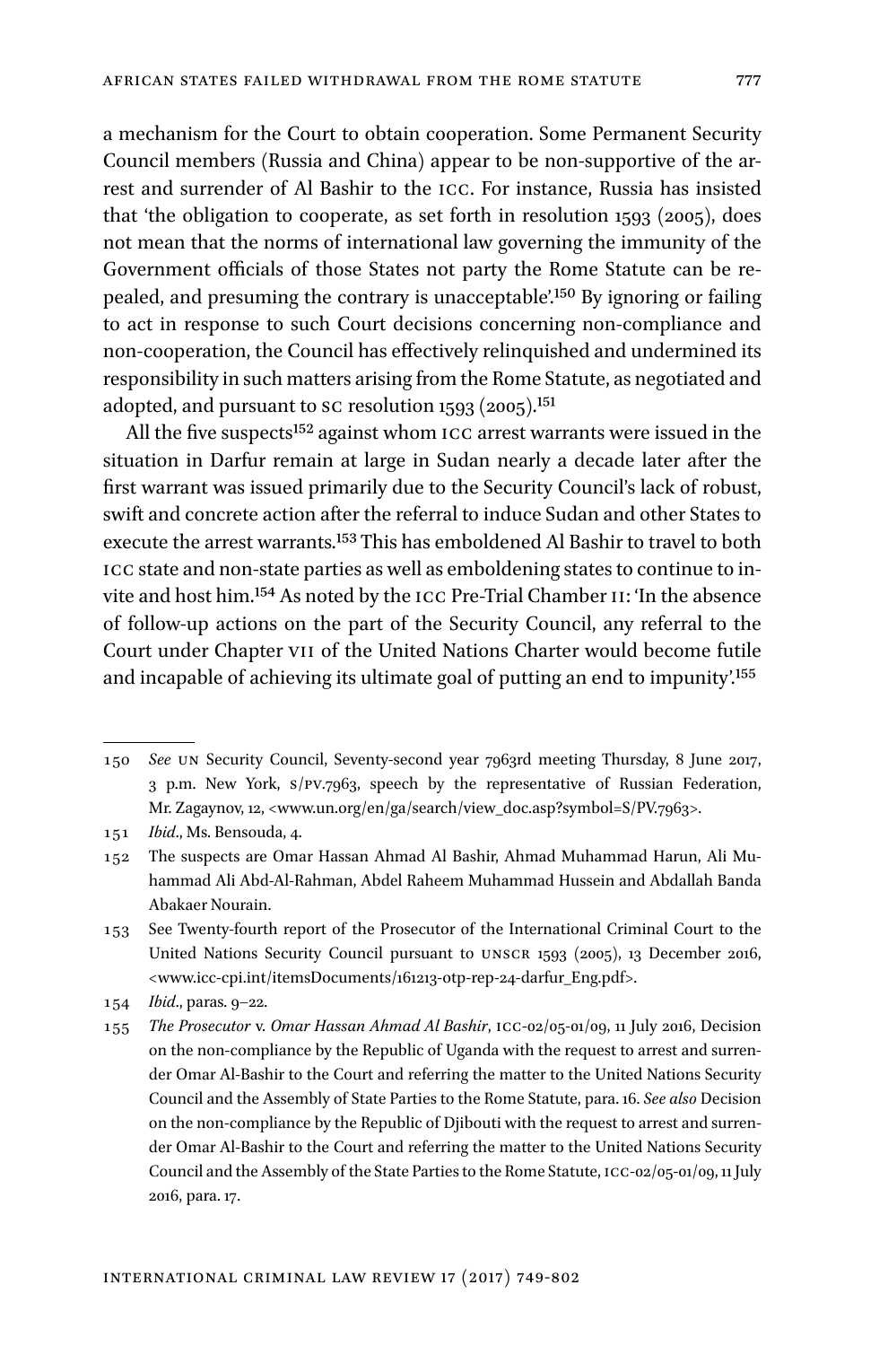a mechanism for the Court to obtain cooperation. Some Permanent Security Council members (Russia and China) appear to be non-supportive of the arrest and surrender of Al Bashir to the ICC. For instance, Russia has insisted that 'the obligation to cooperate, as set forth in resolution 1593 (2005), does not mean that the norms of international law governing the immunity of the Government officials of those States not party the Rome Statute can be repealed, and presuming the contrary is unacceptable'.[150] By ignoring or failing to act in response to such Court decisions concerning non-compliance and non-cooperation, the Council has effectively relinquished and undermined its responsibility in such matters arising from the Rome Statute, as negotiated and adopted, and pursuant to SC resolution 1593 (2005).[151]

All the five suspects[152] against whom ICC arrest warrants were issued in the situation in Darfur remain at large in Sudan nearly a decade later after the first warrant was issued primarily due to the Security Council's lack of robust, swift and concrete action after the referral to induce Sudan and other States to execute the arrest warrants.[153] This has emboldened Al Bashir to travel to both ICC state and non-state parties as well as emboldening states to continue to invite and host him.[154] As noted by the ICC Pre-Trial Chamber II: 'In the absence of follow-up actions on the part of the Security Council, any referral to the Court under Chapter VII of the United Nations Charter would become futile and incapable of achieving its ultimate goal of putting an end to impunity'.[155]

---

150 *See* UN Security Council, Seventy-second year 7963rd meeting Thursday, 8 June 2017, 3 p.m. New York, S/PV.7963, speech by the representative of Russian Federation, Mr. Zagaynov, 12, <www.un.org/en/ga/search/view_doc.asp?symbol=S/PV.7963>.

151 *Ibid.*, Ms. Bensouda, 4.

152 The suspects are Omar Hassan Ahmad Al Bashir, Ahmad Muhammad Harun, Ali Muhammad Ali Abd-Al-Rahman, Abdel Raheem Muhammad Hussein and Abdallah Banda Abakaer Nourain.

153 See Twenty-fourth report of the Prosecutor of the International Criminal Court to the United Nations Security Council pursuant to UNSCR 1593 (2005), 13 December 2016, <www.icc-cpi.int/itemsDocuments/161213-otp-rep-24-darfur_Eng.pdf>.

154 *Ibid.*, paras. 9–22.

155 *The Prosecutor* v. *Omar Hassan Ahmad Al Bashir*, ICC-02/05-01/09, 11 July 2016, Decision on the non-compliance by the Republic of Uganda with the request to arrest and surrender Omar Al-Bashir to the Court and referring the matter to the United Nations Security Council and the Assembly of State Parties to the Rome Statute, para. 16. *See also* Decision on the non-compliance by the Republic of Djibouti with the request to arrest and surrender Omar Al-Bashir to the Court and referring the matter to the United Nations Security Council and the Assembly of the State Parties to the Rome Statute, ICC-02/05-01/09, 11 July 2016, para. 17.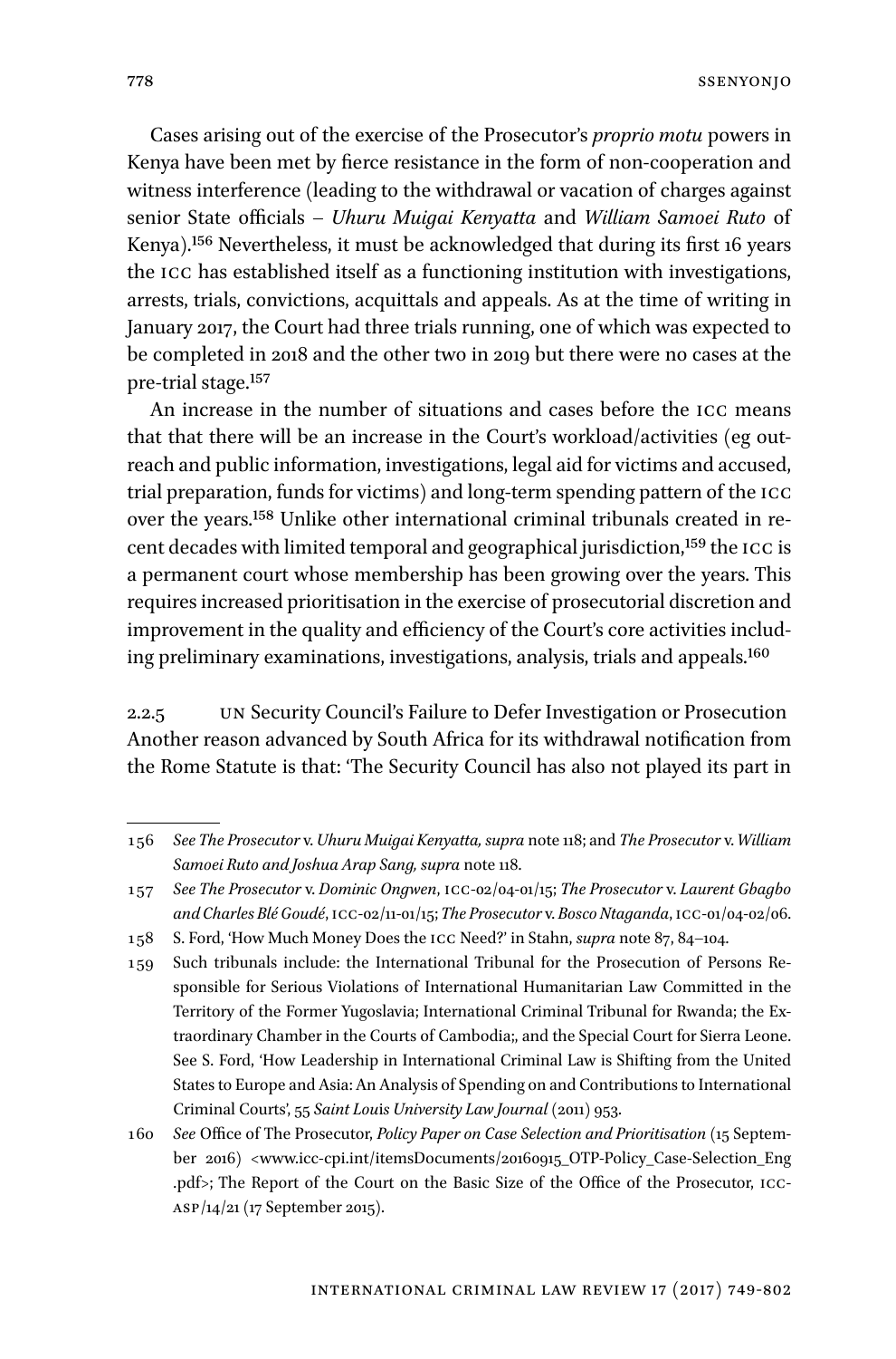Cases arising out of the exercise of the Prosecutor's *proprio motu* powers in Kenya have been met by fierce resistance in the form of non-cooperation and witness interference (leading to the withdrawal or vacation of charges against senior State officials – *Uhuru Muigai Kenyatta* and *William Samoei Ruto* of Kenya).[156] Nevertheless, it must be acknowledged that during its first 16 years the ICC has established itself as a functioning institution with investigations, arrests, trials, convictions, acquittals and appeals. As at the time of writing in January 2017, the Court had three trials running, one of which was expected to be completed in 2018 and the other two in 2019 but there were no cases at the pre-trial stage.[157]

An increase in the number of situations and cases before the ICC means that that there will be an increase in the Court's workload/activities (eg outreach and public information, investigations, legal aid for victims and accused, trial preparation, funds for victims) and long-term spending pattern of the ICC over the years.[158] Unlike other international criminal tribunals created in recent decades with limited temporal and geographical jurisdiction,[159] the ICC is a permanent court whose membership has been growing over the years. This requires increased prioritisation in the exercise of prosecutorial discretion and improvement in the quality and efficiency of the Court's core activities including preliminary examinations, investigations, analysis, trials and appeals.[160]

#### 2.2.5 UN Security Council's Failure to Defer Investigation or Prosecution

Another reason advanced by South Africa for its withdrawal notification from the Rome Statute is that: 'The Security Council has also not played its part in

---

156 *See The Prosecutor* v. *Uhuru Muigai Kenyatta, supra* note 118; and *The Prosecutor* v. *William Samoei Ruto and Joshua Arap Sang, supra* note 118.

157 *See The Prosecutor* v. *Dominic Ongwen*, ICC-02/04-01/15; *The Prosecutor* v. *Laurent Gbagbo and Charles Blé Goudé*, ICC-02/11-01/15; *The Prosecutor* v. *Bosco Ntaganda*, ICC-01/04-02/06.

158 S. Ford, 'How Much Money Does the ICC Need?' in Stahn, *supra* note 87, 84–104.

159 Such tribunals include: the International Tribunal for the Prosecution of Persons Responsible for Serious Violations of International Humanitarian Law Committed in the Territory of the Former Yugoslavia; International Criminal Tribunal for Rwanda; the Extraordinary Chamber in the Courts of Cambodia;, and the Special Court for Sierra Leone. See S. Ford, 'How Leadership in International Criminal Law is Shifting from the United States to Europe and Asia: An Analysis of Spending on and Contributions to International Criminal Courts', 55 *Saint Louis University Law Journal* (2011) 953.

160 *See* Office of The Prosecutor, *Policy Paper on Case Selection and Prioritisation* (15 September 2016) <www.icc-cpi.int/itemsDocuments/20160915_OTP-Policy_Case-Selection_Eng.pdf>; The Report of the Court on the Basic Size of the Office of the Prosecutor, ICC-ASP/14/21 (17 September 2015).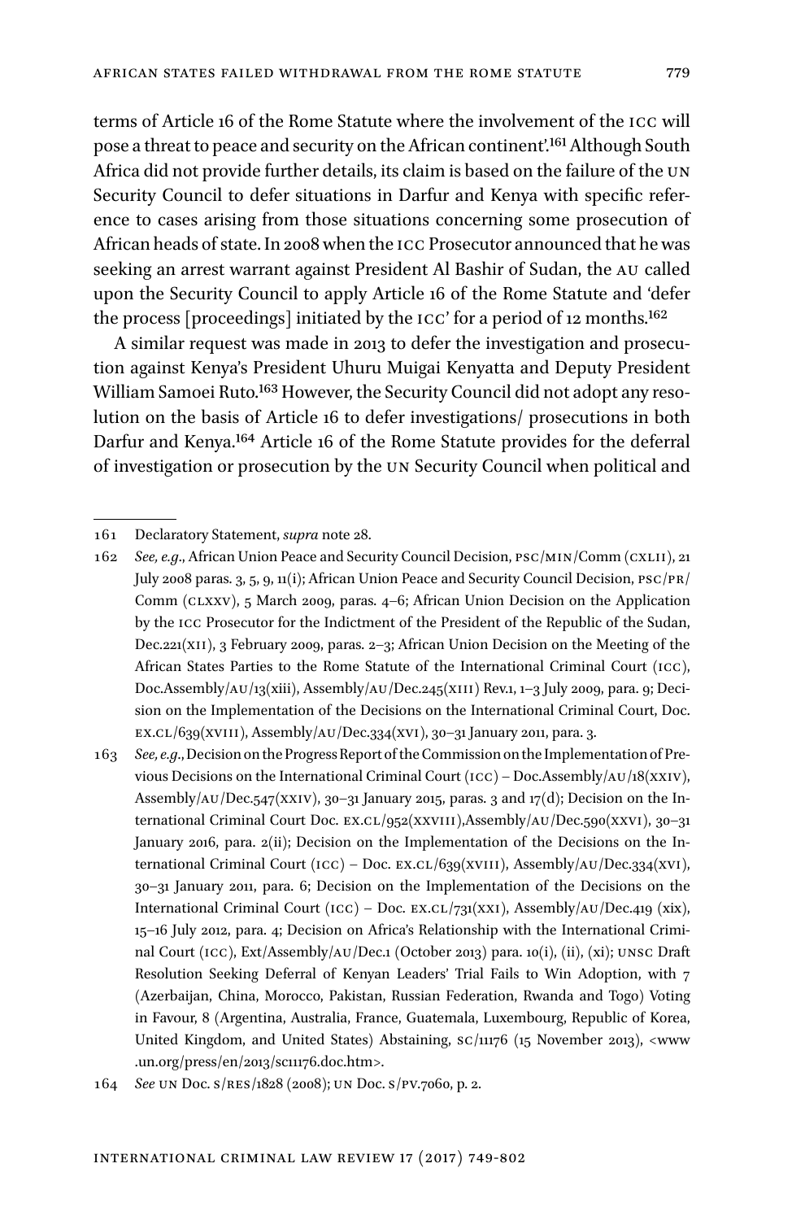terms of Article 16 of the Rome Statute where the involvement of the ICC will pose a threat to peace and security on the African continent'.[161] Although South Africa did not provide further details, its claim is based on the failure of the UN Security Council to defer situations in Darfur and Kenya with specific reference to cases arising from those situations concerning some prosecution of African heads of state. In 2008 when the ICC Prosecutor announced that he was seeking an arrest warrant against President Al Bashir of Sudan, the AU called upon the Security Council to apply Article 16 of the Rome Statute and 'defer the process [proceedings] initiated by the ICC' for a period of 12 months.[162]

A similar request was made in 2013 to defer the investigation and prosecution against Kenya's President Uhuru Muigai Kenyatta and Deputy President William Samoei Ruto.[163] However, the Security Council did not adopt any resolution on the basis of Article 16 to defer investigations/ prosecutions in both Darfur and Kenya.[164] Article 16 of the Rome Statute provides for the deferral of investigation or prosecution by the UN Security Council when political and

---

161 Declaratory Statement, *supra* note 28.

162 *See, e.g.*, African Union Peace and Security Council Decision, PSC/MIN/Comm (CXLII), 21 July 2008 paras. 3, 5, 9, 11(i); African Union Peace and Security Council Decision, PSC/PR/Comm (CLXXV), 5 March 2009, paras. 4–6; African Union Decision on the Application by the ICC Prosecutor for the Indictment of the President of the Republic of the Sudan, Dec.221(XII), 3 February 2009, paras. 2–3; African Union Decision on the Meeting of the African States Parties to the Rome Statute of the International Criminal Court (ICC), Doc.Assembly/AU/13(xiii), Assembly/AU/Dec.245(XIII) Rev.1, 1–3 July 2009, para. 9; Decision on the Implementation of the Decisions on the International Criminal Court, Doc. EX.CL/639(XVIII), Assembly/AU/Dec.334(XVI), 30–31 January 2011, para. 3.

163 *See, e.g.*, Decision on the Progress Report of the Commission on the Implementation of Previous Decisions on the International Criminal Court (ICC) – Doc.Assembly/AU/18(XXIV), Assembly/AU/Dec.547(XXIV), 30–31 January 2015, paras. 3 and 17(d); Decision on the International Criminal Court Doc. EX.CL/952(XXVIII),Assembly/AU/Dec.590(XXVI), 30–31 January 2016, para. 2(ii); Decision on the Implementation of the Decisions on the International Criminal Court (ICC) – Doc. EX.CL/639(XVIII), Assembly/AU/Dec.334(XVI), 30–31 January 2011, para. 6; Decision on the Implementation of the Decisions on the International Criminal Court (ICC) – Doc. EX.CL/731(XXI), Assembly/AU/Dec.419 (xix), 15–16 July 2012, para. 4; Decision on Africa's Relationship with the International Criminal Court (ICC), Ext/Assembly/AU/Dec.1 (October 2013) para. 10(i), (ii), (xi); UNSC Draft Resolution Seeking Deferral of Kenyan Leaders' Trial Fails to Win Adoption, with 7 (Azerbaijan, China, Morocco, Pakistan, Russian Federation, Rwanda and Togo) Voting in Favour, 8 (Argentina, Australia, France, Guatemala, Luxembourg, Republic of Korea, United Kingdom, and United States) Abstaining, SC/11176 (15 November 2013), <www.un.org/press/en/2013/sc11176.doc.htm>.

164 *See* UN Doc. S/RES/1828 (2008); UN Doc. S/PV.7060, p. 2.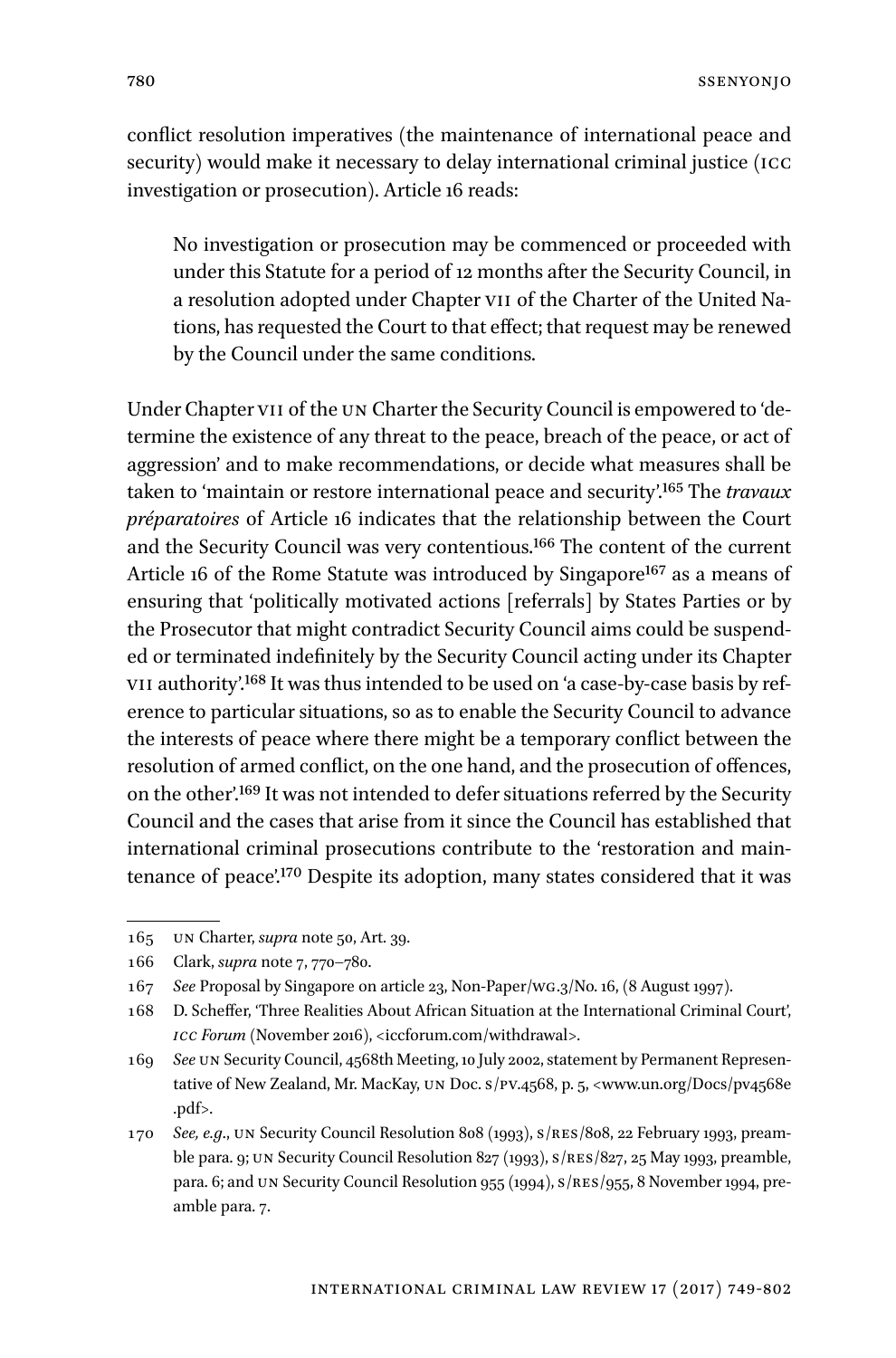conflict resolution imperatives (the maintenance of international peace and security) would make it necessary to delay international criminal justice (ICC investigation or prosecution). Article 16 reads:

> No investigation or prosecution may be commenced or proceeded with under this Statute for a period of 12 months after the Security Council, in a resolution adopted under Chapter VII of the Charter of the United Nations, has requested the Court to that effect; that request may be renewed by the Council under the same conditions.

Under Chapter VII of the UN Charter the Security Council is empowered to 'determine the existence of any threat to the peace, breach of the peace, or act of aggression' and to make recommendations, or decide what measures shall be taken to 'maintain or restore international peace and security'.[165] The *travaux préparatoires* of Article 16 indicates that the relationship between the Court and the Security Council was very contentious.[166] The content of the current Article 16 of the Rome Statute was introduced by Singapore[167] as a means of ensuring that 'politically motivated actions [referrals] by States Parties or by the Prosecutor that might contradict Security Council aims could be suspended or terminated indefinitely by the Security Council acting under its Chapter VII authority'.[168] It was thus intended to be used on 'a case-by-case basis by reference to particular situations, so as to enable the Security Council to advance the interests of peace where there might be a temporary conflict between the resolution of armed conflict, on the one hand, and the prosecution of offences, on the other'.[169] It was not intended to defer situations referred by the Security Council and the cases that arise from it since the Council has established that international criminal prosecutions contribute to the 'restoration and maintenance of peace'.[170] Despite its adoption, many states considered that it was

---

165 UN Charter, *supra* note 50, Art. 39.

166 Clark, *supra* note 7, 770–780.

167 *See* Proposal by Singapore on article 23, Non-Paper/WG.3/No. 16, (8 August 1997).

168 D. Scheffer, 'Three Realities About African Situation at the International Criminal Court', *ICC Forum* (November 2016), <iccforum.com/withdrawal>.

169 *See* UN Security Council, 4568th Meeting, 10 July 2002, statement by Permanent Representative of New Zealand, Mr. MacKay, UN Doc. S/PV.4568, p. 5, <www.un.org/Docs/pv4568e.pdf>.

170 *See, e.g.*, UN Security Council Resolution 808 (1993), S/RES/808, 22 February 1993, preamble para. 9; UN Security Council Resolution 827 (1993), S/RES/827, 25 May 1993, preamble, para. 6; and UN Security Council Resolution 955 (1994), S/RES/955, 8 November 1994, preamble para. 7.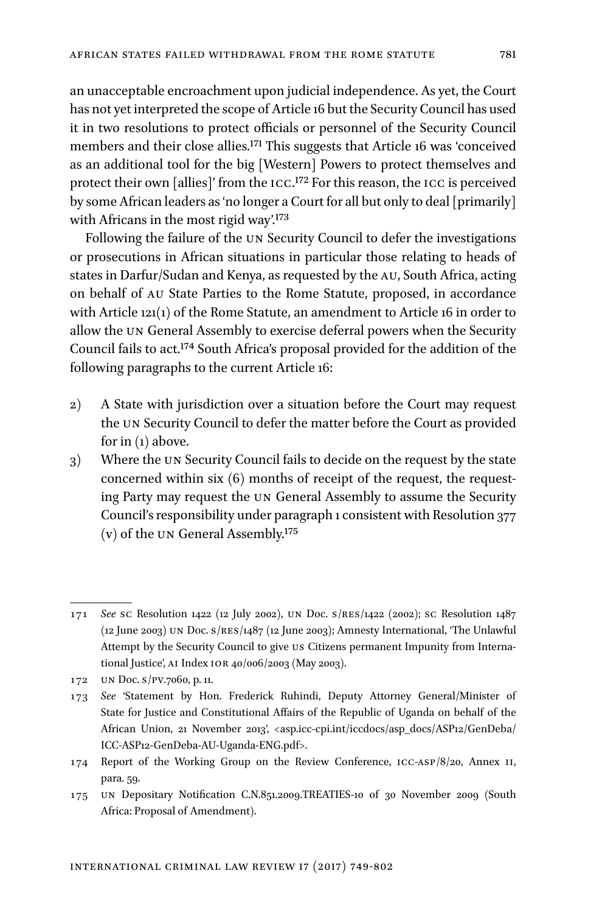an unacceptable encroachment upon judicial independence. As yet, the Court has not yet interpreted the scope of Article 16 but the Security Council has used it in two resolutions to protect officials or personnel of the Security Council members and their close allies.[171] This suggests that Article 16 was 'conceived as an additional tool for the big [Western] Powers to protect themselves and protect their own [allies]' from the ICC.[172] For this reason, the ICC is perceived by some African leaders as 'no longer a Court for all but only to deal [primarily] with Africans in the most rigid way'.[173]

Following the failure of the UN Security Council to defer the investigations or prosecutions in African situations in particular those relating to heads of states in Darfur/Sudan and Kenya, as requested by the AU, South Africa, acting on behalf of AU State Parties to the Rome Statute, proposed, in accordance with Article 121(1) of the Rome Statute, an amendment to Article 16 in order to allow the UN General Assembly to exercise deferral powers when the Security Council fails to act.[174] South Africa's proposal provided for the addition of the following paragraphs to the current Article 16:

2) A State with jurisdiction over a situation before the Court may request the UN Security Council to defer the matter before the Court as provided for in (1) above.
3) Where the UN Security Council fails to decide on the request by the state concerned within six (6) months of receipt of the request, the requesting Party may request the UN General Assembly to assume the Security Council's responsibility under paragraph 1 consistent with Resolution 377 (v) of the UN General Assembly.[175]

---

171 *See* SC Resolution 1422 (12 July 2002), UN Doc. S/RES/1422 (2002); SC Resolution 1487 (12 June 2003) UN Doc. S/RES/1487 (12 June 2003); Amnesty International, 'The Unlawful Attempt by the Security Council to give US Citizens permanent Impunity from International Justice', AI Index IOR 40/006/2003 (May 2003).

172 UN Doc. S/PV.7060, p. 11.

173 *See* 'Statement by Hon. Frederick Ruhindi, Deputy Attorney General/Minister of State for Justice and Constitutional Affairs of the Republic of Uganda on behalf of the African Union, 21 November 2013', <asp.icc-cpi.int/iccdocs/asp_docs/ASP12/GenDeba/ICC-ASP12-GenDeba-AU-Uganda-ENG.pdf>.

174 Report of the Working Group on the Review Conference, ICC-ASP/8/20, Annex II, para. 59.

175 UN Depositary Notification C.N.851.2009.TREATIES-10 of 30 November 2009 (South Africa: Proposal of Amendment).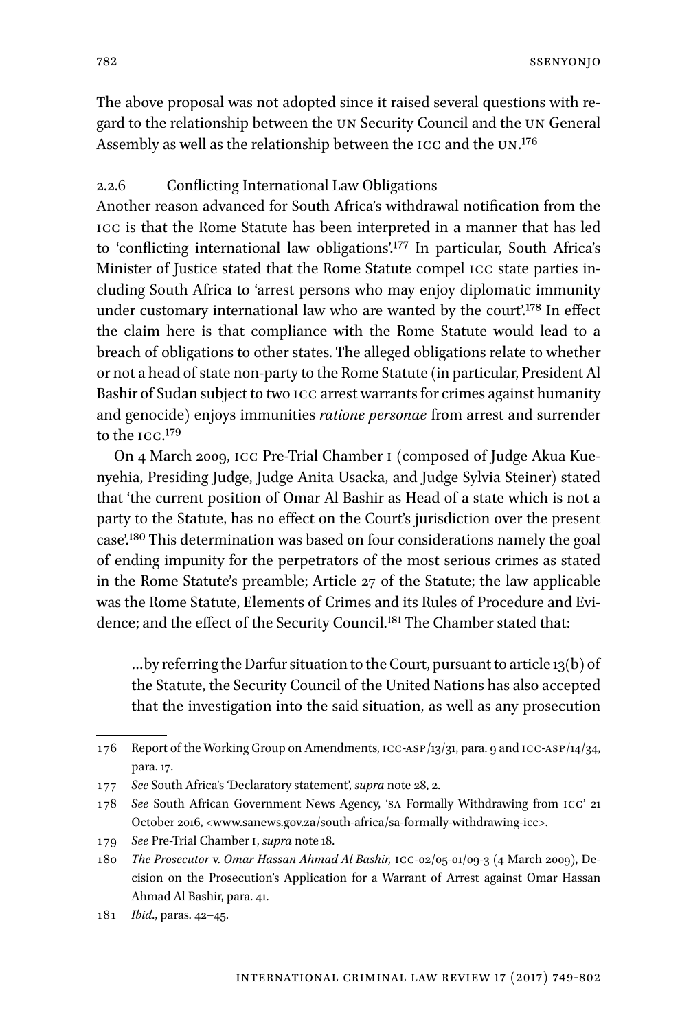The above proposal was not adopted since it raised several questions with regard to the relationship between the UN Security Council and the UN General Assembly as well as the relationship between the ICC and the UN.[176]

#### 2.2.6 Conflicting International Law Obligations

Another reason advanced for South Africa's withdrawal notification from the ICC is that the Rome Statute has been interpreted in a manner that has led to 'conflicting international law obligations'.[177] In particular, South Africa's Minister of Justice stated that the Rome Statute compel ICC state parties including South Africa to 'arrest persons who may enjoy diplomatic immunity under customary international law who are wanted by the court'.[178] In effect the claim here is that compliance with the Rome Statute would lead to a breach of obligations to other states. The alleged obligations relate to whether or not a head of state non-party to the Rome Statute (in particular, President Al Bashir of Sudan subject to two ICC arrest warrants for crimes against humanity and genocide) enjoys immunities *ratione personae* from arrest and surrender to the ICC.[179]

On 4 March 2009, ICC Pre-Trial Chamber I (composed of Judge Akua Kuenyehia, Presiding Judge, Judge Anita Usacka, and Judge Sylvia Steiner) stated that 'the current position of Omar Al Bashir as Head of a state which is not a party to the Statute, has no effect on the Court's jurisdiction over the present case'.[180] This determination was based on four considerations namely the goal of ending impunity for the perpetrators of the most serious crimes as stated in the Rome Statute's preamble; Article 27 of the Statute; the law applicable was the Rome Statute, Elements of Crimes and its Rules of Procedure and Evidence; and the effect of the Security Council.[181] The Chamber stated that:

> …by referring the Darfur situation to the Court, pursuant to article 13(b) of the Statute, the Security Council of the United Nations has also accepted that the investigation into the said situation, as well as any prosecution

---

176 Report of the Working Group on Amendments, ICC-ASP/13/31, para. 9 and ICC-ASP/14/34, para. 17.

177 *See* South Africa's 'Declaratory statement', *supra* note 28, 2.

178 *See* South African Government News Agency, 'SA Formally Withdrawing from ICC' 21 October 2016, <www.sanews.gov.za/south-africa/sa-formally-withdrawing-icc>.

179 *See* Pre-Trial Chamber I, *supra* note 18.

180 *The Prosecutor* v. *Omar Hassan Ahmad Al Bashir,* ICC-02/05-01/09-3 (4 March 2009), Decision on the Prosecution's Application for a Warrant of Arrest against Omar Hassan Ahmad Al Bashir, para. 41.

181 *Ibid*., paras. 42–45.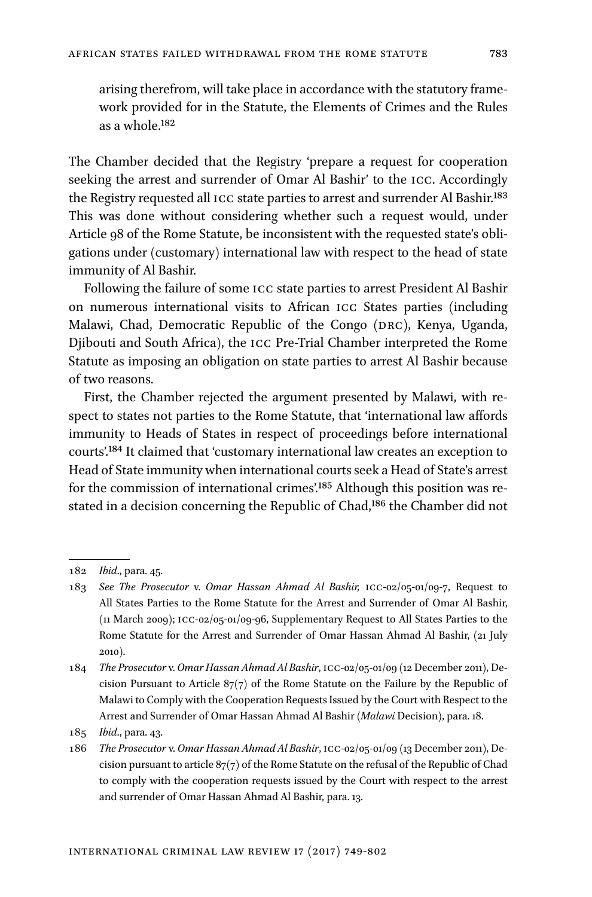arising therefrom, will take place in accordance with the statutory framework provided for in the Statute, the Elements of Crimes and the Rules as a whole.[182]

The Chamber decided that the Registry 'prepare a request for cooperation seeking the arrest and surrender of Omar Al Bashir' to the ICC. Accordingly the Registry requested all ICC state parties to arrest and surrender Al Bashir.[183] This was done without considering whether such a request would, under Article 98 of the Rome Statute, be inconsistent with the requested state's obligations under (customary) international law with respect to the head of state immunity of Al Bashir.

Following the failure of some ICC state parties to arrest President Al Bashir on numerous international visits to African ICC States parties (including Malawi, Chad, Democratic Republic of the Congo (DRC), Kenya, Uganda, Djibouti and South Africa), the ICC Pre-Trial Chamber interpreted the Rome Statute as imposing an obligation on state parties to arrest Al Bashir because of two reasons.

First, the Chamber rejected the argument presented by Malawi, with respect to states not parties to the Rome Statute, that 'international law affords immunity to Heads of States in respect of proceedings before international courts'.[184] It claimed that 'customary international law creates an exception to Head of State immunity when international courts seek a Head of State's arrest for the commission of international crimes'.[185] Although this position was restated in a decision concerning the Republic of Chad,[186] the Chamber did not

---

182 *Ibid.*, para. 45.

183 *See The Prosecutor* v. *Omar Hassan Ahmad Al Bashir,* ICC-02/05-01/09-7, Request to All States Parties to the Rome Statute for the Arrest and Surrender of Omar Al Bashir, (11 March 2009); ICC-02/05-01/09-96, Supplementary Request to All States Parties to the Rome Statute for the Arrest and Surrender of Omar Hassan Ahmad Al Bashir, (21 July 2010).

184 *The Prosecutor* v. *Omar Hassan Ahmad Al Bashir*, ICC-02/05-01/09 (12 December 2011), Decision Pursuant to Article 87(7) of the Rome Statute on the Failure by the Republic of Malawi to Comply with the Cooperation Requests Issued by the Court with Respect to the Arrest and Surrender of Omar Hassan Ahmad Al Bashir (*Malawi* Decision), para. 18.

185 *Ibid.*, para. 43.

186 *The Prosecutor* v. *Omar Hassan Ahmad Al Bashir*, ICC-02/05-01/09 (13 December 2011), Decision pursuant to article 87(7) of the Rome Statute on the refusal of the Republic of Chad to comply with the cooperation requests issued by the Court with respect to the arrest and surrender of Omar Hassan Ahmad Al Bashir, para. 13.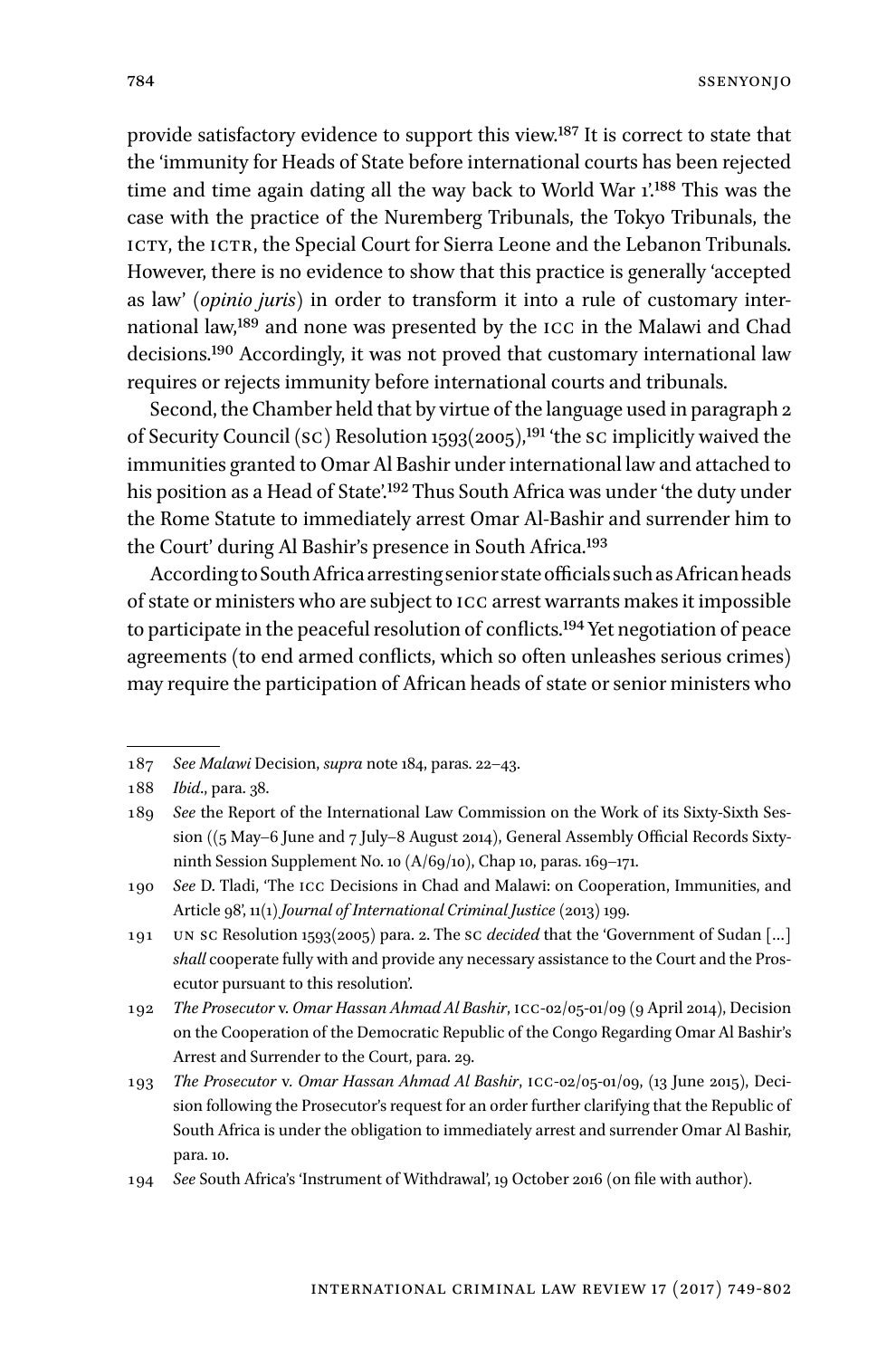provide satisfactory evidence to support this view.[187] It is correct to state that the 'immunity for Heads of State before international courts has been rejected time and time again dating all the way back to World War I'.[188] This was the case with the practice of the Nuremberg Tribunals, the Tokyo Tribunals, the ICTY, the ICTR, the Special Court for Sierra Leone and the Lebanon Tribunals. However, there is no evidence to show that this practice is generally 'accepted as law' (*opinio juris*) in order to transform it into a rule of customary international law,[189] and none was presented by the ICC in the Malawi and Chad decisions.[190] Accordingly, it was not proved that customary international law requires or rejects immunity before international courts and tribunals.

Second, the Chamber held that by virtue of the language used in paragraph 2 of Security Council (SC) Resolution 1593(2005),[191] 'the SC implicitly waived the immunities granted to Omar Al Bashir under international law and attached to his position as a Head of State'.[192] Thus South Africa was under 'the duty under the Rome Statute to immediately arrest Omar Al-Bashir and surrender him to the Court' during Al Bashir's presence in South Africa.[193]

According to South Africa arresting senior state officials such as African heads of state or ministers who are subject to ICC arrest warrants makes it impossible to participate in the peaceful resolution of conflicts.[194] Yet negotiation of peace agreements (to end armed conflicts, which so often unleashes serious crimes) may require the participation of African heads of state or senior ministers who

---

187 *See Malawi* Decision, *supra* note 184, paras. 22–43.

188 *Ibid*., para. 38.

189 *See* the Report of the International Law Commission on the Work of its Sixty-Sixth Session ((5 May–6 June and 7 July–8 August 2014), General Assembly Official Records Sixty-ninth Session Supplement No. 10 (A/69/10), Chap 10, paras. 169–171.

190 *See* D. Tladi, 'The ICC Decisions in Chad and Malawi: on Cooperation, Immunities, and Article 98', 11(1) *Journal of International Criminal Justice* (2013) 199.

191 UN SC Resolution 1593(2005) para. 2. The SC *decided* that the 'Government of Sudan […] *shall* cooperate fully with and provide any necessary assistance to the Court and the Prosecutor pursuant to this resolution'.

192 *The Prosecutor* v. *Omar Hassan Ahmad Al Bashir*, ICC-02/05-01/09 (9 April 2014), Decision on the Cooperation of the Democratic Republic of the Congo Regarding Omar Al Bashir's Arrest and Surrender to the Court, para. 29.

193 *The Prosecutor* v. *Omar Hassan Ahmad Al Bashir*, ICC-02/05-01/09, (13 June 2015), Decision following the Prosecutor's request for an order further clarifying that the Republic of South Africa is under the obligation to immediately arrest and surrender Omar Al Bashir, para. 10.

194 *See* South Africa's 'Instrument of Withdrawal', 19 October 2016 (on file with author).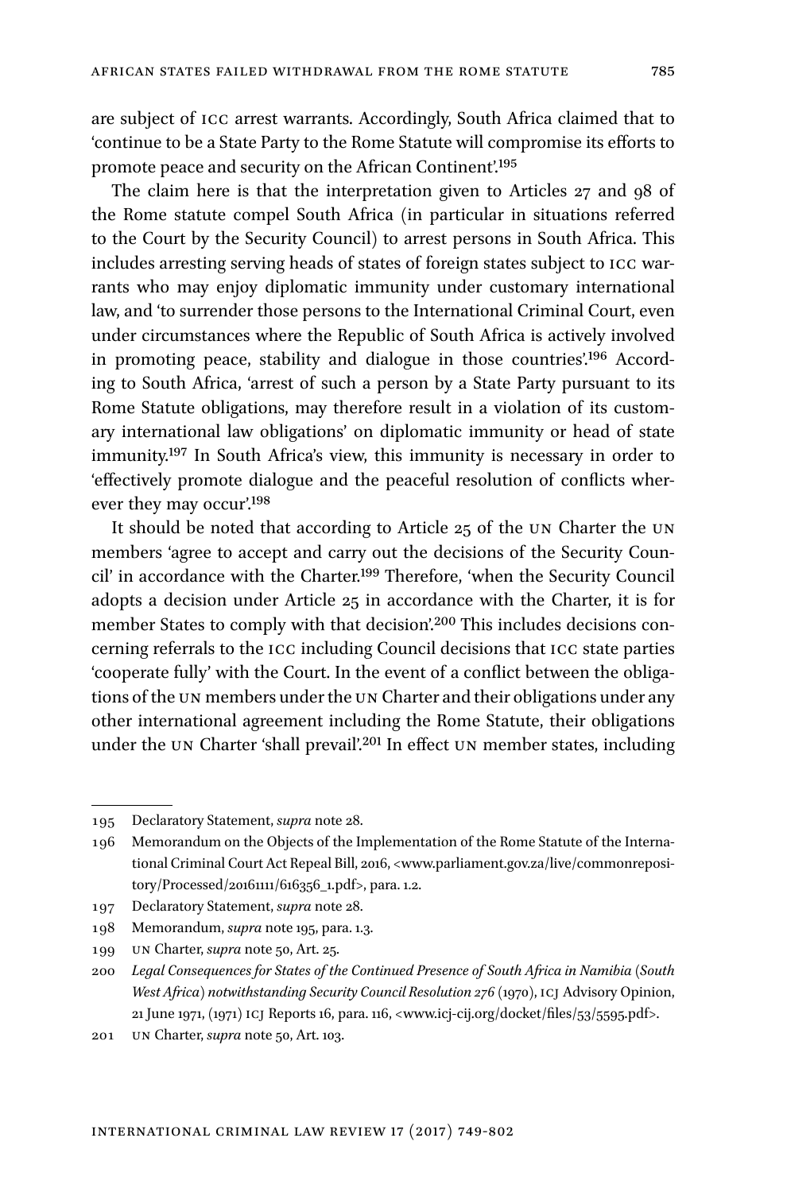are subject of ICC arrest warrants. Accordingly, South Africa claimed that to 'continue to be a State Party to the Rome Statute will compromise its efforts to promote peace and security on the African Continent'.[195]

The claim here is that the interpretation given to Articles 27 and 98 of the Rome statute compel South Africa (in particular in situations referred to the Court by the Security Council) to arrest persons in South Africa. This includes arresting serving heads of states of foreign states subject to ICC warrants who may enjoy diplomatic immunity under customary international law, and 'to surrender those persons to the International Criminal Court, even under circumstances where the Republic of South Africa is actively involved in promoting peace, stability and dialogue in those countries'.[196] According to South Africa, 'arrest of such a person by a State Party pursuant to its Rome Statute obligations, may therefore result in a violation of its customary international law obligations' on diplomatic immunity or head of state immunity.[197] In South Africa's view, this immunity is necessary in order to 'effectively promote dialogue and the peaceful resolution of conflicts wherever they may occur'.[198]

It should be noted that according to Article 25 of the UN Charter the UN members 'agree to accept and carry out the decisions of the Security Council' in accordance with the Charter.[199] Therefore, 'when the Security Council adopts a decision under Article 25 in accordance with the Charter, it is for member States to comply with that decision'.[200] This includes decisions concerning referrals to the ICC including Council decisions that ICC state parties 'cooperate fully' with the Court. In the event of a conflict between the obligations of the UN members under the UN Charter and their obligations under any other international agreement including the Rome Statute, their obligations under the UN Charter 'shall prevail'.[201] In effect UN member states, including

---

195 Declaratory Statement, *supra* note 28.

196 Memorandum on the Objects of the Implementation of the Rome Statute of the International Criminal Court Act Repeal Bill, 2016, <www.parliament.gov.za/live/commonrepository/Processed/20161111/616356_1.pdf>, para. 1.2.

197 Declaratory Statement, *supra* note 28.

198 Memorandum, *supra* note 195, para. 1.3.

199 UN Charter, *supra* note 50, Art. 25.

200 *Legal Consequences for States of the Continued Presence of South Africa in Namibia (South West Africa) notwithstanding Security Council Resolution 276* (1970), ICJ Advisory Opinion, 21 June 1971, (1971) ICJ Reports 16, para. 116, <www.icj-cij.org/docket/files/53/5595.pdf>.

201 UN Charter, *supra* note 50, Art. 103.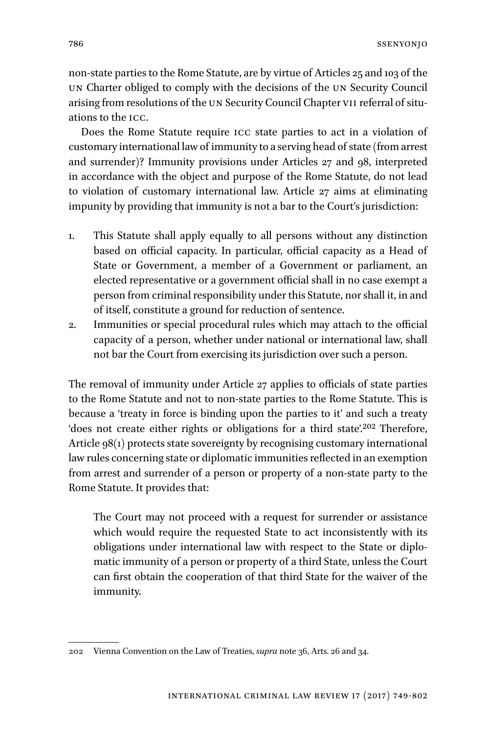non-state parties to the Rome Statute, are by virtue of Articles 25 and 103 of the UN Charter obliged to comply with the decisions of the UN Security Council arising from resolutions of the UN Security Council Chapter VII referral of situations to the ICC.

Does the Rome Statute require ICC state parties to act in a violation of customary international law of immunity to a serving head of state (from arrest and surrender)? Immunity provisions under Articles 27 and 98, interpreted in accordance with the object and purpose of the Rome Statute, do not lead to violation of customary international law. Article 27 aims at eliminating impunity by providing that immunity is not a bar to the Court's jurisdiction:

1. This Statute shall apply equally to all persons without any distinction based on official capacity. In particular, official capacity as a Head of State or Government, a member of a Government or parliament, an elected representative or a government official shall in no case exempt a person from criminal responsibility under this Statute, nor shall it, in and of itself, constitute a ground for reduction of sentence.
2. Immunities or special procedural rules which may attach to the official capacity of a person, whether under national or international law, shall not bar the Court from exercising its jurisdiction over such a person.

The removal of immunity under Article 27 applies to officials of state parties to the Rome Statute and not to non-state parties to the Rome Statute. This is because a 'treaty in force is binding upon the parties to it' and such a treaty 'does not create either rights or obligations for a third state'.[202] Therefore, Article 98(1) protects state sovereignty by recognising customary international law rules concerning state or diplomatic immunities reflected in an exemption from arrest and surrender of a person or property of a non-state party to the Rome Statute. It provides that:

> The Court may not proceed with a request for surrender or assistance which would require the requested State to act inconsistently with its obligations under international law with respect to the State or diplomatic immunity of a person or property of a third State, unless the Court can first obtain the cooperation of that third State for the waiver of the immunity.

---

202 Vienna Convention on the Law of Treaties, *supra* note 36, Arts. 26 and 34.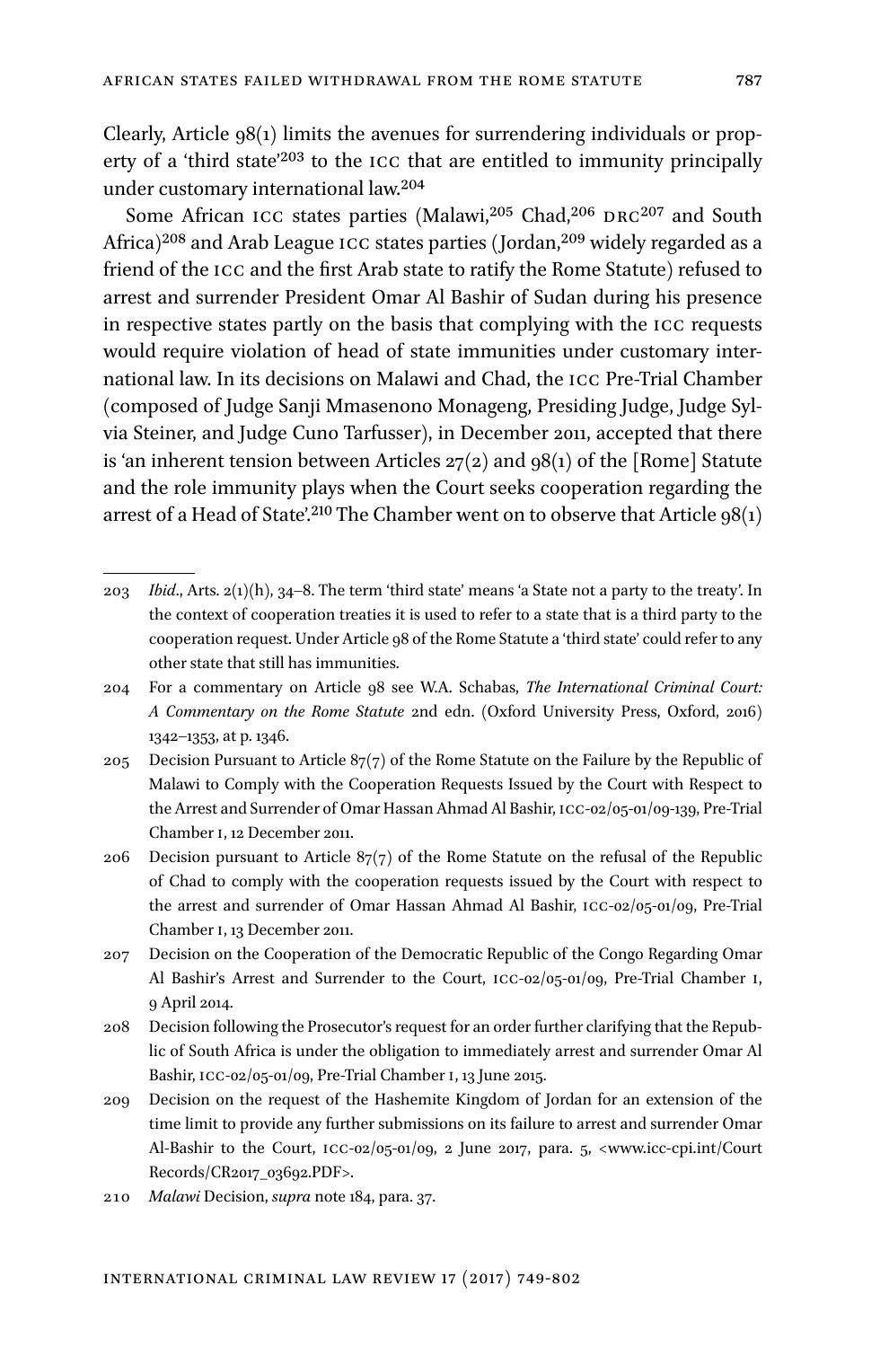Clearly, Article 98(1) limits the avenues for surrendering individuals or property of a 'third state'[203] to the ICC that are entitled to immunity principally under customary international law.[204]

Some African ICC states parties (Malawi,[205] Chad,[206] DRC[207] and South Africa)[208] and Arab League ICC states parties (Jordan,[209] widely regarded as a friend of the ICC and the first Arab state to ratify the Rome Statute) refused to arrest and surrender President Omar Al Bashir of Sudan during his presence in respective states partly on the basis that complying with the ICC requests would require violation of head of state immunities under customary international law. In its decisions on Malawi and Chad, the ICC Pre-Trial Chamber (composed of Judge Sanji Mmasenono Monageng, Presiding Judge, Judge Sylvia Steiner, and Judge Cuno Tarfusser), in December 2011, accepted that there is 'an inherent tension between Articles 27(2) and 98(1) of the [Rome] Statute and the role immunity plays when the Court seeks cooperation regarding the arrest of a Head of State'.[210] The Chamber went on to observe that Article 98(1)

---

203 *Ibid.*, Arts. 2(1)(h), 34–8. The term 'third state' means 'a State not a party to the treaty'. In the context of cooperation treaties it is used to refer to a state that is a third party to the cooperation request. Under Article 98 of the Rome Statute a 'third state' could refer to any other state that still has immunities.

204 For a commentary on Article 98 see W.A. Schabas, *The International Criminal Court: A Commentary on the Rome Statute* 2nd edn. (Oxford University Press, Oxford, 2016) 1342–1353, at p. 1346.

205 Decision Pursuant to Article 87(7) of the Rome Statute on the Failure by the Republic of Malawi to Comply with the Cooperation Requests Issued by the Court with Respect to the Arrest and Surrender of Omar Hassan Ahmad Al Bashir, ICC-02/05-01/09-139, Pre-Trial Chamber I, 12 December 2011.

206 Decision pursuant to Article 87(7) of the Rome Statute on the refusal of the Republic of Chad to comply with the cooperation requests issued by the Court with respect to the arrest and surrender of Omar Hassan Ahmad Al Bashir, ICC-02/05-01/09, Pre-Trial Chamber I, 13 December 2011.

207 Decision on the Cooperation of the Democratic Republic of the Congo Regarding Omar Al Bashir's Arrest and Surrender to the Court, ICC-02/05-01/09, Pre-Trial Chamber I, 9 April 2014.

208 Decision following the Prosecutor's request for an order further clarifying that the Republic of South Africa is under the obligation to immediately arrest and surrender Omar Al Bashir, ICC-02/05-01/09, Pre-Trial Chamber I, 13 June 2015.

209 Decision on the request of the Hashemite Kingdom of Jordan for an extension of the time limit to provide any further submissions on its failure to arrest and surrender Omar Al-Bashir to the Court, ICC-02/05-01/09, 2 June 2017, para. 5, <www.icc-cpi.int/CourtRecords/CR2017_03692.PDF>.

210 *Malawi* Decision, *supra* note 184, para. 37.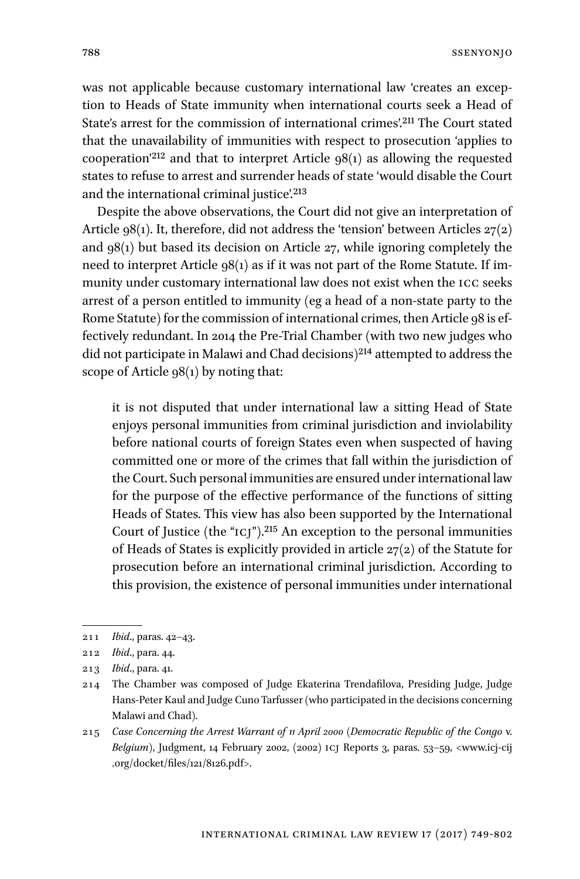was not applicable because customary international law 'creates an exception to Heads of State immunity when international courts seek a Head of State's arrest for the commission of international crimes'.[211] The Court stated that the unavailability of immunities with respect to prosecution 'applies to cooperation'[212] and that to interpret Article 98(1) as allowing the requested states to refuse to arrest and surrender heads of state 'would disable the Court and the international criminal justice'.[213]

Despite the above observations, the Court did not give an interpretation of Article 98(1). It, therefore, did not address the 'tension' between Articles 27(2) and 98(1) but based its decision on Article 27, while ignoring completely the need to interpret Article 98(1) as if it was not part of the Rome Statute. If immunity under customary international law does not exist when the ICC seeks arrest of a person entitled to immunity (eg a head of a non-state party to the Rome Statute) for the commission of international crimes, then Article 98 is effectively redundant. In 2014 the Pre-Trial Chamber (with two new judges who did not participate in Malawi and Chad decisions)[214] attempted to address the scope of Article 98(1) by noting that:

> it is not disputed that under international law a sitting Head of State enjoys personal immunities from criminal jurisdiction and inviolability before national courts of foreign States even when suspected of having committed one or more of the crimes that fall within the jurisdiction of the Court. Such personal immunities are ensured under international law for the purpose of the effective performance of the functions of sitting Heads of States. This view has also been supported by the International Court of Justice (the "ICJ").[215] An exception to the personal immunities of Heads of States is explicitly provided in article 27(2) of the Statute for prosecution before an international criminal jurisdiction. According to this provision, the existence of personal immunities under international

---

211 *Ibid*., paras. 42–43.

212 *Ibid*., para. 44.

213 *Ibid*., para. 41.

214 The Chamber was composed of Judge Ekaterina Trendafilova, Presiding Judge, Judge Hans-Peter Kaul and Judge Cuno Tarfusser (who participated in the decisions concerning Malawi and Chad).

215 *Case Concerning the Arrest Warrant of 11 April 2000* (*Democratic Republic of the Congo* v. *Belgium*), Judgment, 14 February 2002, (2002) ICJ Reports 3, paras. 53–59, <www.icj-cij.org/docket/files/121/8126.pdf>.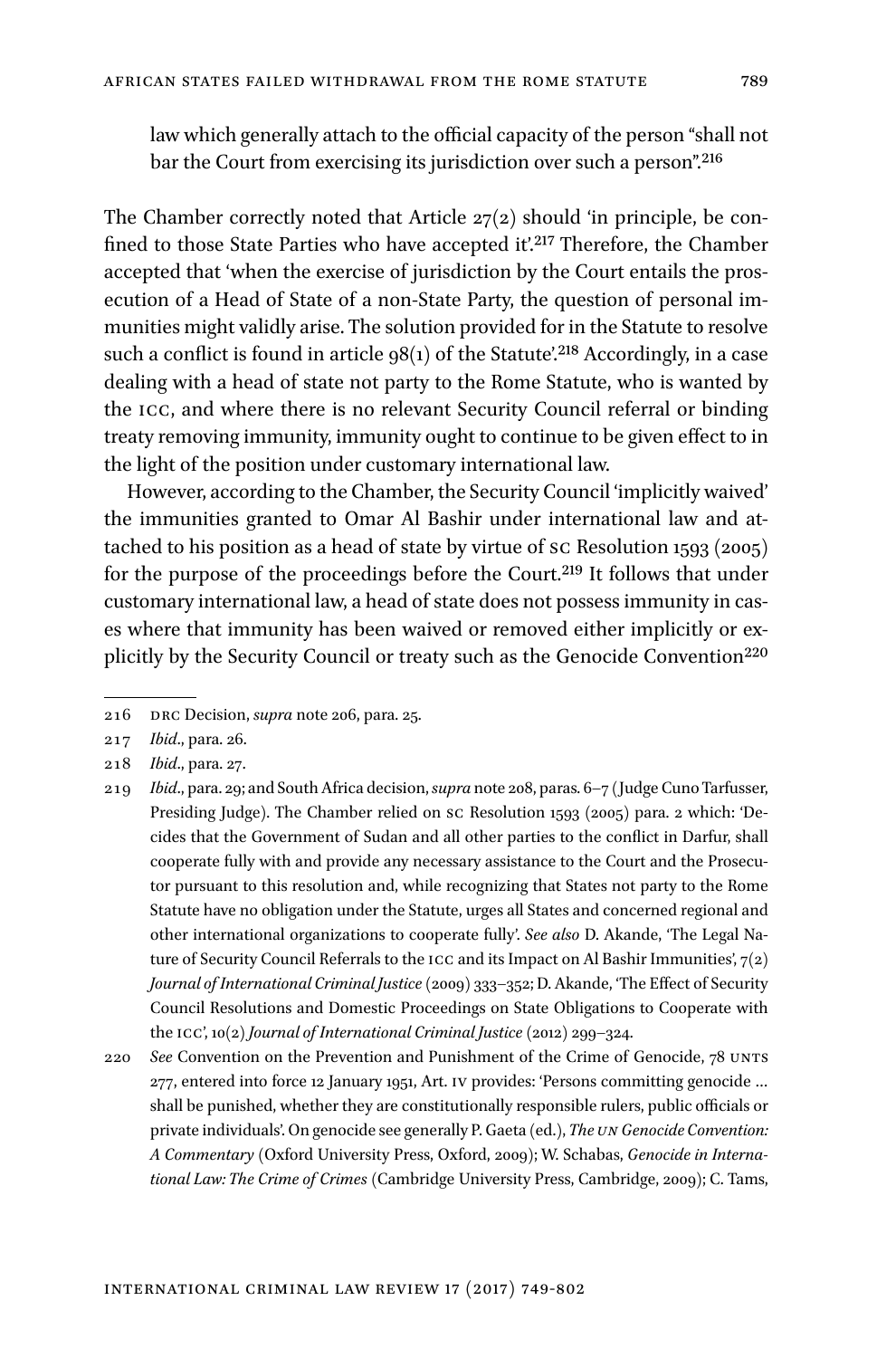law which generally attach to the official capacity of the person "shall not bar the Court from exercising its jurisdiction over such a person".[216]

The Chamber correctly noted that Article 27(2) should 'in principle, be confined to those State Parties who have accepted it'.[217] Therefore, the Chamber accepted that 'when the exercise of jurisdiction by the Court entails the prosecution of a Head of State of a non-State Party, the question of personal immunities might validly arise. The solution provided for in the Statute to resolve such a conflict is found in article 98(1) of the Statute'.[218] Accordingly, in a case dealing with a head of state not party to the Rome Statute, who is wanted by the ICC, and where there is no relevant Security Council referral or binding treaty removing immunity, immunity ought to continue to be given effect to in the light of the position under customary international law.

However, according to the Chamber, the Security Council 'implicitly waived' the immunities granted to Omar Al Bashir under international law and attached to his position as a head of state by virtue of SC Resolution 1593 (2005) for the purpose of the proceedings before the Court.[219] It follows that under customary international law, a head of state does not possess immunity in cases where that immunity has been waived or removed either implicitly or explicitly by the Security Council or treaty such as the Genocide Convention[220]

---

216 DRC Decision, *supra* note 206, para. 25.

217 *Ibid.*, para. 26.

218 *Ibid.*, para. 27.

219 *Ibid.*, para. 29; and South Africa decision, *supra* note 208, paras. 6–7 (Judge Cuno Tarfusser, Presiding Judge). The Chamber relied on SC Resolution 1593 (2005) para. 2 which: 'Decides that the Government of Sudan and all other parties to the conflict in Darfur, shall cooperate fully with and provide any necessary assistance to the Court and the Prosecutor pursuant to this resolution and, while recognizing that States not party to the Rome Statute have no obligation under the Statute, urges all States and concerned regional and other international organizations to cooperate fully'. *See also* D. Akande, 'The Legal Nature of Security Council Referrals to the ICC and its Impact on Al Bashir Immunities', 7(2) *Journal of International Criminal Justice* (2009) 333–352; D. Akande, 'The Effect of Security Council Resolutions and Domestic Proceedings on State Obligations to Cooperate with the ICC', 10(2) *Journal of International Criminal Justice* (2012) 299–324.

220 *See* Convention on the Prevention and Punishment of the Crime of Genocide, 78 UNTS 277, entered into force 12 January 1951, Art. IV provides: 'Persons committing genocide … shall be punished, whether they are constitutionally responsible rulers, public officials or private individuals'. On genocide see generally P. Gaeta (ed.), *The UN Genocide Convention: A Commentary* (Oxford University Press, Oxford, 2009); W. Schabas, *Genocide in International Law: The Crime of Crimes* (Cambridge University Press, Cambridge, 2009); C. Tams,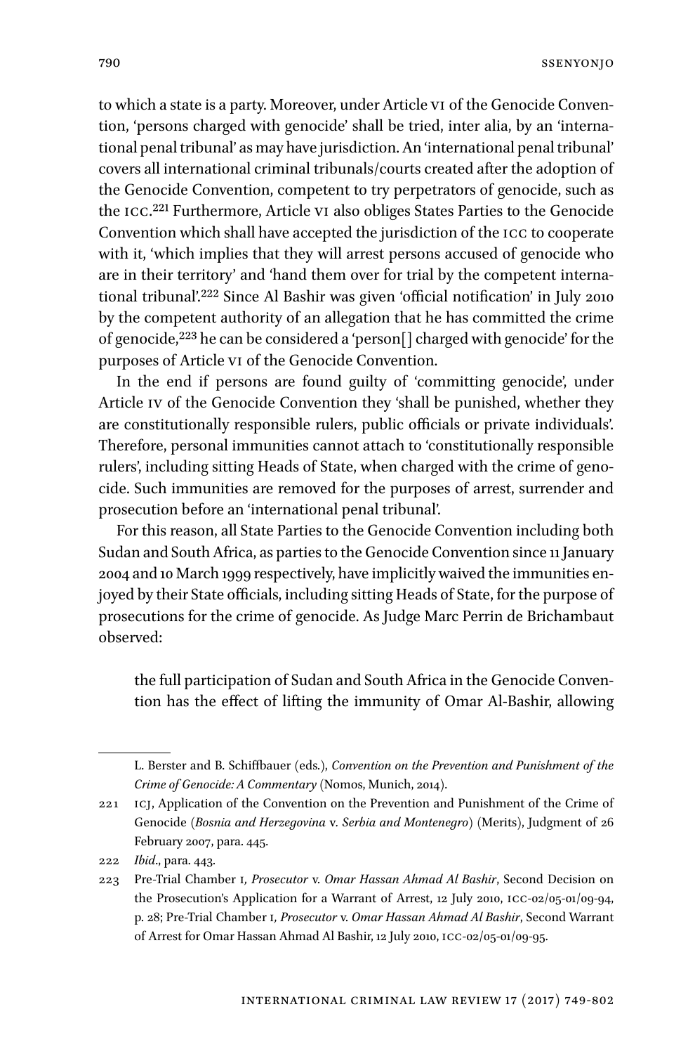to which a state is a party. Moreover, under Article VI of the Genocide Convention, 'persons charged with genocide' shall be tried, inter alia, by an 'international penal tribunal' as may have jurisdiction. An 'international penal tribunal' covers all international criminal tribunals/courts created after the adoption of the Genocide Convention, competent to try perpetrators of genocide, such as the ICC.[221] Furthermore, Article VI also obliges States Parties to the Genocide Convention which shall have accepted the jurisdiction of the ICC to cooperate with it, 'which implies that they will arrest persons accused of genocide who are in their territory' and 'hand them over for trial by the competent international tribunal'.[222] Since Al Bashir was given 'official notification' in July 2010 by the competent authority of an allegation that he has committed the crime of genocide,[223] he can be considered a 'person[] charged with genocide' for the purposes of Article VI of the Genocide Convention.

In the end if persons are found guilty of 'committing genocide', under Article IV of the Genocide Convention they 'shall be punished, whether they are constitutionally responsible rulers, public officials or private individuals'. Therefore, personal immunities cannot attach to 'constitutionally responsible rulers', including sitting Heads of State, when charged with the crime of genocide. Such immunities are removed for the purposes of arrest, surrender and prosecution before an 'international penal tribunal'.

For this reason, all State Parties to the Genocide Convention including both Sudan and South Africa, as parties to the Genocide Convention since 11 January 2004 and 10 March 1999 respectively, have implicitly waived the immunities enjoyed by their State officials, including sitting Heads of State, for the purpose of prosecutions for the crime of genocide. As Judge Marc Perrin de Brichambaut observed:

> the full participation of Sudan and South Africa in the Genocide Convention has the effect of lifting the immunity of Omar Al-Bashir, allowing

---

L. Berster and B. Schiffbauer (eds.), *Convention on the Prevention and Punishment of the Crime of Genocide: A Commentary* (Nomos, Munich, 2014).

221 ICJ, Application of the Convention on the Prevention and Punishment of the Crime of Genocide (*Bosnia and Herzegovina* v. *Serbia and Montenegro*) (Merits), Judgment of 26 February 2007, para. 445.

222 *Ibid*., para. 443.

223 Pre-Trial Chamber I, *Prosecutor* v. *Omar Hassan Ahmad Al Bashir*, Second Decision on the Prosecution's Application for a Warrant of Arrest, 12 July 2010, ICC-02/05-01/09-94, p. 28; Pre-Trial Chamber I, *Prosecutor* v. *Omar Hassan Ahmad Al Bashir*, Second Warrant of Arrest for Omar Hassan Ahmad Al Bashir, 12 July 2010, ICC-02/05-01/09-95.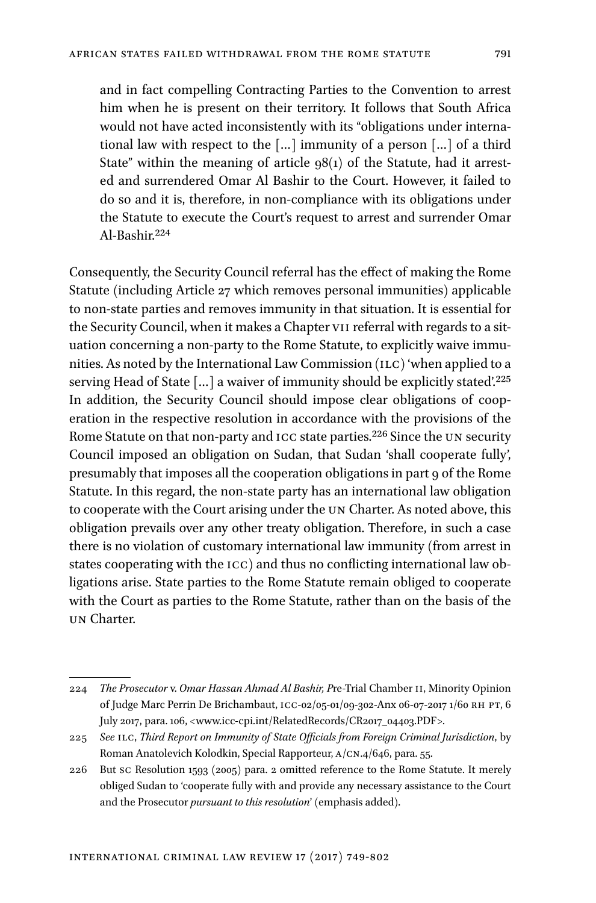> and in fact compelling Contracting Parties to the Convention to arrest him when he is present on their territory. It follows that South Africa would not have acted inconsistently with its "obligations under international law with respect to the […] immunity of a person […] of a third State" within the meaning of article 98(1) of the Statute, had it arrested and surrendered Omar Al Bashir to the Court. However, it failed to do so and it is, therefore, in non-compliance with its obligations under the Statute to execute the Court's request to arrest and surrender Omar Al-Bashir.[224]

Consequently, the Security Council referral has the effect of making the Rome Statute (including Article 27 which removes personal immunities) applicable to non-state parties and removes immunity in that situation. It is essential for the Security Council, when it makes a Chapter VII referral with regards to a situation concerning a non-party to the Rome Statute, to explicitly waive immunities. As noted by the International Law Commission (ILC) 'when applied to a serving Head of State […] a waiver of immunity should be explicitly stated'.[225] In addition, the Security Council should impose clear obligations of cooperation in the respective resolution in accordance with the provisions of the Rome Statute on that non-party and ICC state parties.[226] Since the UN security Council imposed an obligation on Sudan, that Sudan 'shall cooperate fully', presumably that imposes all the cooperation obligations in part 9 of the Rome Statute. In this regard, the non-state party has an international law obligation to cooperate with the Court arising under the UN Charter. As noted above, this obligation prevails over any other treaty obligation. Therefore, in such a case there is no violation of customary international law immunity (from arrest in states cooperating with the ICC) and thus no conflicting international law obligations arise. State parties to the Rome Statute remain obliged to cooperate with the Court as parties to the Rome Statute, rather than on the basis of the UN Charter.

---

224 *The Prosecutor* v. *Omar Hassan Ahmad Al Bashir, P*re-Trial Chamber II, Minority Opinion of Judge Marc Perrin De Brichambaut, ICC-02/05-01/09-302-Anx 06-07-2017 1/60 RH PT, 6 July 2017, para. 106, <www.icc-cpi.int/RelatedRecords/CR2017_04403.PDF>.

225 *See* ILC, *Third Report on Immunity of State Officials from Foreign Criminal Jurisdiction*, by Roman Anatolevich Kolodkin, Special Rapporteur, A/CN.4/646, para. 55.

226 But SC Resolution 1593 (2005) para. 2 omitted reference to the Rome Statute. It merely obliged Sudan to 'cooperate fully with and provide any necessary assistance to the Court and the Prosecutor *pursuant to this resolution*' (emphasis added).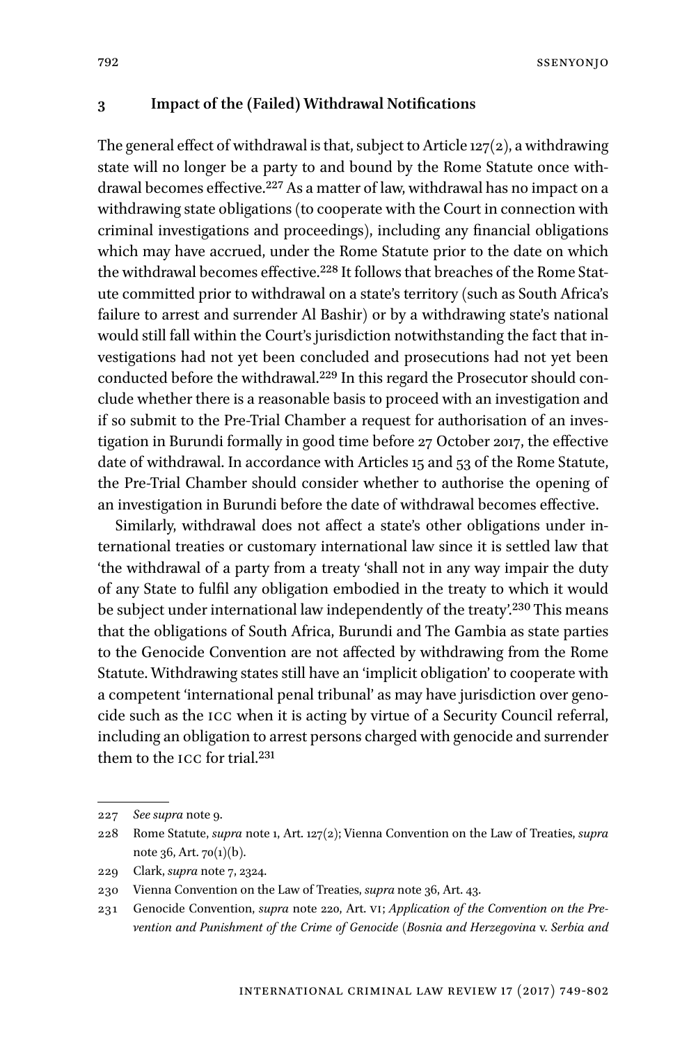## 3 Impact of the (Failed) Withdrawal Notifications

The general effect of withdrawal is that, subject to Article 127(2), a withdrawing state will no longer be a party to and bound by the Rome Statute once withdrawal becomes effective.[227] As a matter of law, withdrawal has no impact on a withdrawing state obligations (to cooperate with the Court in connection with criminal investigations and proceedings), including any financial obligations which may have accrued, under the Rome Statute prior to the date on which the withdrawal becomes effective.[228] It follows that breaches of the Rome Statute committed prior to withdrawal on a state's territory (such as South Africa's failure to arrest and surrender Al Bashir) or by a withdrawing state's national would still fall within the Court's jurisdiction notwithstanding the fact that investigations had not yet been concluded and prosecutions had not yet been conducted before the withdrawal.[229] In this regard the Prosecutor should conclude whether there is a reasonable basis to proceed with an investigation and if so submit to the Pre-Trial Chamber a request for authorisation of an investigation in Burundi formally in good time before 27 October 2017, the effective date of withdrawal. In accordance with Articles 15 and 53 of the Rome Statute, the Pre-Trial Chamber should consider whether to authorise the opening of an investigation in Burundi before the date of withdrawal becomes effective.

Similarly, withdrawal does not affect a state's other obligations under international treaties or customary international law since it is settled law that 'the withdrawal of a party from a treaty 'shall not in any way impair the duty of any State to fulfil any obligation embodied in the treaty to which it would be subject under international law independently of the treaty'.[230] This means that the obligations of South Africa, Burundi and The Gambia as state parties to the Genocide Convention are not affected by withdrawing from the Rome Statute. Withdrawing states still have an 'implicit obligation' to cooperate with a competent 'international penal tribunal' as may have jurisdiction over genocide such as the ICC when it is acting by virtue of a Security Council referral, including an obligation to arrest persons charged with genocide and surrender them to the ICC for trial.[231]

---

227 *See supra* note 9.

228 Rome Statute, *supra* note 1, Art. 127(2); Vienna Convention on the Law of Treaties, *supra* note 36, Art. 70(1)(b).

229 Clark, *supra* note 7, 2324.

230 Vienna Convention on the Law of Treaties, *supra* note 36, Art. 43.

231 Genocide Convention, *supra* note 220, Art. VI; *Application of the Convention on the Prevention and Punishment of the Crime of Genocide (Bosnia and Herzegovina* v. *Serbia and*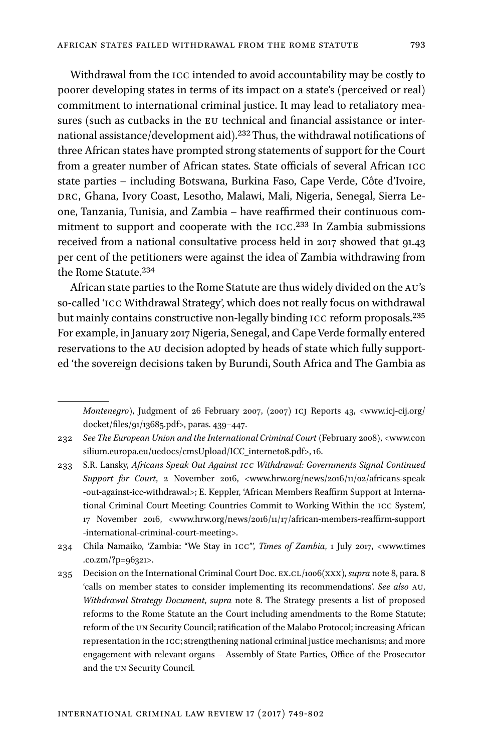Withdrawal from the ICC intended to avoid accountability may be costly to poorer developing states in terms of its impact on a state's (perceived or real) commitment to international criminal justice. It may lead to retaliatory measures (such as cutbacks in the EU technical and financial assistance or international assistance/development aid).[232] Thus, the withdrawal notifications of three African states have prompted strong statements of support for the Court from a greater number of African states. State officials of several African ICC state parties – including Botswana, Burkina Faso, Cape Verde, Côte d'Ivoire, DRC, Ghana, Ivory Coast, Lesotho, Malawi, Mali, Nigeria, Senegal, Sierra Leone, Tanzania, Tunisia, and Zambia – have reaffirmed their continuous commitment to support and cooperate with the ICC.[233] In Zambia submissions received from a national consultative process held in 2017 showed that 91.43 per cent of the petitioners were against the idea of Zambia withdrawing from the Rome Statute.[234]

African state parties to the Rome Statute are thus widely divided on the AU's so-called 'ICC Withdrawal Strategy', which does not really focus on withdrawal but mainly contains constructive non-legally binding ICC reform proposals.[235] For example, in January 2017 Nigeria, Senegal, and Cape Verde formally entered reservations to the AU decision adopted by heads of state which fully supported 'the sovereign decisions taken by Burundi, South Africa and The Gambia as

---

*Montenegro*), Judgment of 26 February 2007, (2007) ICJ Reports 43, <www.icj-cij.org/docket/files/91/13685.pdf>, paras. 439–447.

232 *See The European Union and the International Criminal Court* (February 2008), <www.consilium.europa.eu/uedocs/cmsUpload/ICC_internet08.pdf>, 16.

233 S.R. Lansky, *Africans Speak Out Against ICC Withdrawal: Governments Signal Continued Support for Court*, 2 November 2016, <www.hrw.org/news/2016/11/02/africans-speak-out-against-icc-withdrawal>; E. Keppler, 'African Members Reaffirm Support at International Criminal Court Meeting: Countries Commit to Working Within the ICC System', 17 November 2016, <www.hrw.org/news/2016/11/17/african-members-reaffirm-support-international-criminal-court-meeting>.

234 Chila Namaiko, 'Zambia: "We Stay in ICC"', *Times of Zambia*, 1 July 2017, <www.times.co.zm/?p=96321>.

235 Decision on the International Criminal Court Doc. EX.CL/1006(XXX), *supra* note 8, para. 8 'calls on member states to consider implementing its recommendations'. *See also* AU, *Withdrawal Strategy Document*, *supra* note 8. The Strategy presents a list of proposed reforms to the Rome Statute an the Court including amendments to the Rome Statute; reform of the UN Security Council; ratification of the Malabo Protocol; increasing African representation in the ICC; strengthening national criminal justice mechanisms; and more engagement with relevant organs – Assembly of State Parties, Office of the Prosecutor and the UN Security Council.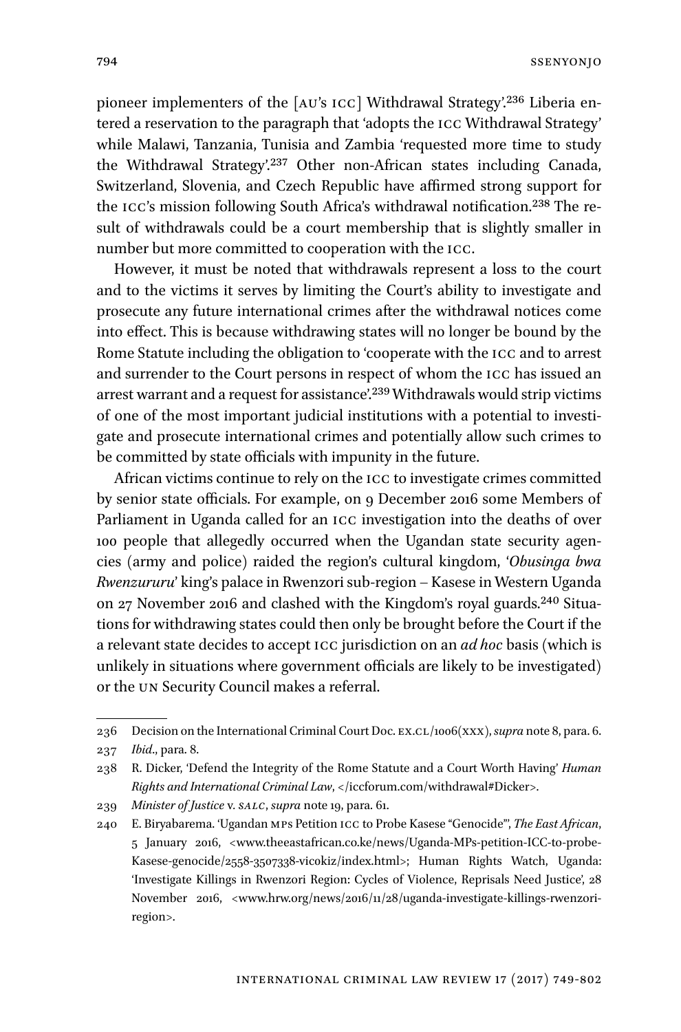pioneer implementers of the [AU's ICC] Withdrawal Strategy'.[236] Liberia entered a reservation to the paragraph that 'adopts the ICC Withdrawal Strategy' while Malawi, Tanzania, Tunisia and Zambia 'requested more time to study the Withdrawal Strategy'.[237] Other non-African states including Canada, Switzerland, Slovenia, and Czech Republic have affirmed strong support for the ICC's mission following South Africa's withdrawal notification.[238] The result of withdrawals could be a court membership that is slightly smaller in number but more committed to cooperation with the ICC.

However, it must be noted that withdrawals represent a loss to the court and to the victims it serves by limiting the Court's ability to investigate and prosecute any future international crimes after the withdrawal notices come into effect. This is because withdrawing states will no longer be bound by the Rome Statute including the obligation to 'cooperate with the ICC and to arrest and surrender to the Court persons in respect of whom the ICC has issued an arrest warrant and a request for assistance'.[239] Withdrawals would strip victims of one of the most important judicial institutions with a potential to investigate and prosecute international crimes and potentially allow such crimes to be committed by state officials with impunity in the future.

African victims continue to rely on the ICC to investigate crimes committed by senior state officials. For example, on 9 December 2016 some Members of Parliament in Uganda called for an ICC investigation into the deaths of over 100 people that allegedly occurred when the Ugandan state security agencies (army and police) raided the region's cultural kingdom, '*Obusinga bwa Rwenzururu*' king's palace in Rwenzori sub-region – Kasese in Western Uganda on 27 November 2016 and clashed with the Kingdom's royal guards.[240] Situations for withdrawing states could then only be brought before the Court if the a relevant state decides to accept ICC jurisdiction on an *ad hoc* basis (which is unlikely in situations where government officials are likely to be investigated) or the UN Security Council makes a referral.

---

236 Decision on the International Criminal Court Doc. EX.CL/1006(XXX), *supra* note 8, para. 6.

237 *Ibid*., para. 8.

238 R. Dicker, 'Defend the Integrity of the Rome Statute and a Court Worth Having' *Human Rights and International Criminal Law*, </iccforum.com/withdrawal#Dicker>.

239 *Minister of Justice* v. *SALC*, *supra* note 19, para. 61.

240 E. Biryabarema. 'Ugandan MPs Petition ICC to Probe Kasese "Genocide"', *The East African*, 5 January 2016, <www.theeastafrican.co.ke/news/Uganda-MPs-petition-ICC-to-probe-Kasese-genocide/2558-3507338-vicokiz/index.html>; Human Rights Watch, Uganda: 'Investigate Killings in Rwenzori Region: Cycles of Violence, Reprisals Need Justice', 28 November 2016, <www.hrw.org/news/2016/11/28/uganda-investigate-killings-rwenzori-region>.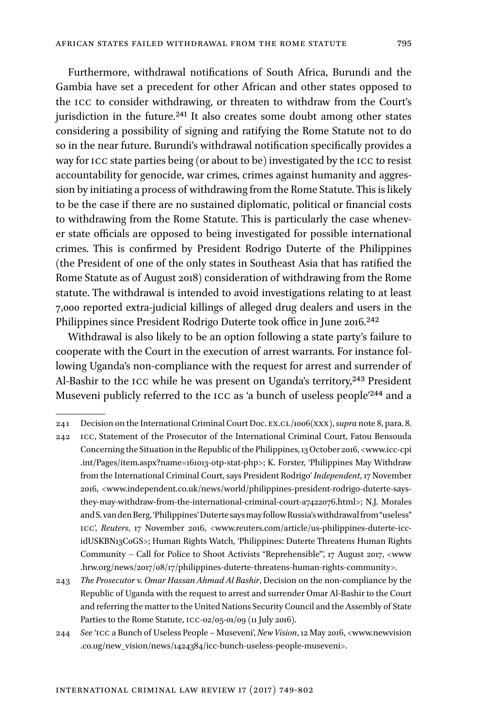Furthermore, withdrawal notifications of South Africa, Burundi and the Gambia have set a precedent for other African and other states opposed to the ICC to consider withdrawing, or threaten to withdraw from the Court's jurisdiction in the future.[241] It also creates some doubt among other states considering a possibility of signing and ratifying the Rome Statute not to do so in the near future. Burundi's withdrawal notification specifically provides a way for ICC state parties being (or about to be) investigated by the ICC to resist accountability for genocide, war crimes, crimes against humanity and aggression by initiating a process of withdrawing from the Rome Statute. This is likely to be the case if there are no sustained diplomatic, political or financial costs to withdrawing from the Rome Statute. This is particularly the case whenever state officials are opposed to being investigated for possible international crimes. This is confirmed by President Rodrigo Duterte of the Philippines (the President of one of the only states in Southeast Asia that has ratified the Rome Statute as of August 2018) consideration of withdrawing from the Rome statute. The withdrawal is intended to avoid investigations relating to at least 7,000 reported extra-judicial killings of alleged drug dealers and users in the Philippines since President Rodrigo Duterte took office in June 2016.[242]

Withdrawal is also likely to be an option following a state party's failure to cooperate with the Court in the execution of arrest warrants. For instance following Uganda's non-compliance with the request for arrest and surrender of Al-Bashir to the ICC while he was present on Uganda's territory,[243] President Museveni publicly referred to the ICC as 'a bunch of useless people'[244] and a

---

241 Decision on the International Criminal Court Doc. EX.CL/1006(XXX), *supra* note 8, para. 8.

242 ICC, Statement of the Prosecutor of the International Criminal Court, Fatou Bensouda Concerning the Situation in the Republic of the Philippines, 13 October 2016, <www.icc-cpi.int/Pages/item.aspx?name=161013-otp-stat-php>; K. Forster, 'Philippines May Withdraw from the International Criminal Court, says President Rodrigo' *Independent*, 17 November 2016, <www.independent.co.uk/news/world/philippines-president-rodrigo-duterte-says-they-may-withdraw-from-the-international-criminal-court-a7422076.html>; N.J. Morales and S. van den Berg, 'Philippines' Duterte says may follow Russia's withdrawal from "useless" ICC', *Reuters*, 17 November 2016, <www.reuters.com/article/us-philippines-duterte-icc-idUSKBN13C0GS>; Human Rights Watch, 'Philippines: Duterte Threatens Human Rights Community – Call for Police to Shoot Activists "Reprehensible"', 17 August 2017, <www.hrw.org/news/2017/08/17/philippines-duterte-threatens-human-rights-community>.

243 *The Prosecutor* v. *Omar Hassan Ahmad Al Bashir*, Decision on the non-compliance by the Republic of Uganda with the request to arrest and surrender Omar Al-Bashir to the Court and referring the matter to the United Nations Security Council and the Assembly of State Parties to the Rome Statute, ICC-02/05-01/09 (11 July 2016).

244 *See* 'ICC a Bunch of Useless People – Museveni', *New Vision*, 12 May 2016, <www.newvision.co.ug/new_vision/news/1424384/icc-bunch-useless-people-museveni>.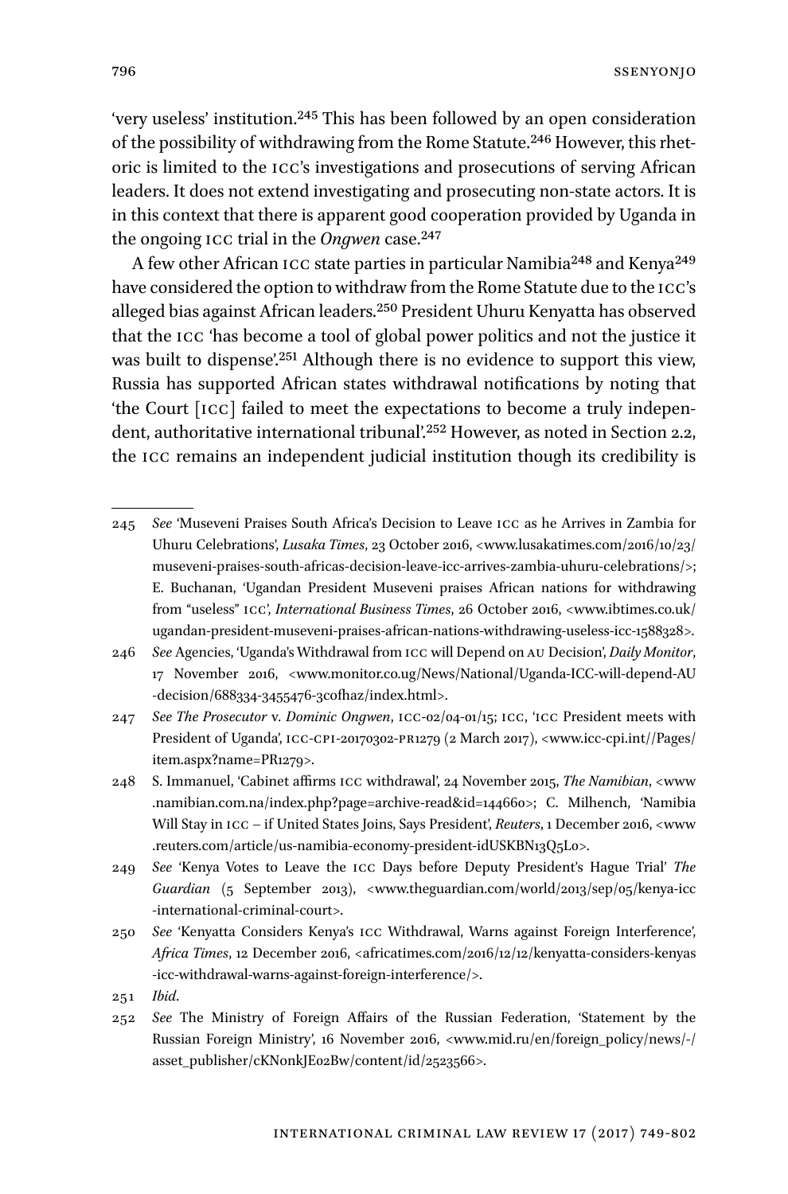'very useless' institution.[245] This has been followed by an open consideration of the possibility of withdrawing from the Rome Statute.[246] However, this rhetoric is limited to the ICC's investigations and prosecutions of serving African leaders. It does not extend investigating and prosecuting non-state actors. It is in this context that there is apparent good cooperation provided by Uganda in the ongoing ICC trial in the *Ongwen* case.[247]

A few other African ICC state parties in particular Namibia[248] and Kenya[249] have considered the option to withdraw from the Rome Statute due to the ICC's alleged bias against African leaders.[250] President Uhuru Kenyatta has observed that the ICC 'has become a tool of global power politics and not the justice it was built to dispense'.[251] Although there is no evidence to support this view, Russia has supported African states withdrawal notifications by noting that 'the Court [ICC] failed to meet the expectations to become a truly independent, authoritative international tribunal'.[252] However, as noted in Section 2.2, the ICC remains an independent judicial institution though its credibility is

---

245 *See* 'Museveni Praises South Africa's Decision to Leave ICC as he Arrives in Zambia for Uhuru Celebrations', *Lusaka Times*, 23 October 2016, <www.lusakatimes.com/2016/10/23/museveni-praises-south-africas-decision-leave-icc-arrives-zambia-uhuru-celebrations/>; E. Buchanan, 'Ugandan President Museveni praises African nations for withdrawing from "useless" ICC', *International Business Times*, 26 October 2016, <www.ibtimes.co.uk/ugandan-president-museveni-praises-african-nations-withdrawing-useless-icc-1588328>.

246 *See* Agencies, 'Uganda's Withdrawal from ICC will Depend on AU Decision', *Daily Monitor*, 17 November 2016, <www.monitor.co.ug/News/National/Uganda-ICC-will-depend-AU-decision/688334-3455476-3cofhaz/index.html>.

247 *See The Prosecutor* v. *Dominic Ongwen*, ICC-02/04-01/15; ICC, 'ICC President meets with President of Uganda', ICC-CPI-20170302-PR1279 (2 March 2017), <www.icc-cpi.int//Pages/item.aspx?name=PR1279>.

248 S. Immanuel, 'Cabinet affirms ICC withdrawal', 24 November 2015, *The Namibian*, <www.namibian.com.na/index.php?page=archive-read&id=144660>; C. Milhench, 'Namibia Will Stay in ICC – if United States Joins, Says President', *Reuters*, 1 December 2016, <www.reuters.com/article/us-namibia-economy-president-idUSKBN13Q5L0>.

249 *See* 'Kenya Votes to Leave the ICC Days before Deputy President's Hague Trial' *The Guardian* (5 September 2013), <www.theguardian.com/world/2013/sep/05/kenya-icc-international-criminal-court>.

250 *See* 'Kenyatta Considers Kenya's ICC Withdrawal, Warns against Foreign Interference', *Africa Times*, 12 December 2016, <africatimes.com/2016/12/12/kenyatta-considers-kenyas-icc-withdrawal-warns-against-foreign-interference/>.

251 *Ibid*.

252 *See* The Ministry of Foreign Affairs of the Russian Federation, 'Statement by the Russian Foreign Ministry', 16 November 2016, <www.mid.ru/en/foreign_policy/news/-/asset_publisher/cKNonkJE02Bw/content/id/2523566>.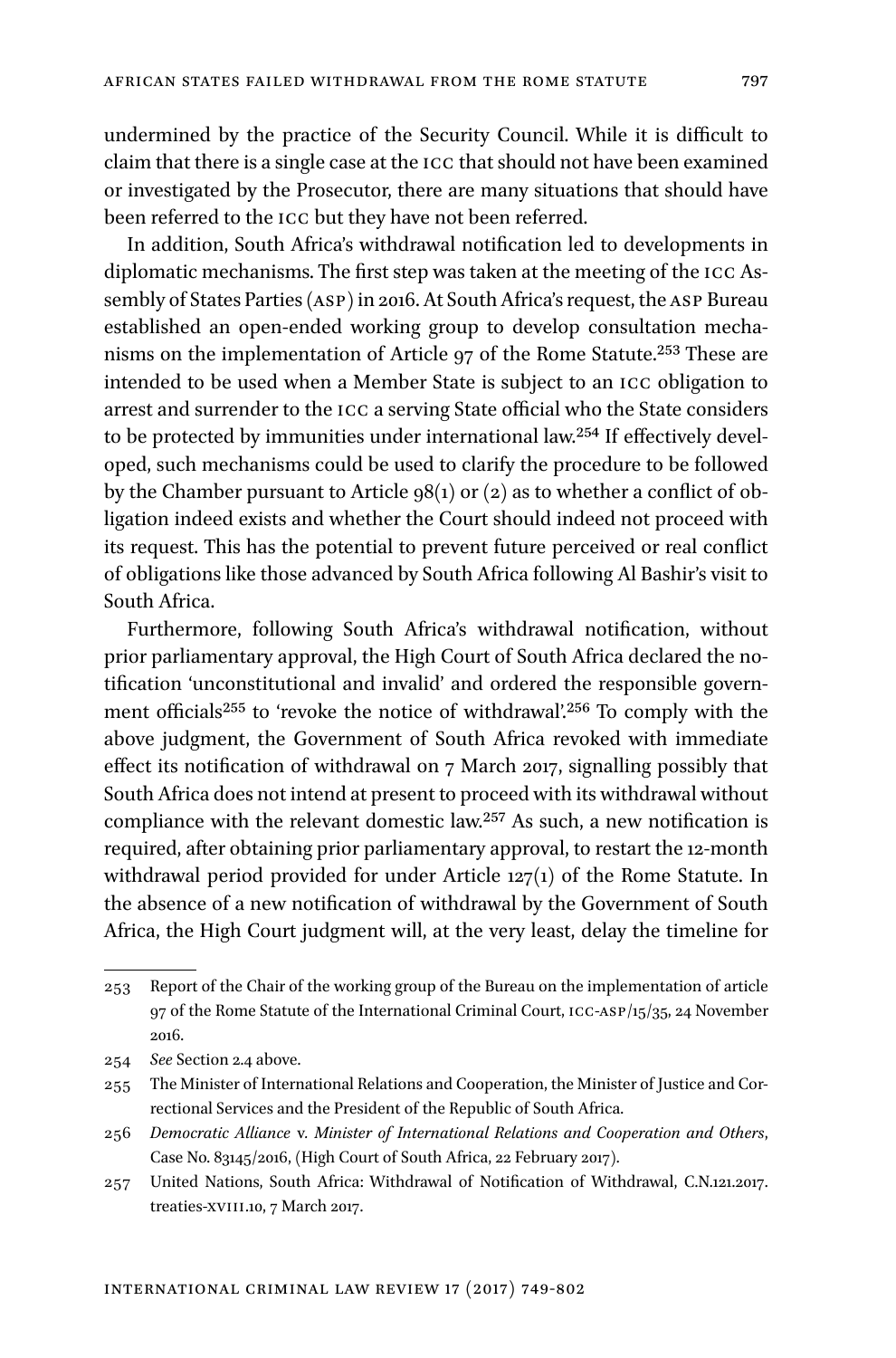undermined by the practice of the Security Council. While it is difficult to claim that there is a single case at the ICC that should not have been examined or investigated by the Prosecutor, there are many situations that should have been referred to the ICC but they have not been referred.

In addition, South Africa's withdrawal notification led to developments in diplomatic mechanisms. The first step was taken at the meeting of the ICC Assembly of States Parties (ASP) in 2016. At South Africa's request, the ASP Bureau established an open-ended working group to develop consultation mechanisms on the implementation of Article 97 of the Rome Statute.[253] These are intended to be used when a Member State is subject to an ICC obligation to arrest and surrender to the ICC a serving State official who the State considers to be protected by immunities under international law.[254] If effectively developed, such mechanisms could be used to clarify the procedure to be followed by the Chamber pursuant to Article 98(1) or (2) as to whether a conflict of obligation indeed exists and whether the Court should indeed not proceed with its request. This has the potential to prevent future perceived or real conflict of obligations like those advanced by South Africa following Al Bashir's visit to South Africa.

Furthermore, following South Africa's withdrawal notification, without prior parliamentary approval, the High Court of South Africa declared the notification 'unconstitutional and invalid' and ordered the responsible government officials[255] to 'revoke the notice of withdrawal'.[256] To comply with the above judgment, the Government of South Africa revoked with immediate effect its notification of withdrawal on 7 March 2017, signalling possibly that South Africa does not intend at present to proceed with its withdrawal without compliance with the relevant domestic law.[257] As such, a new notification is required, after obtaining prior parliamentary approval, to restart the 12-month withdrawal period provided for under Article 127(1) of the Rome Statute. In the absence of a new notification of withdrawal by the Government of South Africa, the High Court judgment will, at the very least, delay the timeline for

---

253 Report of the Chair of the working group of the Bureau on the implementation of article 97 of the Rome Statute of the International Criminal Court, ICC-ASP/15/35, 24 November 2016.

254 *See* Section 2.4 above.

255 The Minister of International Relations and Cooperation, the Minister of Justice and Correctional Services and the President of the Republic of South Africa.

256 *Democratic Alliance* v. *Minister of International Relations and Cooperation and Others*, Case No. 83145/2016, (High Court of South Africa, 22 February 2017).

257 United Nations, South Africa: Withdrawal of Notification of Withdrawal, C.N.121.2017. treaties-XVIII.10, 7 March 2017.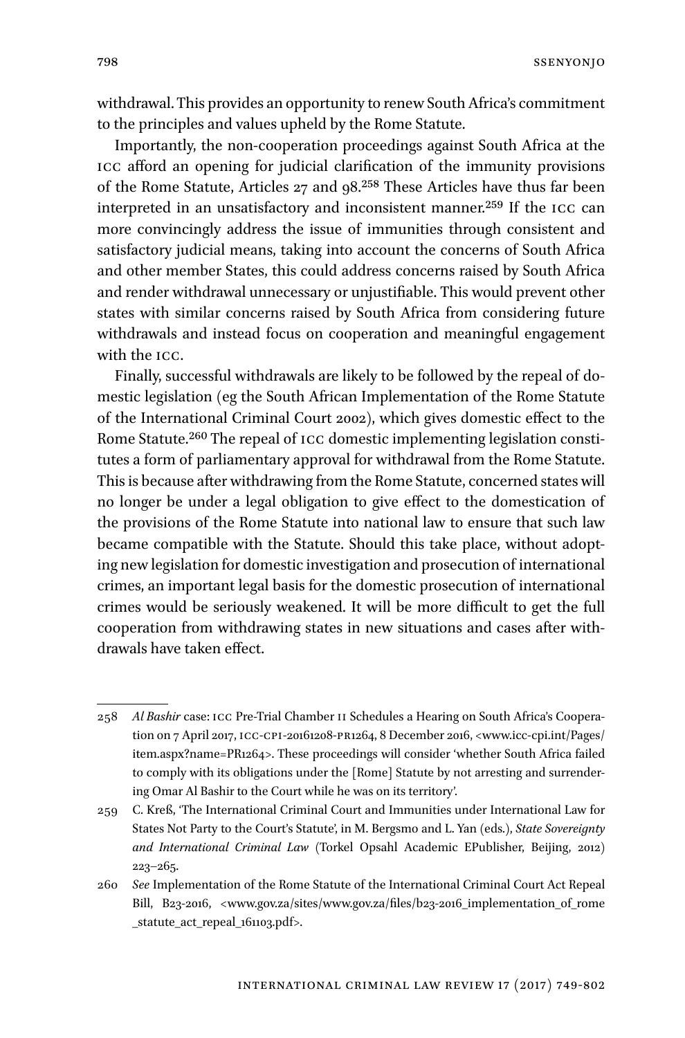withdrawal. This provides an opportunity to renew South Africa's commitment to the principles and values upheld by the Rome Statute.

Importantly, the non-cooperation proceedings against South Africa at the ICC afford an opening for judicial clarification of the immunity provisions of the Rome Statute, Articles 27 and 98.[258] These Articles have thus far been interpreted in an unsatisfactory and inconsistent manner.[259] If the ICC can more convincingly address the issue of immunities through consistent and satisfactory judicial means, taking into account the concerns of South Africa and other member States, this could address concerns raised by South Africa and render withdrawal unnecessary or unjustifiable. This would prevent other states with similar concerns raised by South Africa from considering future withdrawals and instead focus on cooperation and meaningful engagement with the ICC.

Finally, successful withdrawals are likely to be followed by the repeal of domestic legislation (eg the South African Implementation of the Rome Statute of the International Criminal Court 2002), which gives domestic effect to the Rome Statute.[260] The repeal of ICC domestic implementing legislation constitutes a form of parliamentary approval for withdrawal from the Rome Statute. This is because after withdrawing from the Rome Statute, concerned states will no longer be under a legal obligation to give effect to the domestication of the provisions of the Rome Statute into national law to ensure that such law became compatible with the Statute. Should this take place, without adopting new legislation for domestic investigation and prosecution of international crimes, an important legal basis for the domestic prosecution of international crimes would be seriously weakened. It will be more difficult to get the full cooperation from withdrawing states in new situations and cases after withdrawals have taken effect.

---

258 *Al Bashir* case: ICC Pre-Trial Chamber II Schedules a Hearing on South Africa's Cooperation on 7 April 2017, ICC-CPI-20161208-PR1264, 8 December 2016, <www.icc-cpi.int/Pages/item.aspx?name=PR1264>. These proceedings will consider 'whether South Africa failed to comply with its obligations under the [Rome] Statute by not arresting and surrendering Omar Al Bashir to the Court while he was on its territory'.

259 C. Kreß, 'The International Criminal Court and Immunities under International Law for States Not Party to the Court's Statute', in M. Bergsmo and L. Yan (eds.), *State Sovereignty and International Criminal Law* (Torkel Opsahl Academic EPublisher, Beijing, 2012) 223–265.

260 *See* Implementation of the Rome Statute of the International Criminal Court Act Repeal Bill, B23-2016, <www.gov.za/sites/www.gov.za/files/b23-2016_implementation_of_rome_statute_act_repeal_161103.pdf>.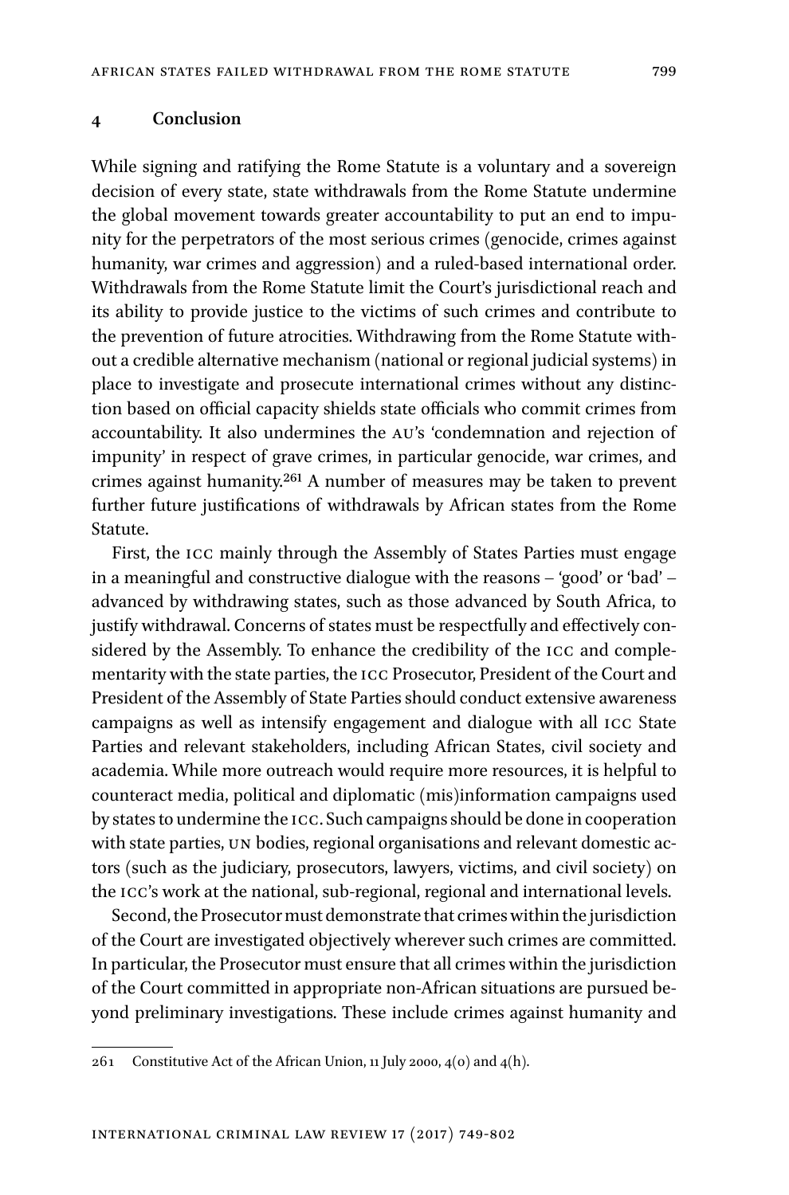## 4 Conclusion

While signing and ratifying the Rome Statute is a voluntary and a sovereign decision of every state, state withdrawals from the Rome Statute undermine the global movement towards greater accountability to put an end to impunity for the perpetrators of the most serious crimes (genocide, crimes against humanity, war crimes and aggression) and a ruled-based international order. Withdrawals from the Rome Statute limit the Court's jurisdictional reach and its ability to provide justice to the victims of such crimes and contribute to the prevention of future atrocities. Withdrawing from the Rome Statute without a credible alternative mechanism (national or regional judicial systems) in place to investigate and prosecute international crimes without any distinction based on official capacity shields state officials who commit crimes from accountability. It also undermines the AU's 'condemnation and rejection of impunity' in respect of grave crimes, in particular genocide, war crimes, and crimes against humanity.[261] A number of measures may be taken to prevent further future justifications of withdrawals by African states from the Rome Statute.

First, the ICC mainly through the Assembly of States Parties must engage in a meaningful and constructive dialogue with the reasons – 'good' or 'bad' – advanced by withdrawing states, such as those advanced by South Africa, to justify withdrawal. Concerns of states must be respectfully and effectively considered by the Assembly. To enhance the credibility of the ICC and complementarity with the state parties, the ICC Prosecutor, President of the Court and President of the Assembly of State Parties should conduct extensive awareness campaigns as well as intensify engagement and dialogue with all ICC State Parties and relevant stakeholders, including African States, civil society and academia. While more outreach would require more resources, it is helpful to counteract media, political and diplomatic (mis)information campaigns used by states to undermine the ICC. Such campaigns should be done in cooperation with state parties, UN bodies, regional organisations and relevant domestic actors (such as the judiciary, prosecutors, lawyers, victims, and civil society) on the ICC's work at the national, sub-regional, regional and international levels.

Second, the Prosecutor must demonstrate that crimes within the jurisdiction of the Court are investigated objectively wherever such crimes are committed. In particular, the Prosecutor must ensure that all crimes within the jurisdiction of the Court committed in appropriate non-African situations are pursued beyond preliminary investigations. These include crimes against humanity and

---

261 Constitutive Act of the African Union, 11 July 2000, 4(o) and 4(h).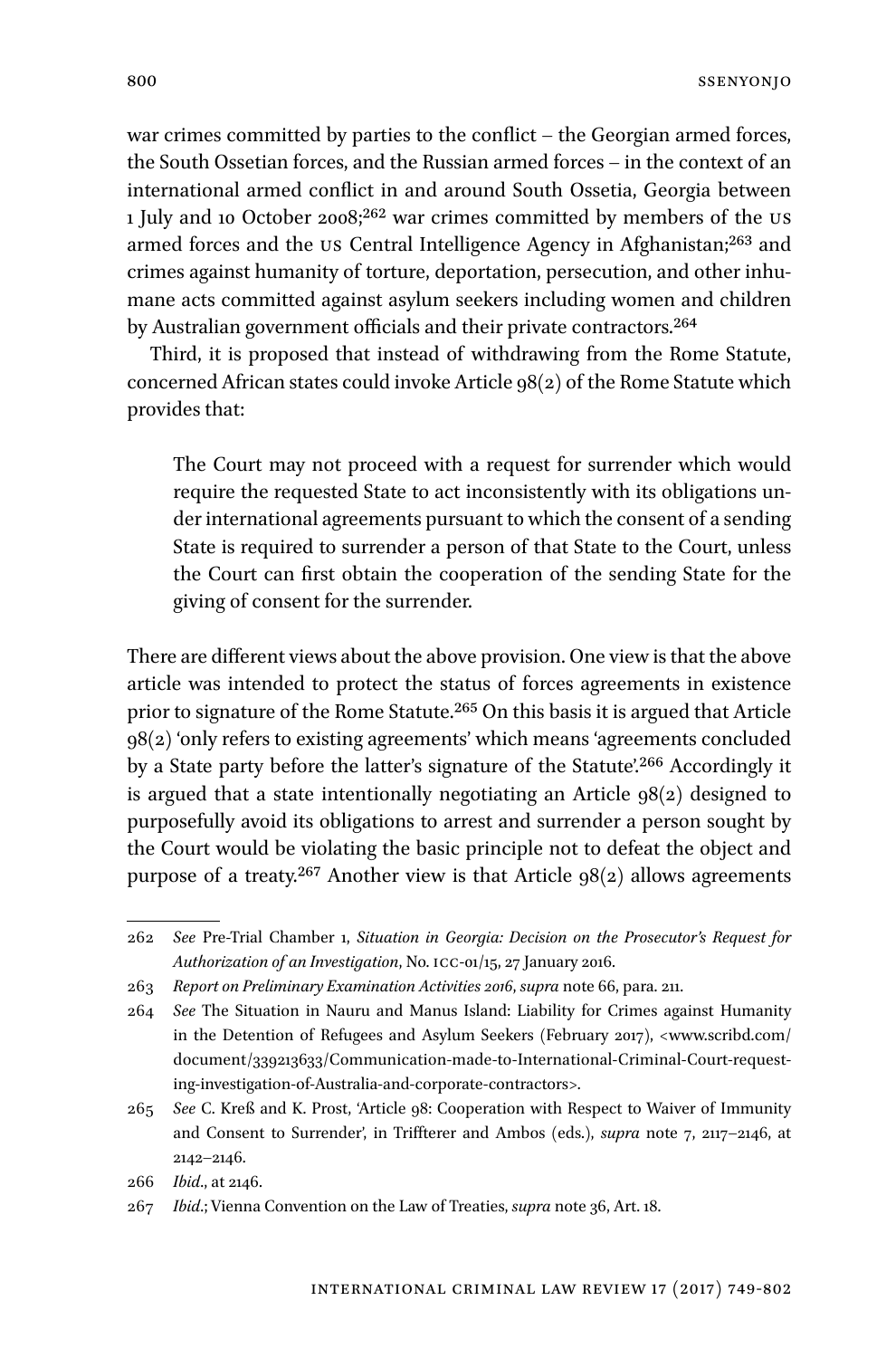war crimes committed by parties to the conflict – the Georgian armed forces, the South Ossetian forces, and the Russian armed forces – in the context of an international armed conflict in and around South Ossetia, Georgia between 1 July and 10 October 2008;[262] war crimes committed by members of the US armed forces and the US Central Intelligence Agency in Afghanistan;[263] and crimes against humanity of torture, deportation, persecution, and other inhumane acts committed against asylum seekers including women and children by Australian government officials and their private contractors.[264]

Third, it is proposed that instead of withdrawing from the Rome Statute, concerned African states could invoke Article 98(2) of the Rome Statute which provides that:

> The Court may not proceed with a request for surrender which would require the requested State to act inconsistently with its obligations under international agreements pursuant to which the consent of a sending State is required to surrender a person of that State to the Court, unless the Court can first obtain the cooperation of the sending State for the giving of consent for the surrender.

There are different views about the above provision. One view is that the above article was intended to protect the status of forces agreements in existence prior to signature of the Rome Statute.[265] On this basis it is argued that Article 98(2) 'only refers to existing agreements' which means 'agreements concluded by a State party before the latter's signature of the Statute'.[266] Accordingly it is argued that a state intentionally negotiating an Article 98(2) designed to purposefully avoid its obligations to arrest and surrender a person sought by the Court would be violating the basic principle not to defeat the object and purpose of a treaty.[267] Another view is that Article 98(2) allows agreements

---

262 *See* Pre-Trial Chamber 1, *Situation in Georgia: Decision on the Prosecutor's Request for Authorization of an Investigation*, No. ICC-01/15, 27 January 2016.

263 *Report on Preliminary Examination Activities 2016*, *supra* note 66, para. 211.

264 *See* The Situation in Nauru and Manus Island: Liability for Crimes against Humanity in the Detention of Refugees and Asylum Seekers (February 2017), <www.scribd.com/document/339213633/Communication-made-to-International-Criminal-Court-requesting-investigation-of-Australia-and-corporate-contractors>.

265 *See* C. Kreß and K. Prost, 'Article 98: Cooperation with Respect to Waiver of Immunity and Consent to Surrender', in Triffterer and Ambos (eds.), *supra* note 7, 2117–2146, at 2142–2146.

266 *Ibid.*, at 2146.

267 *Ibid.*; Vienna Convention on the Law of Treaties, *supra* note 36, Art. 18.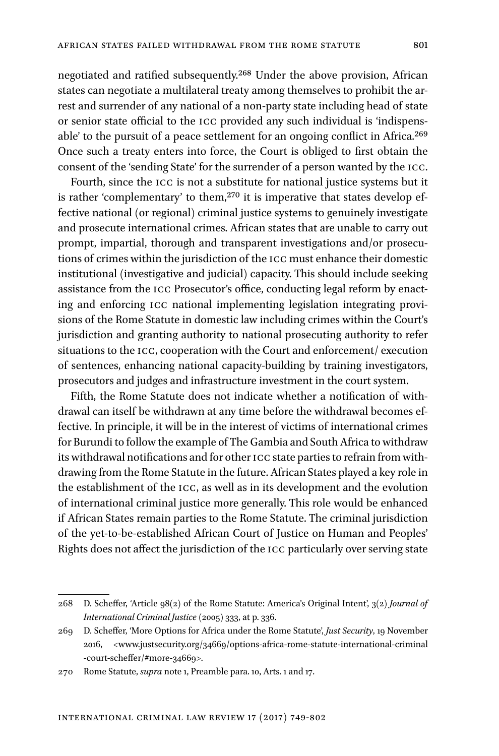negotiated and ratified subsequently.[268] Under the above provision, African states can negotiate a multilateral treaty among themselves to prohibit the arrest and surrender of any national of a non-party state including head of state or senior state official to the ICC provided any such individual is 'indispensable' to the pursuit of a peace settlement for an ongoing conflict in Africa.[269] Once such a treaty enters into force, the Court is obliged to first obtain the consent of the 'sending State' for the surrender of a person wanted by the ICC.

Fourth, since the ICC is not a substitute for national justice systems but it is rather 'complementary' to them,[270] it is imperative that states develop effective national (or regional) criminal justice systems to genuinely investigate and prosecute international crimes. African states that are unable to carry out prompt, impartial, thorough and transparent investigations and/or prosecutions of crimes within the jurisdiction of the ICC must enhance their domestic institutional (investigative and judicial) capacity. This should include seeking assistance from the ICC Prosecutor's office, conducting legal reform by enacting and enforcing ICC national implementing legislation integrating provisions of the Rome Statute in domestic law including crimes within the Court's jurisdiction and granting authority to national prosecuting authority to refer situations to the ICC, cooperation with the Court and enforcement/ execution of sentences, enhancing national capacity-building by training investigators, prosecutors and judges and infrastructure investment in the court system.

Fifth, the Rome Statute does not indicate whether a notification of withdrawal can itself be withdrawn at any time before the withdrawal becomes effective. In principle, it will be in the interest of victims of international crimes for Burundi to follow the example of The Gambia and South Africa to withdraw its withdrawal notifications and for other ICC state parties to refrain from withdrawing from the Rome Statute in the future. African States played a key role in the establishment of the ICC, as well as in its development and the evolution of international criminal justice more generally. This role would be enhanced if African States remain parties to the Rome Statute. The criminal jurisdiction of the yet-to-be-established African Court of Justice on Human and Peoples' Rights does not affect the jurisdiction of the ICC particularly over serving state

---

268 D. Scheffer, 'Article 98(2) of the Rome Statute: America's Original Intent', 3(2) *Journal of International Criminal Justice* (2005) 333, at p. 336.

269 D. Scheffer, 'More Options for Africa under the Rome Statute', *Just Security*, 19 November 2016, <www.justsecurity.org/34669/options-africa-rome-statute-international-criminal-court-scheffer/#more-34669>.

270 Rome Statute, *supra* note 1, Preamble para. 10, Arts. 1 and 17.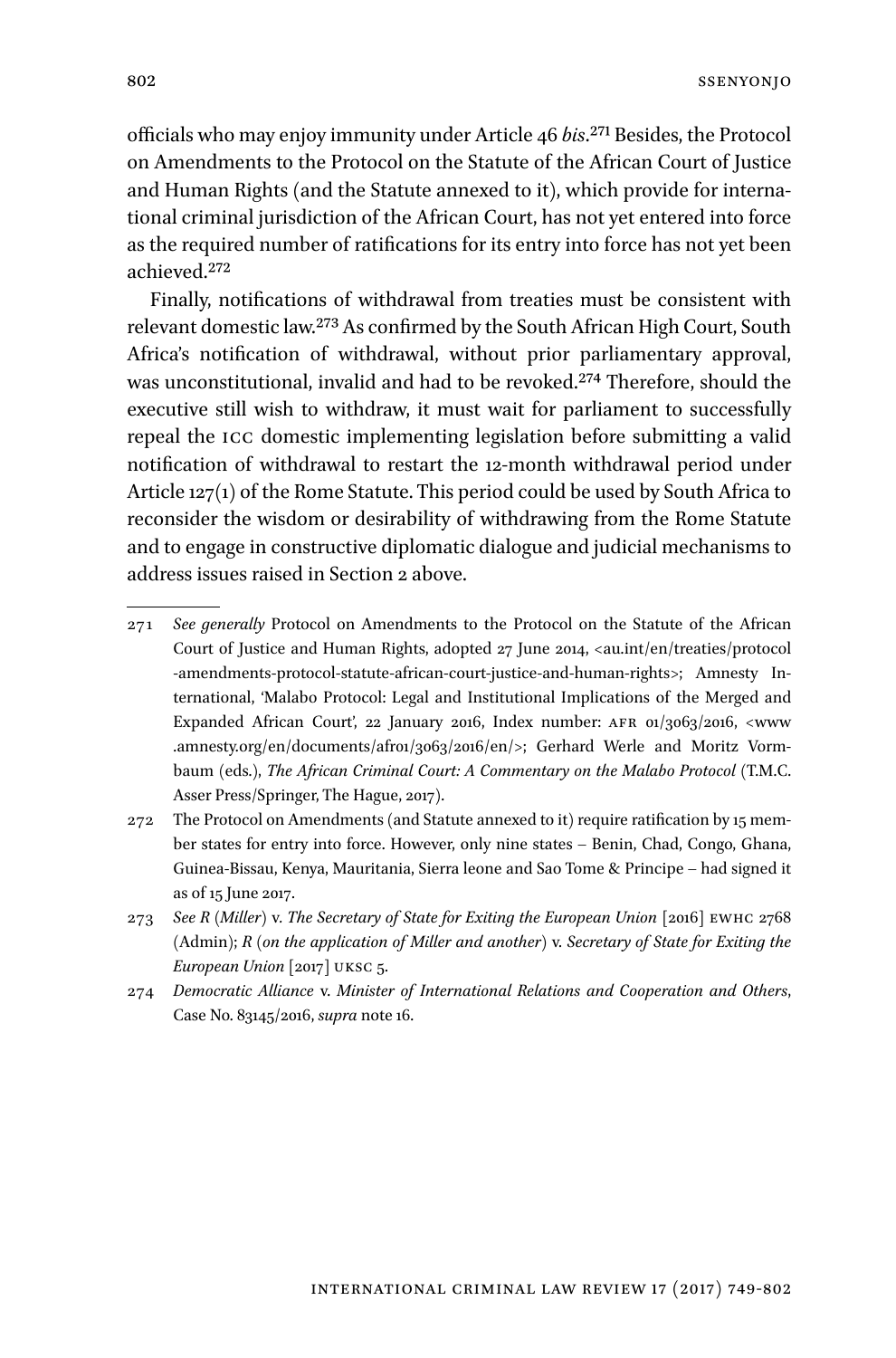officials who may enjoy immunity under Article 46 *bis*.[271] Besides, the Protocol on Amendments to the Protocol on the Statute of the African Court of Justice and Human Rights (and the Statute annexed to it), which provide for international criminal jurisdiction of the African Court, has not yet entered into force as the required number of ratifications for its entry into force has not yet been achieved.[272]

Finally, notifications of withdrawal from treaties must be consistent with relevant domestic law.[273] As confirmed by the South African High Court, South Africa's notification of withdrawal, without prior parliamentary approval, was unconstitutional, invalid and had to be revoked.[274] Therefore, should the executive still wish to withdraw, it must wait for parliament to successfully repeal the ICC domestic implementing legislation before submitting a valid notification of withdrawal to restart the 12-month withdrawal period under Article 127(1) of the Rome Statute. This period could be used by South Africa to reconsider the wisdom or desirability of withdrawing from the Rome Statute and to engage in constructive diplomatic dialogue and judicial mechanisms to address issues raised in Section 2 above.

---

271 *See generally* Protocol on Amendments to the Protocol on the Statute of the African Court of Justice and Human Rights, adopted 27 June 2014, <au.int/en/treaties/protocol-amendments-protocol-statute-african-court-justice-and-human-rights>; Amnesty International, 'Malabo Protocol: Legal and Institutional Implications of the Merged and Expanded African Court', 22 January 2016, Index number: AFR 01/3063/2016, <www.amnesty.org/en/documents/afr01/3063/2016/en/>; Gerhard Werle and Moritz Vormbaum (eds.), *The African Criminal Court: A Commentary on the Malabo Protocol* (T.M.C. Asser Press/Springer, The Hague, 2017).

272 The Protocol on Amendments (and Statute annexed to it) require ratification by 15 member states for entry into force. However, only nine states – Benin, Chad, Congo, Ghana, Guinea-Bissau, Kenya, Mauritania, Sierra leone and Sao Tome & Principe – had signed it as of 15 June 2017.

273 *See R (Miller)* v. *The Secretary of State for Exiting the European Union* [2016] EWHC 2768 (Admin); *R (on the application of Miller and another)* v. *Secretary of State for Exiting the European Union* [2017] UKSC 5.

274 *Democratic Alliance* v. *Minister of International Relations and Cooperation and Others*, Case No. 83145/2016, *supra* note 16.